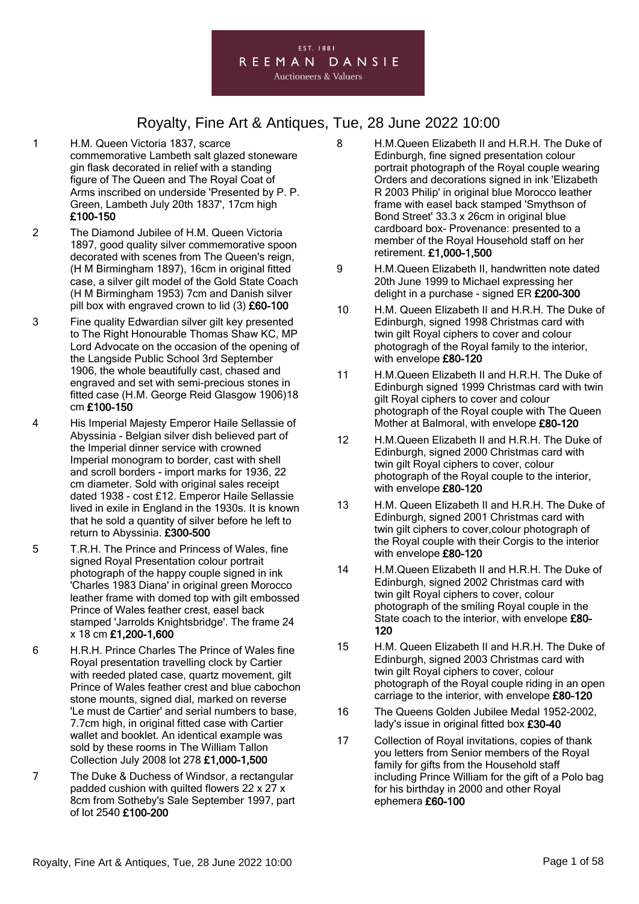EST. 1881

REEMAN DANSIE

Auctioneers & Valuers

# Royalty, Fine Art & Antiques, Tue, 28 June 2022 10:00

1 H.M. Queen Victoria 1837, scarce commemorative Lambeth salt glazed stoneware gin flask decorated in relief with a standing figure of The Queen and The Royal Coat of Arms inscribed on underside 'Presented by P. P. Green, Lambeth July 20th 1837', 17cm high **£100-150**

2 The Diamond Jubilee of H.M. Queen Victoria 1897, good quality silver commemorative spoon decorated with scenes from The Queen's reign, (H M Birmingham 1897), 16cm in original fitted case, a silver gilt model of the Gold State Coach (H M Birmingham 1953) 7cm and Danish silver pill box with engraved crown to lid (3) **£60-100**

3 Fine quality Edwardian silver gilt key presented to The Right Honourable Thomas Shaw KC, MP Lord Advocate on the occasion of the opening of the Langside Public School 3rd September 1906, the whole beautifully cast, chased and engraved and set with semi-precious stones in fitted case (H.M. George Reid Glasgow 1906)18 cm **£100-150**

4 His Imperial Majesty Emperor Haile Sellassie of Abyssinia - Belgian silver dish believed part of the Imperial dinner service with crowned Imperial monogram to border, cast with shell and scroll borders - import marks for 1936, 22 cm diameter. Sold with original sales receipt dated 1938 - cost £12. Emperor Haile Sellassie lived in exile in England in the 1930s. It is known that he sold a quantity of silver before he left to return to Abyssinia. **£300-500**

5 T.R.H. The Prince and Princess of Wales, fine signed Royal Presentation colour portrait photograph of the happy couple signed in ink 'Charles 1983 Diana' in original green Morocco leather frame with domed top with gilt embossed Prince of Wales feather crest, easel back stamped 'Jarrolds Knightsbridge'. The frame 24 x 18 cm **£1,200-1,600**

6 H.R.H. Prince Charles The Prince of Wales fine Royal presentation travelling clock by Cartier with reeded plated case, quartz movement, gilt Prince of Wales feather crest and blue cabochon stone mounts, signed dial, marked on reverse 'Le must de Cartier' and serial numbers to base, 7.7cm high, in original fitted case with Cartier wallet and booklet. An identical example was sold by these rooms in The William Tallon Collection July 2008 lot 278 **£1,000-1,500**

7 The Duke & Duchess of Windsor, a rectangular padded cushion with quilted flowers 22 x 27 x 8cm from Sotheby's Sale September 1997, part of lot 2540 **£100-200**

8 H.M.Queen Elizabeth II and H.R.H. The Duke of Edinburgh, fine signed presentation colour portrait photograph of the Royal couple wearing Orders and decorations signed in ink 'Elizabeth R 2003 Philip' in original blue Morocco leather frame with easel back stamped 'Smythson of Bond Street' 33.3 x 26cm in original blue cardboard box- Provenance: presented to a member of the Royal Household staff on her retirement. **£1,000-1,500**

9 H.M.Queen Elizabeth II, handwritten note dated 20th June 1999 to Michael expressing her delight in a purchase - signed ER **£200-300**

10 H.M. Queen Elizabeth II and H.R.H. The Duke of Edinburgh, signed 1998 Christmas card with twin gilt Royal ciphers to cover and colour photogragh of the Royal family to the interior, with envelope **£80-120**

11 H.M.Queen Elizabeth II and H.R.H. The Duke of Edinburgh signed 1999 Christmas card with twin gilt Royal ciphers to cover and colour photograph of the Royal couple with The Queen Mother at Balmoral, with envelope **£80-120**

12 H.M.Queen Elizabeth II and H.R.H. The Duke of Edinburgh, signed 2000 Christmas card with twin gilt Royal ciphers to cover, colour photograph of the Royal couple to the interior, with envelope **£80-120**

13 H.M. Queen Elizabeth II and H.R.H. The Duke of Edinburgh, signed 2001 Christmas card with twin gilt ciphers to cover,colour photograph of the Royal couple with their Corgis to the interior with envelope **£80-120**

14 H.M.Queen Elizabeth II and H.R.H. The Duke of Edinburgh, signed 2002 Christmas card with twin gilt Royal ciphers to cover, colour photograph of the smiling Royal couple in the State coach to the interior, with envelope **£80-120**

15 H.M. Queen Elizabeth II and H.R.H. The Duke of Edinburgh, signed 2003 Christmas card with twin gilt Royal ciphers to cover, colour photograph of the Royal couple riding in an open carriage to the interior, with envelope **£80-120**

16 The Queens Golden Jubilee Medal 1952-2002, lady's issue in original fitted box **£30-40**

17 Collection of Royal invitations, copies of thank you letters from Senior members of the Royal family for gifts from the Household staff including Prince William for the gift of a Polo bag for his birthday in 2000 and other Royal ephemera **£60-100**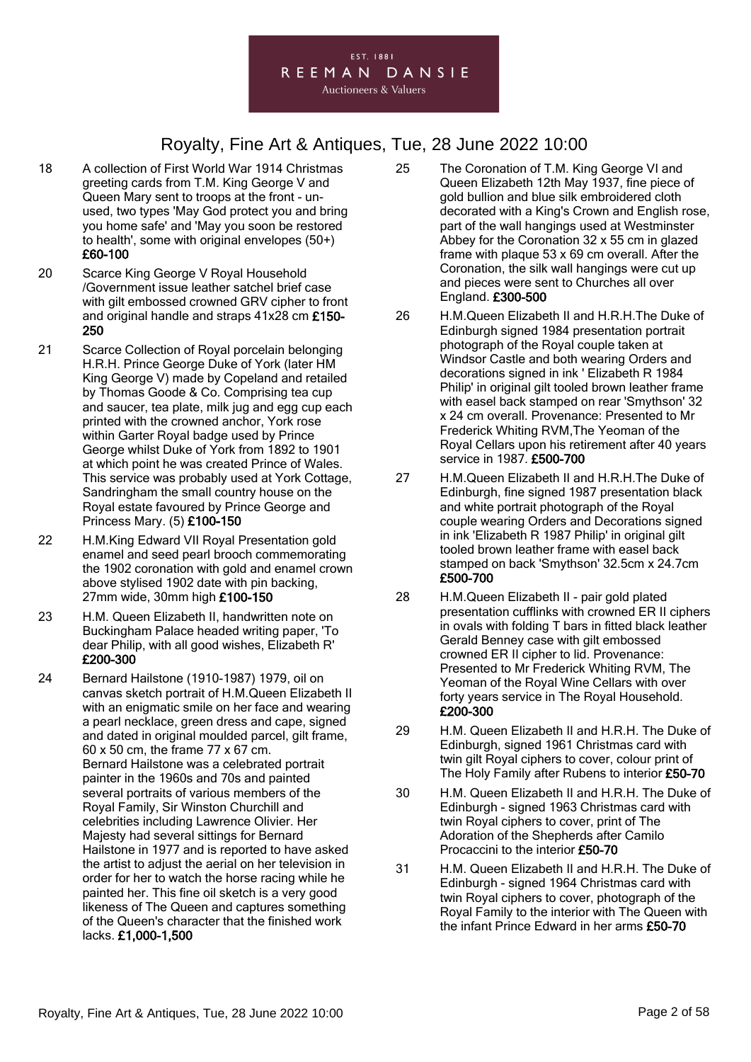18 A collection of First World War 1914 Christmas greeting cards from T.M. King George V and Queen Mary sent to troops at the front - un-used, two types 'May God protect you and bring you home safe' and 'May you soon be restored to health', some with original envelopes (50+) **£60-100**

20 Scarce King George V Royal Household /Government issue leather satchel brief case with gilt embossed crowned GRV cipher to front and original handle and straps 41x28 cm **£150-250**

21 Scarce Collection of Royal porcelain belonging H.R.H. Prince George Duke of York (later HM King George V) made by Copeland and retailed by Thomas Goode & Co. Comprising tea cup and saucer, tea plate, milk jug and egg cup each printed with the crowned anchor, York rose within Garter Royal badge used by Prince George whilst Duke of York from 1892 to 1901 at which point he was created Prince of Wales. This service was probably used at York Cottage, Sandringham the small country house on the Royal estate favoured by Prince George and Princess Mary. (5) **£100-150**

22 H.M.King Edward VII Royal Presentation gold enamel and seed pearl brooch commemorating the 1902 coronation with gold and enamel crown above stylised 1902 date with pin backing, 27mm wide, 30mm high **£100-150**

23 H.M. Queen Elizabeth II, handwritten note on Buckingham Palace headed writing paper, 'To dear Philip, with all good wishes, Elizabeth R' **£200-300**

24 Bernard Hailstone (1910-1987) 1979, oil on canvas sketch portrait of H.M.Queen Elizabeth II with an enigmatic smile on her face and wearing a pearl necklace, green dress and cape, signed and dated in original moulded parcel, gilt frame, 60 x 50 cm, the frame 77 x 67 cm.
Bernard Hailstone was a celebrated portrait painter in the 1960s and 70s and painted several portraits of various members of the Royal Family, Sir Winston Churchill and celebrities including Lawrence Olivier. Her Majesty had several sittings for Bernard Hailstone in 1977 and is reported to have asked the artist to adjust the aerial on her television in order for her to watch the horse racing while he painted her. This fine oil sketch is a very good likeness of The Queen and captures something of the Queen's character that the finished work lacks. **£1,000-1,500**

25 The Coronation of T.M. King George VI and Queen Elizabeth 12th May 1937, fine piece of gold bullion and blue silk embroidered cloth decorated with a King's Crown and English rose, part of the wall hangings used at Westminster Abbey for the Coronation 32 x 55 cm in glazed frame with plaque 53 x 69 cm overall. After the Coronation, the silk wall hangings were cut up and pieces were sent to Churches all over England. **£300-500**

26 H.M.Queen Elizabeth II and H.R.H.The Duke of Edinburgh signed 1984 presentation portrait photograph of the Royal couple taken at Windsor Castle and both wearing Orders and decorations signed in ink ' Elizabeth R 1984 Philip' in original gilt tooled brown leather frame with easel back stamped on rear 'Smythson' 32 x 24 cm overall. Provenance: Presented to Mr Frederick Whiting RVM,The Yeoman of the Royal Cellars upon his retirement after 40 years service in 1987. **£500-700**

27 H.M.Queen Elizabeth II and H.R.H.The Duke of Edinburgh, fine signed 1987 presentation black and white portrait photograph of the Royal couple wearing Orders and Decorations signed in ink 'Elizabeth R 1987 Philip' in original gilt tooled brown leather frame with easel back stamped on back 'Smythson' 32.5cm x 24.7cm **£500-700**

28 H.M.Queen Elizabeth II - pair gold plated presentation cufflinks with crowned ER II ciphers in ovals with folding T bars in fitted black leather Gerald Benney case with gilt embossed crowned ER II cipher to lid. Provenance: Presented to Mr Frederick Whiting RVM, The Yeoman of the Royal Wine Cellars with over forty years service in The Royal Household. **£200-300**

29 H.M. Queen Elizabeth II and H.R.H. The Duke of Edinburgh, signed 1961 Christmas card with twin gilt Royal ciphers to cover, colour print of The Holy Family after Rubens to interior **£50-70**

30 H.M. Queen Elizabeth II and H.R.H. The Duke of Edinburgh - signed 1963 Christmas card with twin Royal ciphers to cover, print of The Adoration of the Shepherds after Camilo Procaccini to the interior **£50-70**

31 H.M. Queen Elizabeth II and H.R.H. The Duke of Edinburgh - signed 1964 Christmas card with twin Royal ciphers to cover, photograph of the Royal Family to the interior with The Queen with the infant Prince Edward in her arms **£50-70**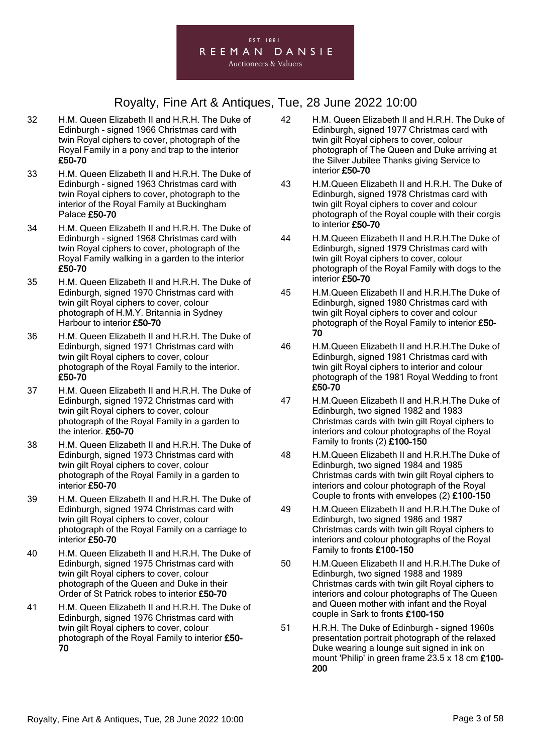32 H.M. Queen Elizabeth II and H.R.H. The Duke of Edinburgh - signed 1966 Christmas card with twin Royal ciphers to cover, photograph of the Royal Family in a pony and trap to the interior **£50-70**

33 H.M. Queen Elizabeth II and H.R.H. The Duke of Edinburgh - signed 1963 Christmas card with twin Royal ciphers to cover, photograph to the interior of the Royal Family at Buckingham Palace **£50-70**

34 H.M. Queen Elizabeth II and H.R.H. The Duke of Edinburgh - signed 1968 Christmas card with twin Royal ciphers to cover, photograph of the Royal Family walking in a garden to the interior **£50-70**

35 H.M. Queen Elizabeth II and H.R.H. The Duke of Edinburgh, signed 1970 Christmas card with twin gilt Royal ciphers to cover, colour photograph of H.M.Y. Britannia in Sydney Harbour to interior **£50-70**

36 H.M. Queen Elizabeth II and H.R.H. The Duke of Edinburgh, signed 1971 Christmas card with twin gilt Royal ciphers to cover, colour photograph of the Royal Family to the interior. **£50-70**

37 H.M. Queen Elizabeth II and H.R.H. The Duke of Edinburgh, signed 1972 Christmas card with twin gilt Royal ciphers to cover, colour photograph of the Royal Family in a garden to the interior. **£50-70**

38 H.M. Queen Elizabeth II and H.R.H. The Duke of Edinburgh, signed 1973 Christmas card with twin gilt Royal ciphers to cover, colour photograph of the Royal Family in a garden to interior **£50-70**

39 H.M. Queen Elizabeth II and H.R.H. The Duke of Edinburgh, signed 1974 Christmas card with twin gilt Royal ciphers to cover, colour photograph of the Royal Family on a carriage to interior **£50-70**

40 H.M. Queen Elizabeth II and H.R.H. The Duke of Edinburgh, signed 1975 Christmas card with twin gilt Royal ciphers to cover, colour photograph of the Queen and Duke in their Order of St Patrick robes to interior **£50-70**

41 H.M. Queen Elizabeth II and H.R.H. The Duke of Edinburgh, signed 1976 Christmas card with twin gilt Royal ciphers to cover, colour photograph of the Royal Family to interior **£50-70**

42 H.M. Queen Elizabeth II and H.R.H. The Duke of Edinburgh, signed 1977 Christmas card with twin gilt Royal ciphers to cover, colour photograph of The Queen and Duke arriving at the Silver Jubilee Thanks giving Service to interior **£50-70**

43 H.M.Queen Elizabeth II and H.R.H. The Duke of Edinburgh, signed 1978 Christmas card with twin gilt Royal ciphers to cover and colour photograph of the Royal couple with their corgis to interior **£50-70**

44 H.M.Queen Elizabeth II and H.R.H.The Duke of Edinburgh, signed 1979 Christmas card with twin gilt Royal ciphers to cover, colour photograph of the Royal Family with dogs to the interior **£50-70**

45 H.M.Queen Elizabeth II and H.R.H.The Duke of Edinburgh, signed 1980 Christmas card with twin gilt Royal ciphers to cover and colour photograph of the Royal Family to interior **£50-70**

46 H.M.Queen Elizabeth II and H.R.H.The Duke of Edinburgh, signed 1981 Christmas card with twin gilt Royal ciphers to interior and colour photograph of the 1981 Royal Wedding to front **£50-70**

47 H.M.Queen Elizabeth II and H.R.H.The Duke of Edinburgh, two signed 1982 and 1983 Christmas cards with twin gilt Royal ciphers to interiors and colour photographs of the Royal Family to fronts (2) **£100-150**

48 H.M.Queen Elizabeth II and H.R.H.The Duke of Edinburgh, two signed 1984 and 1985 Christmas cards with twin gilt Royal ciphers to interiors and colour photograph of the Royal Couple to fronts with envelopes (2) **£100-150**

49 H.M.Queen Elizabeth II and H.R.H.The Duke of Edinburgh, two signed 1986 and 1987 Christmas cards with twin gilt Royal ciphers to interiors and colour photographs of the Royal Family to fronts **£100-150**

50 H.M.Queen Elizabeth II and H.R.H.The Duke of Edinburgh, two signed 1988 and 1989 Christmas cards with twin gilt Royal ciphers to interiors and colour photographs of The Queen and Queen mother with infant and the Royal couple in Sark to fronts **£100-150**

51 H.R.H. The Duke of Edinburgh - signed 1960s presentation portrait photograph of the relaxed Duke wearing a lounge suit signed in ink on mount 'Philip' in green frame 23.5 x 18 cm **£100-200**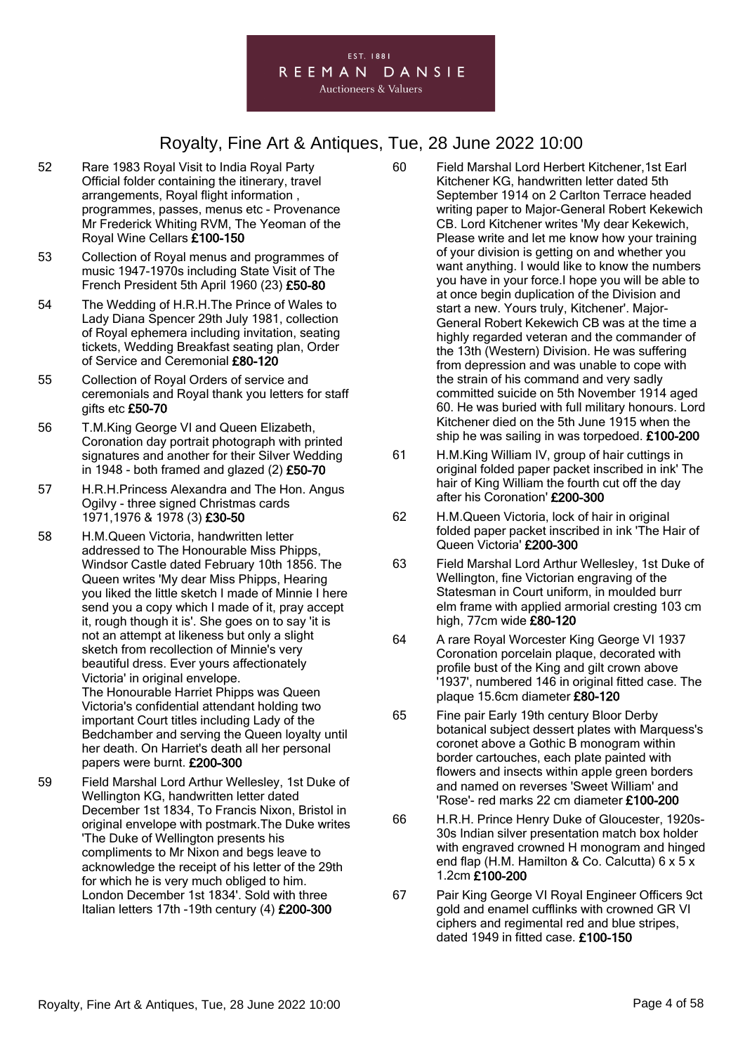52 Rare 1983 Royal Visit to India Royal Party Official folder containing the itinerary, travel arrangements, Royal flight information , programmes, passes, menus etc - Provenance Mr Frederick Whiting RVM, The Yeoman of the Royal Wine Cellars **£100-150**

53 Collection of Royal menus and programmes of music 1947-1970s including State Visit of The French President 5th April 1960 (23) **£50-80**

54 The Wedding of H.R.H.The Prince of Wales to Lady Diana Spencer 29th July 1981, collection of Royal ephemera including invitation, seating tickets, Wedding Breakfast seating plan, Order of Service and Ceremonial **£80-120**

55 Collection of Royal Orders of service and ceremonials and Royal thank you letters for staff gifts etc **£50-70**

56 T.M.King George VI and Queen Elizabeth, Coronation day portrait photograph with printed signatures and another for their Silver Wedding in 1948 - both framed and glazed (2) **£50-70**

57 H.R.H.Princess Alexandra and The Hon. Angus Ogilvy - three signed Christmas cards 1971,1976 & 1978 (3) **£30-50**

58 H.M.Queen Victoria, handwritten letter addressed to The Honourable Miss Phipps, Windsor Castle dated February 10th 1856. The Queen writes 'My dear Miss Phipps, Hearing you liked the little sketch I made of Minnie I here send you a copy which I made of it, pray accept it, rough though it is'. She goes on to say 'it is not an attempt at likeness but only a slight sketch from recollection of Minnie's very beautiful dress. Ever yours affectionately Victoria' in original envelope.
The Honourable Harriet Phipps was Queen Victoria's confidential attendant holding two important Court titles including Lady of the Bedchamber and serving the Queen loyalty until her death. On Harriet's death all her personal papers were burnt. **£200-300**

59 Field Marshal Lord Arthur Wellesley, 1st Duke of Wellington KG, handwritten letter dated December 1st 1834, To Francis Nixon, Bristol in original envelope with postmark.The Duke writes 'The Duke of Wellington presents his compliments to Mr Nixon and begs leave to acknowledge the receipt of his letter of the 29th for which he is very much obliged to him. London December 1st 1834'. Sold with three Italian letters 17th -19th century (4) **£200-300**

60 Field Marshal Lord Herbert Kitchener,1st Earl Kitchener KG, handwritten letter dated 5th September 1914 on 2 Carlton Terrace headed writing paper to Major-General Robert Kekewich CB. Lord Kitchener writes 'My dear Kekewich, Please write and let me know how your training of your division is getting on and whether you want anything. I would like to know the numbers you have in your force.I hope you will be able to at once begin duplication of the Division and start a new. Yours truly, Kitchener'. Major-General Robert Kekewich CB was at the time a highly regarded veteran and the commander of the 13th (Western) Division. He was suffering from depression and was unable to cope with the strain of his command and very sadly committed suicide on 5th November 1914 aged 60. He was buried with full military honours. Lord Kitchener died on the 5th June 1915 when the ship he was sailing in was torpedoed. **£100-200**

61 H.M.King William IV, group of hair cuttings in original folded paper packet inscribed in ink' The hair of King William the fourth cut off the day after his Coronation' **£200-300**

62 H.M.Queen Victoria, lock of hair in original folded paper packet inscribed in ink 'The Hair of Queen Victoria' **£200-300**

63 Field Marshal Lord Arthur Wellesley, 1st Duke of Wellington, fine Victorian engraving of the Statesman in Court uniform, in moulded burr elm frame with applied armorial cresting 103 cm high, 77cm wide **£80-120**

64 A rare Royal Worcester King George VI 1937 Coronation porcelain plaque, decorated with profile bust of the King and gilt crown above '1937', numbered 146 in original fitted case. The plaque 15.6cm diameter **£80-120**

65 Fine pair Early 19th century Bloor Derby botanical subject dessert plates with Marquess's coronet above a Gothic B monogram within border cartouches, each plate painted with flowers and insects within apple green borders and named on reverses 'Sweet William' and 'Rose'- red marks 22 cm diameter **£100-200**

66 H.R.H. Prince Henry Duke of Gloucester, 1920s-30s Indian silver presentation match box holder with engraved crowned H monogram and hinged end flap (H.M. Hamilton & Co. Calcutta) 6 x 5 x 1.2cm **£100-200**

67 Pair King George VI Royal Engineer Officers 9ct gold and enamel cufflinks with crowned GR VI ciphers and regimental red and blue stripes, dated 1949 in fitted case. **£100-150**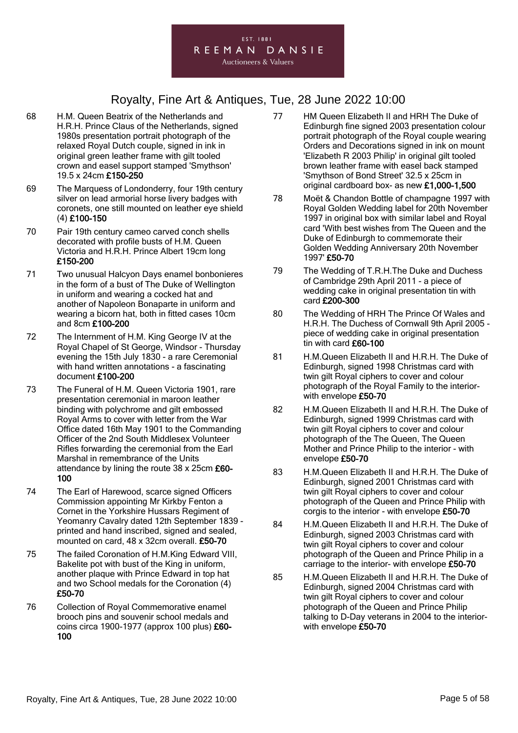68 H.M. Queen Beatrix of the Netherlands and H.R.H. Prince Claus of the Netherlands, signed 1980s presentation portrait photograph of the relaxed Royal Dutch couple, signed in ink in original green leather frame with gilt tooled crown and easel support stamped 'Smythson' 19.5 x 24cm **£150-250**

69 The Marquess of Londonderry, four 19th century silver on lead armorial horse livery badges with coronets, one still mounted on leather eye shield (4) **£100-150**

70 Pair 19th century cameo carved conch shells decorated with profile busts of H.M. Queen Victoria and H.R.H. Prince Albert 19cm long **£150-200**

71 Two unusual Halcyon Days enamel bonbonieres in the form of a bust of The Duke of Wellington in uniform and wearing a cocked hat and another of Napoleon Bonaparte in uniform and wearing a bicorn hat, both in fitted cases 10cm and 8cm **£100-200**

72 The Internment of H.M. King George IV at the Royal Chapel of St George, Windsor - Thursday evening the 15th July 1830 - a rare Ceremonial with hand written annotations - a fascinating document **£100-200**

73 The Funeral of H.M. Queen Victoria 1901, rare presentation ceremonial in maroon leather binding with polychrome and gilt embossed Royal Arms to cover with letter from the War Office dated 16th May 1901 to the Commanding Officer of the 2nd South Middlesex Volunteer Rifles forwarding the ceremonial from the Earl Marshal in remembrance of the Units attendance by lining the route 38 x 25cm **£60-100**

74 The Earl of Harewood, scarce signed Officers Commission appointing Mr Kirkby Fenton a Cornet in the Yorkshire Hussars Regiment of Yeomanry Cavalry dated 12th September 1839 - printed and hand inscribed, signed and sealed, mounted on card, 48 x 32cm overall. **£50-70**

75 The failed Coronation of H.M.King Edward VIII, Bakelite pot with bust of the King in uniform, another plaque with Prince Edward in top hat and two School medals for the Coronation (4) **£50-70**

76 Collection of Royal Commemorative enamel brooch pins and souvenir school medals and coins circa 1900-1977 (approx 100 plus) **£60-100**

77 HM Queen Elizabeth II and HRH The Duke of Edinburgh fine signed 2003 presentation colour portrait photograph of the Royal couple wearing Orders and Decorations signed in ink on mount 'Elizabeth R 2003 Philip' in original gilt tooled brown leather frame with easel back stamped 'Smythson of Bond Street' 32.5 x 25cm in original cardboard box- as new **£1,000-1,500**

78 Moët & Chandon Bottle of champagne 1997 with Royal Golden Wedding label for 20th November 1997 in original box with similar label and Royal card 'With best wishes from The Queen and the Duke of Edinburgh to commemorate their Golden Wedding Anniversary 20th November 1997' **£50-70**

79 The Wedding of T.R.H.The Duke and Duchess of Cambridge 29th April 2011 - a piece of wedding cake in original presentation tin with card **£200-300**

80 The Wedding of HRH The Prince Of Wales and H.R.H. The Duchess of Cornwall 9th April 2005 - piece of wedding cake in original presentation tin with card **£60-100**

81 H.M.Queen Elizabeth II and H.R.H. The Duke of Edinburgh, signed 1998 Christmas card with twin gilt Royal ciphers to cover and colour photograph of the Royal Family to the interior- with envelope **£50-70**

82 H.M.Queen Elizabeth II and H.R.H. The Duke of Edinburgh, signed 1999 Christmas card with twin gilt Royal ciphers to cover and colour photograph of the The Queen, The Queen Mother and Prince Philip to the interior - with envelope **£50-70**

83 H.M.Queen Elizabeth II and H.R.H. The Duke of Edinburgh, signed 2001 Christmas card with twin gilt Royal ciphers to cover and colour photograph of the Queen and Prince Philip with corgis to the interior - with envelope **£50-70**

84 H.M.Queen Elizabeth II and H.R.H. The Duke of Edinburgh, signed 2003 Christmas card with twin gilt Royal ciphers to cover and colour photograph of the Queen and Prince Philip in a carriage to the interior- with envelope **£50-70**

85 H.M.Queen Elizabeth II and H.R.H. The Duke of Edinburgh, signed 2004 Christmas card with twin gilt Royal ciphers to cover and colour photograph of the Queen and Prince Philip talking to D-Day veterans in 2004 to the interior- with envelope **£50-70**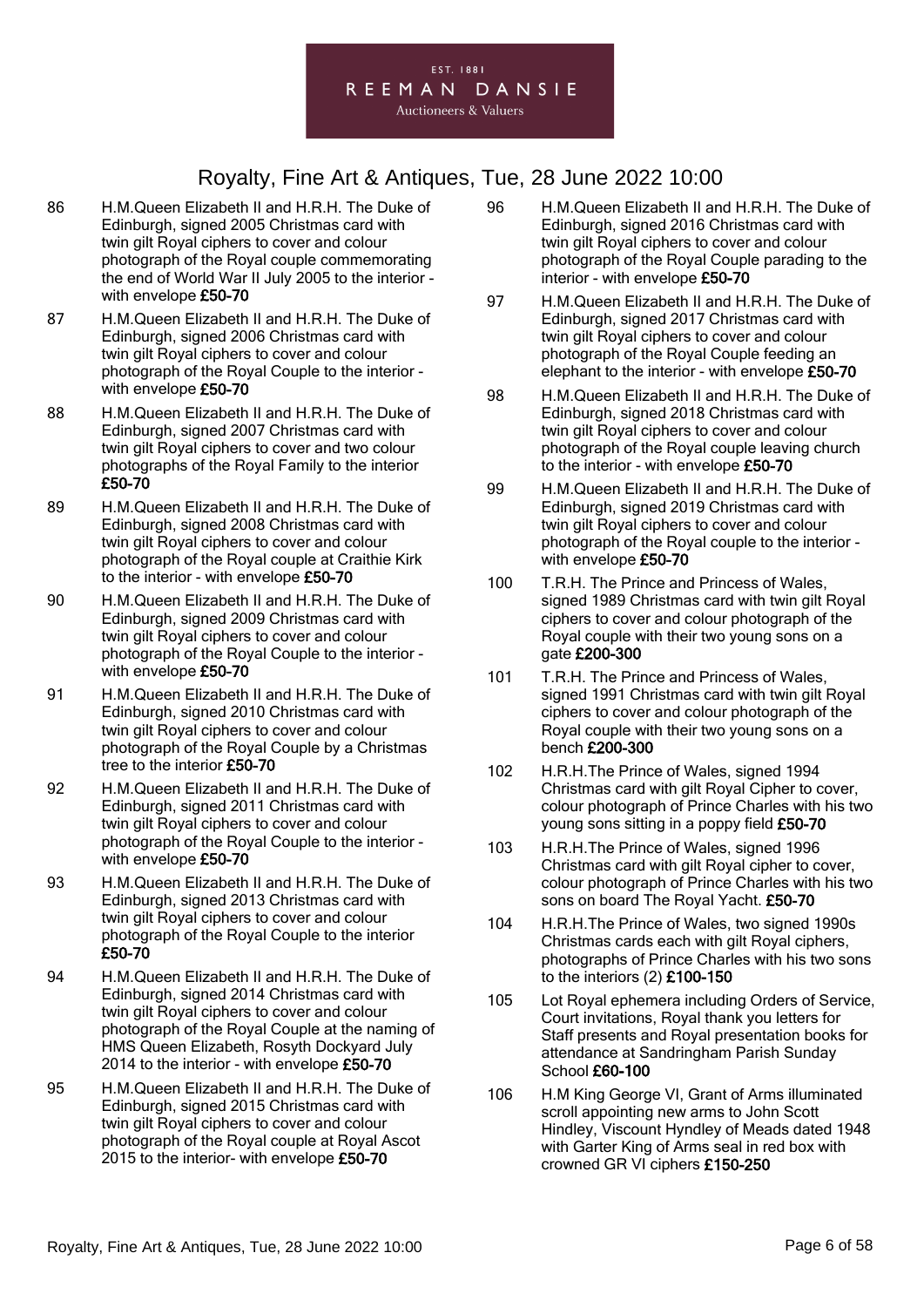86 H.M.Queen Elizabeth II and H.R.H. The Duke of Edinburgh, signed 2005 Christmas card with twin gilt Royal ciphers to cover and colour photograph of the Royal couple commemorating the end of World War II July 2005 to the interior - with envelope **£50-70**

87 H.M.Queen Elizabeth II and H.R.H. The Duke of Edinburgh, signed 2006 Christmas card with twin gilt Royal ciphers to cover and colour photograph of the Royal Couple to the interior - with envelope **£50-70**

88 H.M.Queen Elizabeth II and H.R.H. The Duke of Edinburgh, signed 2007 Christmas card with twin gilt Royal ciphers to cover and two colour photographs of the Royal Family to the interior **£50-70**

89 H.M.Queen Elizabeth II and H.R.H. The Duke of Edinburgh, signed 2008 Christmas card with twin gilt Royal ciphers to cover and colour photograph of the Royal couple at Craithie Kirk to the interior - with envelope **£50-70**

90 H.M.Queen Elizabeth II and H.R.H. The Duke of Edinburgh, signed 2009 Christmas card with twin gilt Royal ciphers to cover and colour photograph of the Royal Couple to the interior - with envelope **£50-70**

91 H.M.Queen Elizabeth II and H.R.H. The Duke of Edinburgh, signed 2010 Christmas card with twin gilt Royal ciphers to cover and colour photograph of the Royal Couple by a Christmas tree to the interior **£50-70**

92 H.M.Queen Elizabeth II and H.R.H. The Duke of Edinburgh, signed 2011 Christmas card with twin gilt Royal ciphers to cover and colour photograph of the Royal Couple to the interior - with envelope **£50-70**

93 H.M.Queen Elizabeth II and H.R.H. The Duke of Edinburgh, signed 2013 Christmas card with twin gilt Royal ciphers to cover and colour photograph of the Royal Couple to the interior **£50-70**

94 H.M.Queen Elizabeth II and H.R.H. The Duke of Edinburgh, signed 2014 Christmas card with twin gilt Royal ciphers to cover and colour photograph of the Royal Couple at the naming of HMS Queen Elizabeth, Rosyth Dockyard July 2014 to the interior - with envelope **£50-70**

95 H.M.Queen Elizabeth II and H.R.H. The Duke of Edinburgh, signed 2015 Christmas card with twin gilt Royal ciphers to cover and colour photograph of the Royal couple at Royal Ascot 2015 to the interior- with envelope **£50-70**

96 H.M.Queen Elizabeth II and H.R.H. The Duke of Edinburgh, signed 2016 Christmas card with twin gilt Royal ciphers to cover and colour photograph of the Royal Couple parading to the interior - with envelope **£50-70**

97 H.M.Queen Elizabeth II and H.R.H. The Duke of Edinburgh, signed 2017 Christmas card with twin gilt Royal ciphers to cover and colour photograph of the Royal Couple feeding an elephant to the interior - with envelope **£50-70**

98 H.M.Queen Elizabeth II and H.R.H. The Duke of Edinburgh, signed 2018 Christmas card with twin gilt Royal ciphers to cover and colour photograph of the Royal couple leaving church to the interior - with envelope **£50-70**

99 H.M.Queen Elizabeth II and H.R.H. The Duke of Edinburgh, signed 2019 Christmas card with twin gilt Royal ciphers to cover and colour photograph of the Royal couple to the interior - with envelope **£50-70**

100 T.R.H. The Prince and Princess of Wales, signed 1989 Christmas card with twin gilt Royal ciphers to cover and colour photograph of the Royal couple with their two young sons on a gate **£200-300**

101 T.R.H. The Prince and Princess of Wales, signed 1991 Christmas card with twin gilt Royal ciphers to cover and colour photograph of the Royal couple with their two young sons on a bench **£200-300**

102 H.R.H.The Prince of Wales, signed 1994 Christmas card with gilt Royal Cipher to cover, colour photograph of Prince Charles with his two young sons sitting in a poppy field **£50-70**

103 H.R.H.The Prince of Wales, signed 1996 Christmas card with gilt Royal cipher to cover, colour photograph of Prince Charles with his two sons on board The Royal Yacht. **£50-70**

104 H.R.H.The Prince of Wales, two signed 1990s Christmas cards each with gilt Royal ciphers, photographs of Prince Charles with his two sons to the interiors (2) **£100-150**

105 Lot Royal ephemera including Orders of Service, Court invitations, Royal thank you letters for Staff presents and Royal presentation books for attendance at Sandringham Parish Sunday School **£60-100**

106 H.M King George VI, Grant of Arms illuminated scroll appointing new arms to John Scott Hindley, Viscount Hyndley of Meads dated 1948 with Garter King of Arms seal in red box with crowned GR VI ciphers **£150-250**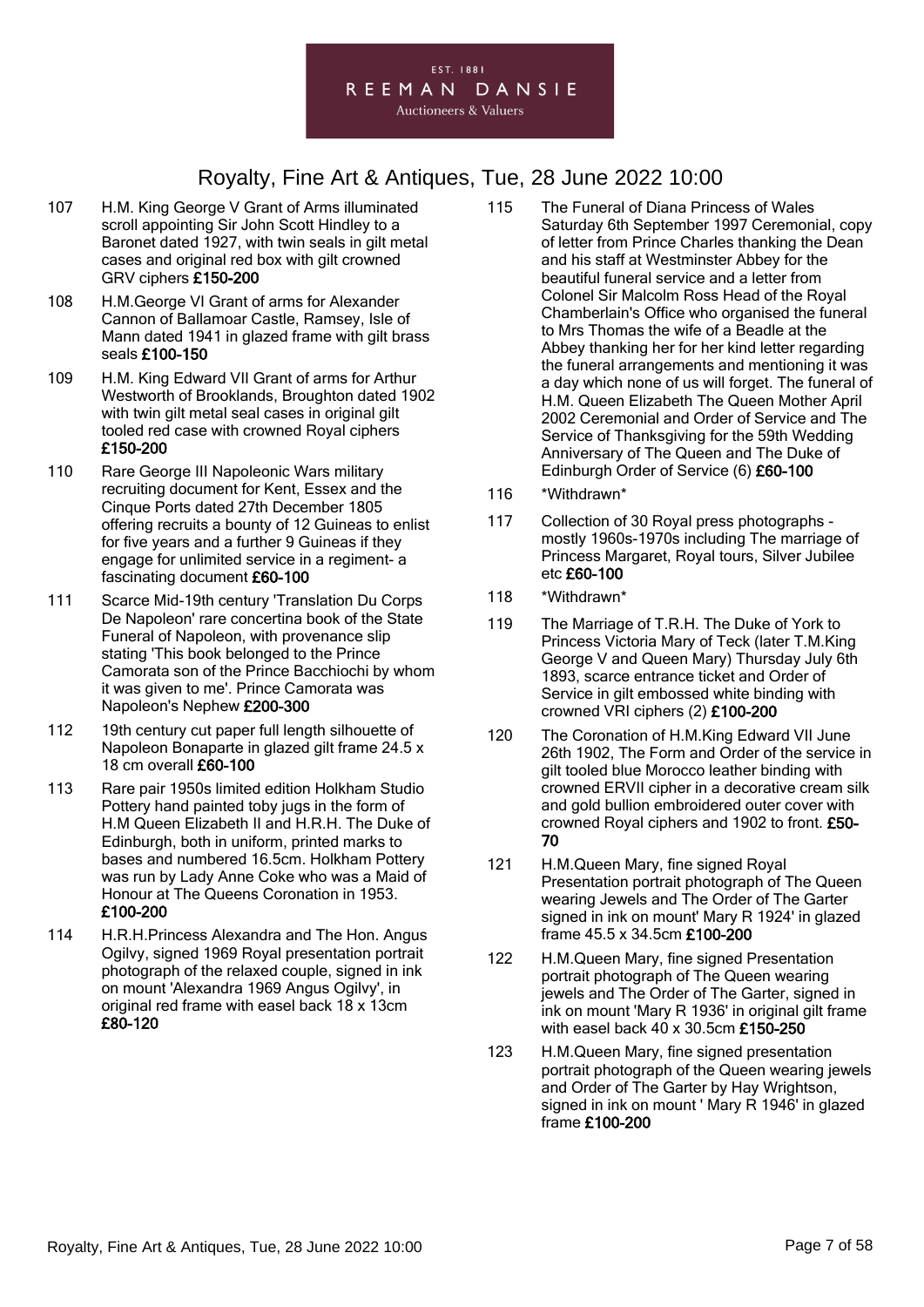# Royalty, Fine Art & Antiques, Tue, 28 June 2022 10:00

107 H.M. King George V Grant of Arms illuminated scroll appointing Sir John Scott Hindley to a Baronet dated 1927, with twin seals in gilt metal cases and original red box with gilt crowned GRV ciphers **£150-200**

108 H.M.George VI Grant of arms for Alexander Cannon of Ballamoar Castle, Ramsey, Isle of Mann dated 1941 in glazed frame with gilt brass seals **£100-150**

109 H.M. King Edward VII Grant of arms for Arthur Westworth of Brooklands, Broughton dated 1902 with twin gilt metal seal cases in original gilt tooled red case with crowned Royal ciphers **£150-200**

110 Rare George III Napoleonic Wars military recruiting document for Kent, Essex and the Cinque Ports dated 27th December 1805 offering recruits a bounty of 12 Guineas to enlist for five years and a further 9 Guineas if they engage for unlimited service in a regiment- a fascinating document **£60-100**

111 Scarce Mid-19th century 'Translation Du Corps De Napoleon' rare concertina book of the State Funeral of Napoleon, with provenance slip stating 'This book belonged to the Prince Camorata son of the Prince Bacchiochi by whom it was given to me'. Prince Camorata was Napoleon's Nephew **£200-300**

112 19th century cut paper full length silhouette of Napoleon Bonaparte in glazed gilt frame 24.5 x 18 cm overall **£60-100**

113 Rare pair 1950s limited edition Holkham Studio Pottery hand painted toby jugs in the form of H.M Queen Elizabeth II and H.R.H. The Duke of Edinburgh, both in uniform, printed marks to bases and numbered 16.5cm. Holkham Pottery was run by Lady Anne Coke who was a Maid of Honour at The Queens Coronation in 1953. **£100-200**

114 H.R.H.Princess Alexandra and The Hon. Angus Ogilvy, signed 1969 Royal presentation portrait photograph of the relaxed couple, signed in ink on mount 'Alexandra 1969 Angus Ogilvy', in original red frame with easel back 18 x 13cm **£80-120**

115 The Funeral of Diana Princess of Wales Saturday 6th September 1997 Ceremonial, copy of letter from Prince Charles thanking the Dean and his staff at Westminster Abbey for the beautiful funeral service and a letter from Colonel Sir Malcolm Ross Head of the Royal Chamberlain's Office who organised the funeral to Mrs Thomas the wife of a Beadle at the Abbey thanking her for her kind letter regarding the funeral arrangements and mentioning it was a day which none of us will forget. The funeral of H.M. Queen Elizabeth The Queen Mother April 2002 Ceremonial and Order of Service and The Service of Thanksgiving for the 59th Wedding Anniversary of The Queen and The Duke of Edinburgh Order of Service (6) **£60-100**

116 \*Withdrawn\*

117 Collection of 30 Royal press photographs - mostly 1960s-1970s including The marriage of Princess Margaret, Royal tours, Silver Jubilee etc **£60-100**

118 \*Withdrawn\*

119 The Marriage of T.R.H. The Duke of York to Princess Victoria Mary of Teck (later T.M.King George V and Queen Mary) Thursday July 6th 1893, scarce entrance ticket and Order of Service in gilt embossed white binding with crowned VRI ciphers (2) **£100-200**

120 The Coronation of H.M.King Edward VII June 26th 1902, The Form and Order of the service in gilt tooled blue Morocco leather binding with crowned ERVII cipher in a decorative cream silk and gold bullion embroidered outer cover with crowned Royal ciphers and 1902 to front. **£50-70**

121 H.M.Queen Mary, fine signed Royal Presentation portrait photograph of The Queen wearing Jewels and The Order of The Garter signed in ink on mount' Mary R 1924' in glazed frame 45.5 x 34.5cm **£100-200**

122 H.M.Queen Mary, fine signed Presentation portrait photograph of The Queen wearing jewels and The Order of The Garter, signed in ink on mount 'Mary R 1936' in original gilt frame with easel back 40 x 30.5cm **£150-250**

123 H.M.Queen Mary, fine signed presentation portrait photograph of the Queen wearing jewels and Order of The Garter by Hay Wrightson, signed in ink on mount ' Mary R 1946' in glazed frame **£100-200**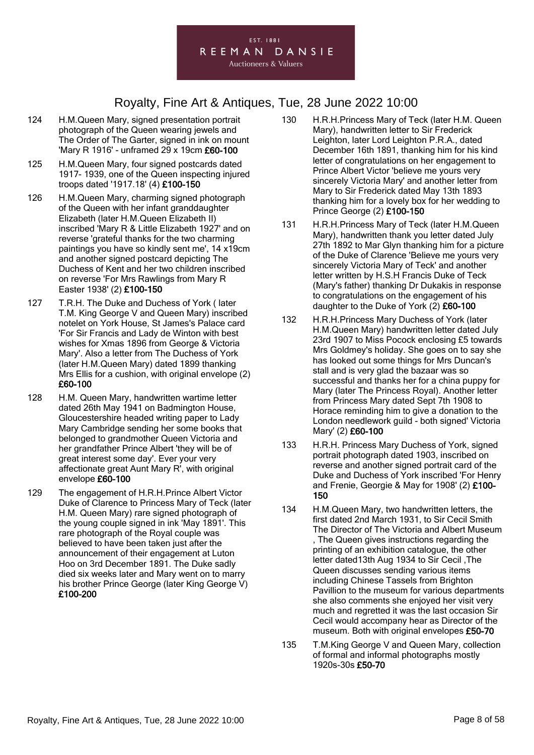124 H.M.Queen Mary, signed presentation portrait photograph of the Queen wearing jewels and The Order of The Garter, signed in ink on mount 'Mary R 1916' - unframed 29 x 19cm **£60-100**

125 H.M.Queen Mary, four signed postcards dated 1917- 1939, one of the Queen inspecting injured troops dated '1917.18' (4) **£100-150**

126 H.M.Queen Mary, charming signed photograph of the Queen with her infant granddaughter Elizabeth (later H.M.Queen Elizabeth II) inscribed 'Mary R & Little Elizabeth 1927' and on reverse 'grateful thanks for the two charming paintings you have so kindly sent me', 14 x19cm and another signed postcard depicting The Duchess of Kent and her two children inscribed on reverse 'For Mrs Rawlings from Mary R Easter 1938' (2) **£100-150**

127 T.R.H. The Duke and Duchess of York ( later T.M. King George V and Queen Mary) inscribed notelet on York House, St James's Palace card 'For Sir Francis and Lady de Winton with best wishes for Xmas 1896 from George & Victoria Mary'. Also a letter from The Duchess of York (later H.M.Queen Mary) dated 1899 thanking Mrs Ellis for a cushion, with original envelope (2) **£60-100**

128 H.M. Queen Mary, handwritten wartime letter dated 26th May 1941 on Badmington House, Gloucestershire headed writing paper to Lady Mary Cambridge sending her some books that belonged to grandmother Queen Victoria and her grandfather Prince Albert 'they will be of great interest some day'. Ever your very affectionate great Aunt Mary R', with original envelope **£60-100**

129 The engagement of H.R.H.Prince Albert Victor Duke of Clarence to Princess Mary of Teck (later H.M. Queen Mary) rare signed photograph of the young couple signed in ink 'May 1891'. This rare photograph of the Royal couple was believed to have been taken just after the announcement of their engagement at Luton Hoo on 3rd December 1891. The Duke sadly died six weeks later and Mary went on to marry his brother Prince George (later King George V) **£100-200**

130 H.R.H.Princess Mary of Teck (later H.M. Queen Mary), handwritten letter to Sir Frederick Leighton, later Lord Leighton P.R.A., dated December 16th 1891, thanking him for his kind letter of congratulations on her engagement to Prince Albert Victor 'believe me yours very sincerely Victoria Mary' and another letter from Mary to Sir Frederick dated May 13th 1893 thanking him for a lovely box for her wedding to Prince George (2) **£100-150**

131 H.R.H.Princess Mary of Teck (later H.M.Queen Mary), handwritten thank you letter dated July 27th 1892 to Mar Glyn thanking him for a picture of the Duke of Clarence 'Believe me yours very sincerely Victoria Mary of Teck' and another letter written by H.S.H Francis Duke of Teck (Mary's father) thanking Dr Dukakis in response to congratulations on the engagement of his daughter to the Duke of York (2) **£60-100**

132 H.R.H.Princess Mary Duchess of York (later H.M.Queen Mary) handwritten letter dated July 23rd 1907 to Miss Pocock enclosing £5 towards Mrs Goldmey's holiday. She goes on to say she has looked out some things for Mrs Duncan's stall and is very glad the bazaar was so successful and thanks her for a china puppy for Mary (later The Princess Royal). Another letter from Princess Mary dated Sept 7th 1908 to Horace reminding him to give a donation to the London needlework guild - both signed' Victoria Mary' (2) **£60-100**

133 H.R.H. Princess Mary Duchess of York, signed portrait photograph dated 1903, inscribed on reverse and another signed portrait card of the Duke and Duchess of York inscribed 'For Henry and Frenie, Georgie & May for 1908' (2) **£100-150**

134 H.M.Queen Mary, two handwritten letters, the first dated 2nd March 1931, to Sir Cecil Smith The Director of The Victoria and Albert Museum , The Queen gives instructions regarding the printing of an exhibition catalogue, the other letter dated13th Aug 1934 to Sir Cecil ,The Queen discusses sending various items including Chinese Tassels from Brighton Pavillion to the museum for various departments she also comments she enjoyed her visit very much and regretted it was the last occasion Sir Cecil would accompany hear as Director of the museum. Both with original envelopes **£50-70**

135 T.M.King George V and Queen Mary, collection of formal and informal photographs mostly 1920s-30s **£50-70**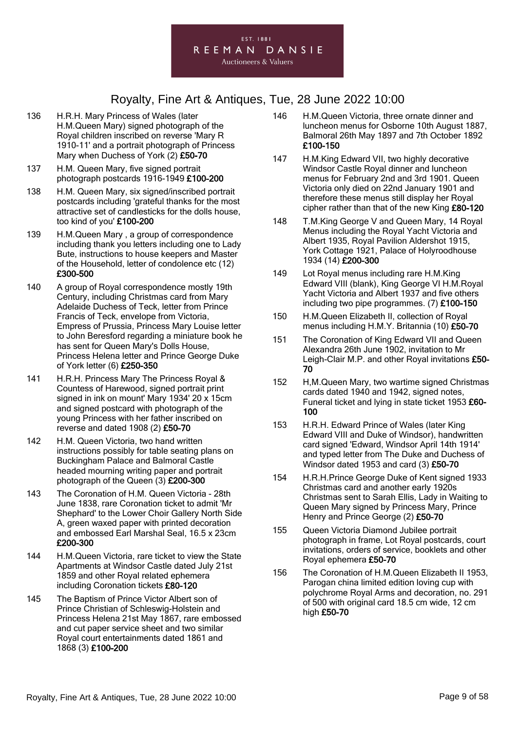# Royalty, Fine Art & Antiques, Tue, 28 June 2022 10:00

136 H.R.H. Mary Princess of Wales (later H.M.Queen Mary) signed photograph of the Royal children inscribed on reverse 'Mary R 1910-11' and a portrait photograph of Princess Mary when Duchess of York (2) **£50-70**

137 H.M. Queen Mary, five signed portrait photograph postcards 1916-1949 **£100-200**

138 H.M. Queen Mary, six signed/inscribed portrait postcards including 'grateful thanks for the most attractive set of candlesticks for the dolls house, too kind of you' **£100-200**

139 H.M.Queen Mary , a group of correspondence including thank you letters including one to Lady Bute, instructions to house keepers and Master of the Household, letter of condolence etc (12) **£300-500**

140 A group of Royal correspondence mostly 19th Century, including Christmas card from Mary Adelaide Duchess of Teck, letter from Prince Francis of Teck, envelope from Victoria, Empress of Prussia, Princess Mary Louise letter to John Beresford regarding a miniature book he has sent for Queen Mary's Dolls House, Princess Helena letter and Prince George Duke of York letter (6) **£250-350**

141 H.R.H. Princess Mary The Princess Royal & Countess of Harewood, signed portrait print signed in ink on mount' Mary 1934' 20 x 15cm and signed postcard with photograph of the young Princess with her father inscribed on reverse and dated 1908 (2) **£50-70**

142 H.M. Queen Victoria, two hand written instructions possibly for table seating plans on Buckingham Palace and Balmoral Castle headed mourning writing paper and portrait photograph of the Queen (3) **£200-300**

143 The Coronation of H.M. Queen Victoria - 28th June 1838, rare Coronation ticket to admit 'Mr Shephard' to the Lower Choir Gallery North Side A, green waxed paper with printed decoration and embossed Earl Marshal Seal, 16.5 x 23cm **£200-300**

144 H.M.Queen Victoria, rare ticket to view the State Apartments at Windsor Castle dated July 21st 1859 and other Royal related ephemera including Coronation tickets **£80-120**

145 The Baptism of Prince Victor Albert son of Prince Christian of Schleswig-Holstein and Princess Helena 21st May 1867, rare embossed and cut paper service sheet and two similar Royal court entertainments dated 1861 and 1868 (3) **£100-200**

146 H.M.Queen Victoria, three ornate dinner and luncheon menus for Osborne 10th August 1887, Balmoral 26th May 1897 and 7th October 1892 **£100-150**

147 H.M.King Edward VII, two highly decorative Windsor Castle Royal dinner and luncheon menus for February 2nd and 3rd 1901. Queen Victoria only died on 22nd January 1901 and therefore these menus still display her Royal cipher rather than that of the new King **£80-120**

148 T.M.King George V and Queen Mary, 14 Royal Menus including the Royal Yacht Victoria and Albert 1935, Royal Pavilion Aldershot 1915, York Cottage 1921, Palace of Holyroodhouse 1934 (14) **£200-300**

149 Lot Royal menus including rare H.M.King Edward VIII (blank), King George VI H.M.Royal Yacht Victoria and Albert 1937 and five others including two pipe programmes. (7) **£100-150**

150 H.M.Queen Elizabeth II, collection of Royal menus including H.M.Y. Britannia (10) **£50-70**

151 The Coronation of King Edward VII and Queen Alexandra 26th June 1902, invitation to Mr Leigh-Clair M.P. and other Royal invitations **£50-70**

152 H,M.Queen Mary, two wartime signed Christmas cards dated 1940 and 1942, signed notes, Funeral ticket and lying in state ticket 1953 **£60-100**

153 H.R.H. Edward Prince of Wales (later King Edward VIII and Duke of Windsor), handwritten card signed 'Edward, Windsor April 14th 1914' and typed letter from The Duke and Duchess of Windsor dated 1953 and card (3) **£50-70**

154 H.R.H.Prince George Duke of Kent signed 1933 Christmas card and another early 1920s Christmas sent to Sarah Ellis, Lady in Waiting to Queen Mary signed by Princess Mary, Prince Henry and Prince George (2) **£50-70**

155 Queen Victoria Diamond Jubilee portrait photograph in frame, Lot Royal postcards, court invitations, orders of service, booklets and other Royal ephemera **£50-70**

156 The Coronation of H.M.Queen Elizabeth II 1953, Parogan china limited edition loving cup with polychrome Royal Arms and decoration, no. 291 of 500 with original card 18.5 cm wide, 12 cm high **£50-70**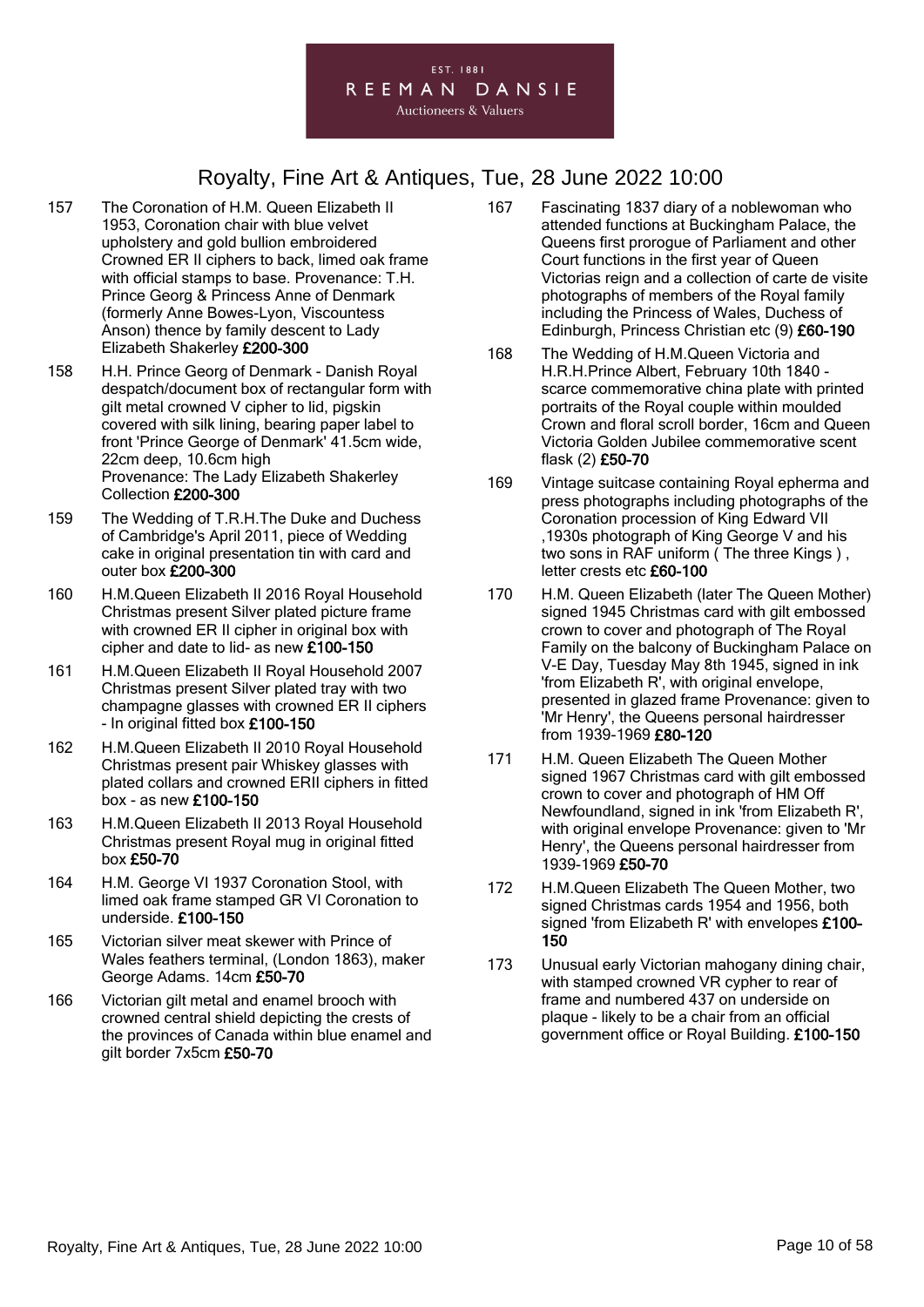157 The Coronation of H.M. Queen Elizabeth II 1953, Coronation chair with blue velvet upholstery and gold bullion embroidered Crowned ER II ciphers to back, limed oak frame with official stamps to base. Provenance: T.H. Prince Georg & Princess Anne of Denmark (formerly Anne Bowes-Lyon, Viscountess Anson) thence by family descent to Lady Elizabeth Shakerley **£200-300**

158 H.H. Prince Georg of Denmark - Danish Royal despatch/document box of rectangular form with gilt metal crowned V cipher to lid, pigskin covered with silk lining, bearing paper label to front 'Prince George of Denmark' 41.5cm wide, 22cm deep, 10.6cm high
Provenance: The Lady Elizabeth Shakerley Collection **£200-300**

159 The Wedding of T.R.H.The Duke and Duchess of Cambridge's April 2011, piece of Wedding cake in original presentation tin with card and outer box **£200-300**

160 H.M.Queen Elizabeth II 2016 Royal Household Christmas present Silver plated picture frame with crowned ER II cipher in original box with cipher and date to lid- as new **£100-150**

161 H.M.Queen Elizabeth II Royal Household 2007 Christmas present Silver plated tray with two champagne glasses with crowned ER II ciphers - In original fitted box **£100-150**

162 H.M.Queen Elizabeth II 2010 Royal Household Christmas present pair Whiskey glasses with plated collars and crowned ERII ciphers in fitted box - as new **£100-150**

163 H.M.Queen Elizabeth II 2013 Royal Household Christmas present Royal mug in original fitted box **£50-70**

164 H.M. George VI 1937 Coronation Stool, with limed oak frame stamped GR VI Coronation to underside. **£100-150**

165 Victorian silver meat skewer with Prince of Wales feathers terminal, (London 1863), maker George Adams. 14cm **£50-70**

166 Victorian gilt metal and enamel brooch with crowned central shield depicting the crests of the provinces of Canada within blue enamel and gilt border 7x5cm **£50-70**

167 Fascinating 1837 diary of a noblewoman who attended functions at Buckingham Palace, the Queens first prorogue of Parliament and other Court functions in the first year of Queen Victorias reign and a collection of carte de visite photographs of members of the Royal family including the Princess of Wales, Duchess of Edinburgh, Princess Christian etc (9) **£60-190**

168 The Wedding of H.M.Queen Victoria and H.R.H.Prince Albert, February 10th 1840 - scarce commemorative china plate with printed portraits of the Royal couple within moulded Crown and floral scroll border, 16cm and Queen Victoria Golden Jubilee commemorative scent flask (2) **£50-70**

169 Vintage suitcase containing Royal epherma and press photographs including photographs of the Coronation procession of King Edward VII ,1930s photograph of King George V and his two sons in RAF uniform ( The three Kings ) , letter crests etc **£60-100**

170 H.M. Queen Elizabeth (later The Queen Mother) signed 1945 Christmas card with gilt embossed crown to cover and photograph of The Royal Family on the balcony of Buckingham Palace on V-E Day, Tuesday May 8th 1945, signed in ink 'from Elizabeth R', with original envelope, presented in glazed frame Provenance: given to 'Mr Henry', the Queens personal hairdresser from 1939-1969 **£80-120**

171 H.M. Queen Elizabeth The Queen Mother signed 1967 Christmas card with gilt embossed crown to cover and photograph of HM Off Newfoundland, signed in ink 'from Elizabeth R', with original envelope Provenance: given to 'Mr Henry', the Queens personal hairdresser from 1939-1969 **£50-70**

172 H.M.Queen Elizabeth The Queen Mother, two signed Christmas cards 1954 and 1956, both signed 'from Elizabeth R' with envelopes **£100-150**

173 Unusual early Victorian mahogany dining chair, with stamped crowned VR cypher to rear of frame and numbered 437 on underside on plaque - likely to be a chair from an official government office or Royal Building. **£100-150**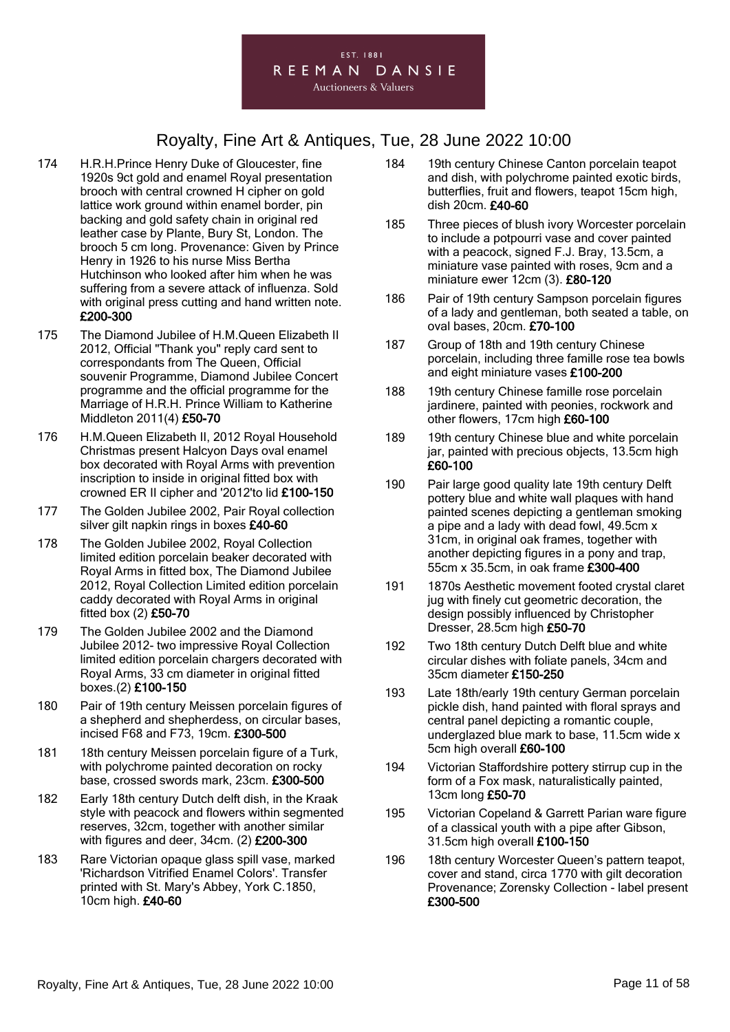174 H.R.H.Prince Henry Duke of Gloucester, fine 1920s 9ct gold and enamel Royal presentation brooch with central crowned H cipher on gold lattice work ground within enamel border, pin backing and gold safety chain in original red leather case by Plante, Bury St, London. The brooch 5 cm long. Provenance: Given by Prince Henry in 1926 to his nurse Miss Bertha Hutchinson who looked after him when he was suffering from a severe attack of influenza. Sold with original press cutting and hand written note. **£200-300**

175 The Diamond Jubilee of H.M.Queen Elizabeth II 2012, Official "Thank you" reply card sent to correspondants from The Queen, Official souvenir Programme, Diamond Jubilee Concert programme and the official programme for the Marriage of H.R.H. Prince William to Katherine Middleton 2011(4) **£50-70**

176 H.M.Queen Elizabeth II, 2012 Royal Household Christmas present Halcyon Days oval enamel box decorated with Royal Arms with prevention inscription to inside in original fitted box with crowned ER II cipher and '2012'to lid **£100-150**

177 The Golden Jubilee 2002, Pair Royal collection silver gilt napkin rings in boxes **£40-60**

178 The Golden Jubilee 2002, Royal Collection limited edition porcelain beaker decorated with Royal Arms in fitted box, The Diamond Jubilee 2012, Royal Collection Limited edition porcelain caddy decorated with Royal Arms in original fitted box (2) **£50-70**

179 The Golden Jubilee 2002 and the Diamond Jubilee 2012- two impressive Royal Collection limited edition porcelain chargers decorated with Royal Arms, 33 cm diameter in original fitted boxes.(2) **£100-150**

180 Pair of 19th century Meissen porcelain figures of a shepherd and shepherdess, on circular bases, incised F68 and F73, 19cm. **£300-500**

181 18th century Meissen porcelain figure of a Turk, with polychrome painted decoration on rocky base, crossed swords mark, 23cm. **£300-500**

182 Early 18th century Dutch delft dish, in the Kraak style with peacock and flowers within segmented reserves, 32cm, together with another similar with figures and deer, 34cm. (2) **£200-300**

183 Rare Victorian opaque glass spill vase, marked 'Richardson Vitrified Enamel Colors'. Transfer printed with St. Mary's Abbey, York C.1850, 10cm high. **£40-60**

184 19th century Chinese Canton porcelain teapot and dish, with polychrome painted exotic birds, butterflies, fruit and flowers, teapot 15cm high, dish 20cm. **£40-60**

185 Three pieces of blush ivory Worcester porcelain to include a potpourri vase and cover painted with a peacock, signed F.J. Bray, 13.5cm, a miniature vase painted with roses, 9cm and a miniature ewer 12cm (3). **£80-120**

186 Pair of 19th century Sampson porcelain figures of a lady and gentleman, both seated a table, on oval bases, 20cm. **£70-100**

187 Group of 18th and 19th century Chinese porcelain, including three famille rose tea bowls and eight miniature vases **£100-200**

188 19th century Chinese famille rose porcelain jardinere, painted with peonies, rockwork and other flowers, 17cm high **£60-100**

189 19th century Chinese blue and white porcelain jar, painted with precious objects, 13.5cm high **£60-100**

190 Pair large good quality late 19th century Delft pottery blue and white wall plaques with hand painted scenes depicting a gentleman smoking a pipe and a lady with dead fowl, 49.5cm x 31cm, in original oak frames, together with another depicting figures in a pony and trap, 55cm x 35.5cm, in oak frame **£300-400**

191 1870s Aesthetic movement footed crystal claret jug with finely cut geometric decoration, the design possibly influenced by Christopher Dresser, 28.5cm high **£50-70**

192 Two 18th century Dutch Delft blue and white circular dishes with foliate panels, 34cm and 35cm diameter **£150-250**

193 Late 18th/early 19th century German porcelain pickle dish, hand painted with floral sprays and central panel depicting a romantic couple, underglazed blue mark to base, 11.5cm wide x 5cm high overall **£60-100**

194 Victorian Staffordshire pottery stirrup cup in the form of a Fox mask, naturalistically painted, 13cm long **£50-70**

195 Victorian Copeland & Garrett Parian ware figure of a classical youth with a pipe after Gibson, 31.5cm high overall **£100-150**

196 18th century Worcester Queen's pattern teapot, cover and stand, circa 1770 with gilt decoration Provenance; Zorensky Collection - label present **£300-500**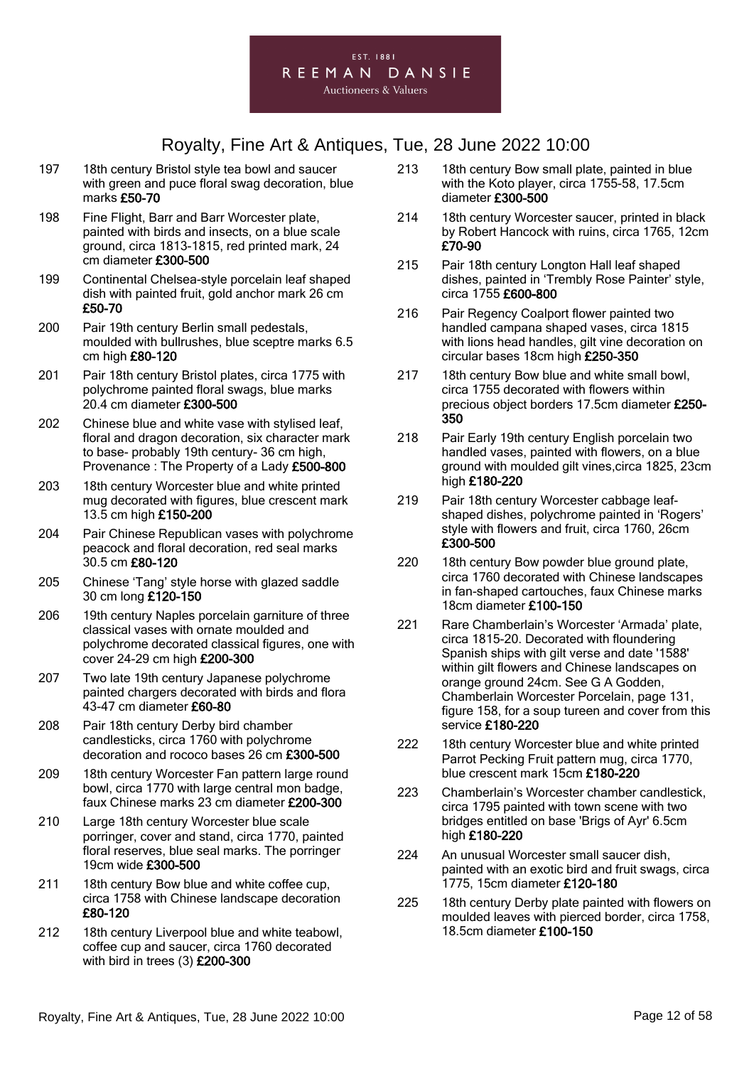EST. 1881
REEMAN DANSIE
Auctioneers & Valuers

# Royalty, Fine Art & Antiques, Tue, 28 June 2022 10:00

197 18th century Bristol style tea bowl and saucer with green and puce floral swag decoration, blue marks **£50-70**

198 Fine Flight, Barr and Barr Worcester plate, painted with birds and insects, on a blue scale ground, circa 1813-1815, red printed mark, 24 cm diameter **£300-500**

199 Continental Chelsea-style porcelain leaf shaped dish with painted fruit, gold anchor mark 26 cm **£50-70**

200 Pair 19th century Berlin small pedestals, moulded with bullrushes, blue sceptre marks 6.5 cm high **£80-120**

201 Pair 18th century Bristol plates, circa 1775 with polychrome painted floral swags, blue marks 20.4 cm diameter **£300-500**

202 Chinese blue and white vase with stylised leaf, floral and dragon decoration, six character mark to base- probably 19th century- 36 cm high, Provenance : The Property of a Lady **£500-800**

203 18th century Worcester blue and white printed mug decorated with figures, blue crescent mark 13.5 cm high **£150-200**

204 Pair Chinese Republican vases with polychrome peacock and floral decoration, red seal marks 30.5 cm **£80-120**

205 Chinese 'Tang' style horse with glazed saddle 30 cm long **£120-150**

206 19th century Naples porcelain garniture of three classical vases with ornate moulded and polychrome decorated classical figures, one with cover 24-29 cm high **£200-300**

207 Two late 19th century Japanese polychrome painted chargers decorated with birds and flora 43-47 cm diameter **£60-80**

208 Pair 18th century Derby bird chamber candlesticks, circa 1760 with polychrome decoration and rococo bases 26 cm **£300-500**

209 18th century Worcester Fan pattern large round bowl, circa 1770 with large central mon badge, faux Chinese marks 23 cm diameter **£200-300**

210 Large 18th century Worcester blue scale porringer, cover and stand, circa 1770, painted floral reserves, blue seal marks. The porringer 19cm wide **£300-500**

211 18th century Bow blue and white coffee cup, circa 1758 with Chinese landscape decoration **£80-120**

212 18th century Liverpool blue and white teabowl, coffee cup and saucer, circa 1760 decorated with bird in trees (3) **£200-300**

213 18th century Bow small plate, painted in blue with the Koto player, circa 1755-58, 17.5cm diameter **£300-500**

214 18th century Worcester saucer, printed in black by Robert Hancock with ruins, circa 1765, 12cm **£70-90**

215 Pair 18th century Longton Hall leaf shaped dishes, painted in 'Trembly Rose Painter' style, circa 1755 **£600-800**

216 Pair Regency Coalport flower painted two handled campana shaped vases, circa 1815 with lions head handles, gilt vine decoration on circular bases 18cm high **£250-350**

217 18th century Bow blue and white small bowl, circa 1755 decorated with flowers within precious object borders 17.5cm diameter **£250-350**

218 Pair Early 19th century English porcelain two handled vases, painted with flowers, on a blue ground with moulded gilt vines,circa 1825, 23cm high **£180-220**

219 Pair 18th century Worcester cabbage leaf-shaped dishes, polychrome painted in 'Rogers' style with flowers and fruit, circa 1760, 26cm **£300-500**

220 18th century Bow powder blue ground plate, circa 1760 decorated with Chinese landscapes in fan-shaped cartouches, faux Chinese marks 18cm diameter **£100-150**

221 Rare Chamberlain's Worcester 'Armada' plate, circa 1815-20. Decorated with floundering Spanish ships with gilt verse and date '1588' within gilt flowers and Chinese landscapes on orange ground 24cm. See G A Godden, Chamberlain Worcester Porcelain, page 131, figure 158, for a soup tureen and cover from this service **£180-220**

222 18th century Worcester blue and white printed Parrot Pecking Fruit pattern mug, circa 1770, blue crescent mark 15cm **£180-220**

223 Chamberlain's Worcester chamber candlestick, circa 1795 painted with town scene with two bridges entitled on base 'Brigs of Ayr' 6.5cm high **£180-220**

224 An unusual Worcester small saucer dish, painted with an exotic bird and fruit swags, circa 1775, 15cm diameter **£120-180**

225 18th century Derby plate painted with flowers on moulded leaves with pierced border, circa 1758, 18.5cm diameter **£100-150**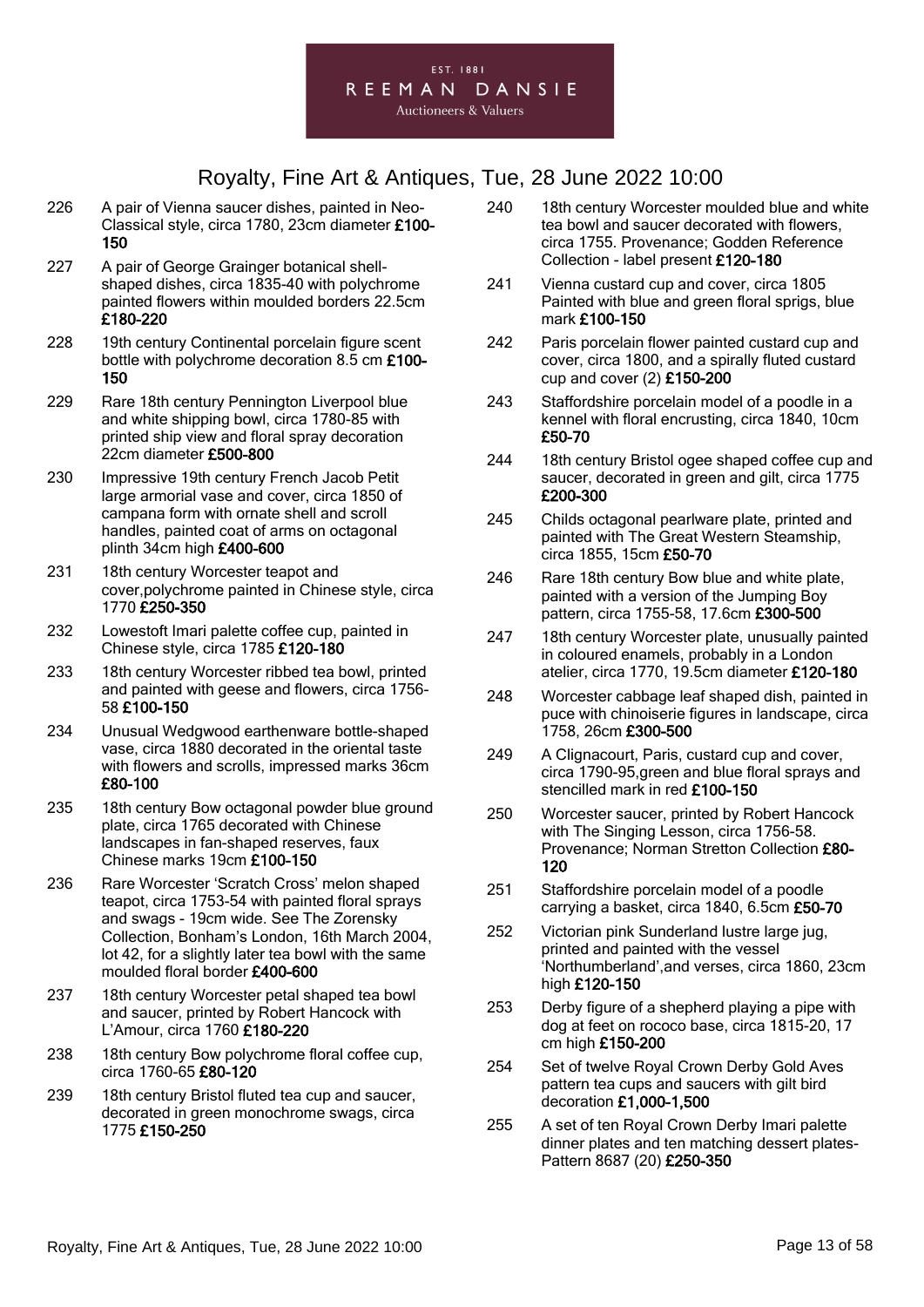EST. 1881

REEMAN DANSIE

Auctioneers & Valuers

226 A pair of Vienna saucer dishes, painted in Neo-Classical style, circa 1780, 23cm diameter **£100-150**

227 A pair of George Grainger botanical shell-shaped dishes, circa 1835-40 with polychrome painted flowers within moulded borders 22.5cm **£180-220**

228 19th century Continental porcelain figure scent bottle with polychrome decoration 8.5 cm **£100-150**

229 Rare 18th century Pennington Liverpool blue and white shipping bowl, circa 1780-85 with printed ship view and floral spray decoration 22cm diameter **£500-800**

230 Impressive 19th century French Jacob Petit large armorial vase and cover, circa 1850 of campana form with ornate shell and scroll handles, painted coat of arms on octagonal plinth 34cm high **£400-600**

231 18th century Worcester teapot and cover,polychrome painted in Chinese style, circa 1770 **£250-350**

232 Lowestoft Imari palette coffee cup, painted in Chinese style, circa 1785 **£120-180**

233 18th century Worcester ribbed tea bowl, printed and painted with geese and flowers, circa 1756-58 **£100-150**

234 Unusual Wedgwood earthenware bottle-shaped vase, circa 1880 decorated in the oriental taste with flowers and scrolls, impressed marks 36cm **£80-100**

235 18th century Bow octagonal powder blue ground plate, circa 1765 decorated with Chinese landscapes in fan-shaped reserves, faux Chinese marks 19cm **£100-150**

236 Rare Worcester 'Scratch Cross' melon shaped teapot, circa 1753-54 with painted floral sprays and swags - 19cm wide. See The Zorensky Collection, Bonham's London, 16th March 2004, lot 42, for a slightly later tea bowl with the same moulded floral border **£400-600**

237 18th century Worcester petal shaped tea bowl and saucer, printed by Robert Hancock with L'Amour, circa 1760 **£180-220**

238 18th century Bow polychrome floral coffee cup, circa 1760-65 **£80-120**

239 18th century Bristol fluted tea cup and saucer, decorated in green monochrome swags, circa 1775 **£150-250**

240 18th century Worcester moulded blue and white tea bowl and saucer decorated with flowers, circa 1755. Provenance; Godden Reference Collection - label present **£120-180**

241 Vienna custard cup and cover, circa 1805 Painted with blue and green floral sprigs, blue mark **£100-150**

242 Paris porcelain flower painted custard cup and cover, circa 1800, and a spirally fluted custard cup and cover (2) **£150-200**

243 Staffordshire porcelain model of a poodle in a kennel with floral encrusting, circa 1840, 10cm **£50-70**

244 18th century Bristol ogee shaped coffee cup and saucer, decorated in green and gilt, circa 1775 **£200-300**

245 Childs octagonal pearlware plate, printed and painted with The Great Western Steamship, circa 1855, 15cm **£50-70**

246 Rare 18th century Bow blue and white plate, painted with a version of the Jumping Boy pattern, circa 1755-58, 17.6cm **£300-500**

247 18th century Worcester plate, unusually painted in coloured enamels, probably in a London atelier, circa 1770, 19.5cm diameter **£120-180**

248 Worcester cabbage leaf shaped dish, painted in puce with chinoiserie figures in landscape, circa 1758, 26cm **£300-500**

249 A Clignacourt, Paris, custard cup and cover, circa 1790-95,green and blue floral sprays and stencilled mark in red **£100-150**

250 Worcester saucer, printed by Robert Hancock with The Singing Lesson, circa 1756-58. Provenance; Norman Stretton Collection **£80-120**

251 Staffordshire porcelain model of a poodle carrying a basket, circa 1840, 6.5cm **£50-70**

252 Victorian pink Sunderland lustre large jug, printed and painted with the vessel 'Northumberland',and verses, circa 1860, 23cm high **£120-150**

253 Derby figure of a shepherd playing a pipe with dog at feet on rococo base, circa 1815-20, 17 cm high **£150-200**

254 Set of twelve Royal Crown Derby Gold Aves pattern tea cups and saucers with gilt bird decoration **£1,000-1,500**

255 A set of ten Royal Crown Derby Imari palette dinner plates and ten matching dessert plates- Pattern 8687 (20) **£250-350**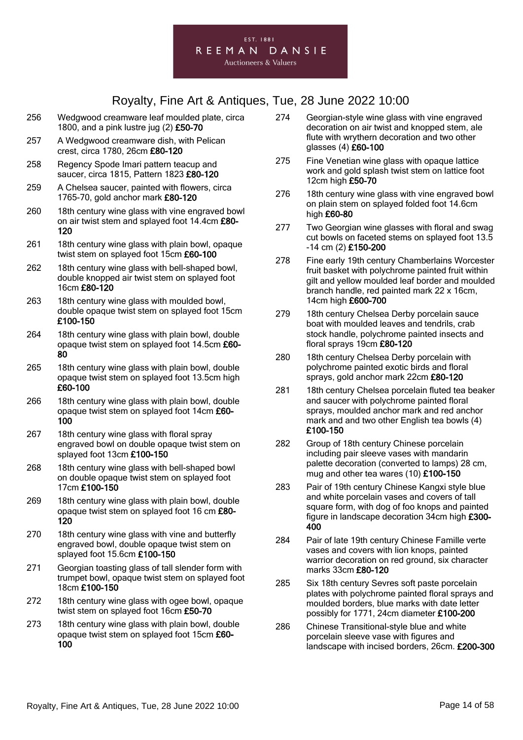## Royalty, Fine Art & Antiques, Tue, 28 June 2022 10:00

256 Wedgwood creamware leaf moulded plate, circa 1800, and a pink lustre jug (2) **£50-70**

257 A Wedgwood creamware dish, with Pelican crest, circa 1780, 26cm **£80-120**

258 Regency Spode Imari pattern teacup and saucer, circa 1815, Pattern 1823 **£80-120**

259 A Chelsea saucer, painted with flowers, circa 1765-70, gold anchor mark **£80-120**

260 18th century wine glass with vine engraved bowl on air twist stem and splayed foot 14.4cm **£80-120**

261 18th century wine glass with plain bowl, opaque twist stem on splayed foot 15cm **£60-100**

262 18th century wine glass with bell-shaped bowl, double knopped air twist stem on splayed foot 16cm **£80-120**

263 18th century wine glass with moulded bowl, double opaque twist stem on splayed foot 15cm **£100-150**

264 18th century wine glass with plain bowl, double opaque twist stem on splayed foot 14.5cm **£60-80**

265 18th century wine glass with plain bowl, double opaque twist stem on splayed foot 13.5cm high **£60-100**

266 18th century wine glass with plain bowl, double opaque twist stem on splayed foot 14cm **£60-100**

267 18th century wine glass with floral spray engraved bowl on double opaque twist stem on splayed foot 13cm **£100-150**

268 18th century wine glass with bell-shaped bowl on double opaque twist stem on splayed foot 17cm **£100-150**

269 18th century wine glass with plain bowl, double opaque twist stem on splayed foot 16 cm **£80-120**

270 18th century wine glass with vine and butterfly engraved bowl, double opaque twist stem on splayed foot 15.6cm **£100-150**

271 Georgian toasting glass of tall slender form with trumpet bowl, opaque twist stem on splayed foot 18cm **£100-150**

272 18th century wine glass with ogee bowl, opaque twist stem on splayed foot 16cm **£50-70**

273 18th century wine glass with plain bowl, double opaque twist stem on splayed foot 15cm **£60-100**

274 Georgian-style wine glass with vine engraved decoration on air twist and knopped stem, ale flute with wrythern decoration and two other glasses (4) **£60-100**

275 Fine Venetian wine glass with opaque lattice work and gold splash twist stem on lattice foot 12cm high **£50-70**

276 18th century wine glass with vine engraved bowl on plain stem on splayed folded foot 14.6cm high **£60-80**

277 Two Georgian wine glasses with floral and swag cut bowls on faceted stems on splayed foot 13.5 -14 cm (2) **£150-200**

278 Fine early 19th century Chamberlains Worcester fruit basket with polychrome painted fruit within gilt and yellow moulded leaf border and moulded branch handle, red painted mark 22 x 16cm, 14cm high **£600-700**

279 18th century Chelsea Derby porcelain sauce boat with moulded leaves and tendrils, crab stock handle, polychrome painted insects and floral sprays 19cm **£80-120**

280 18th century Chelsea Derby porcelain with polychrome painted exotic birds and floral sprays, gold anchor mark 22cm **£80-120**

281 18th century Chelsea porcelain fluted tea beaker and saucer with polychrome painted floral sprays, moulded anchor mark and red anchor mark and and two other English tea bowls (4) **£100-150**

282 Group of 18th century Chinese porcelain including pair sleeve vases with mandarin palette decoration (converted to lamps) 28 cm, mug and other tea wares (10) **£100-150**

283 Pair of 19th century Chinese Kangxi style blue and white porcelain vases and covers of tall square form, with dog of foo knops and painted figure in landscape decoration 34cm high **£300-400**

284 Pair of late 19th century Chinese Famille verte vases and covers with lion knops, painted warrior decoration on red ground, six character marks 33cm **£80-120**

285 Six 18th century Sevres soft paste porcelain plates with polychrome painted floral sprays and moulded borders, blue marks with date letter possibly for 1771, 24cm diameter **£100-200**

286 Chinese Transitional-style blue and white porcelain sleeve vase with figures and landscape with incised borders, 26cm. **£200-300**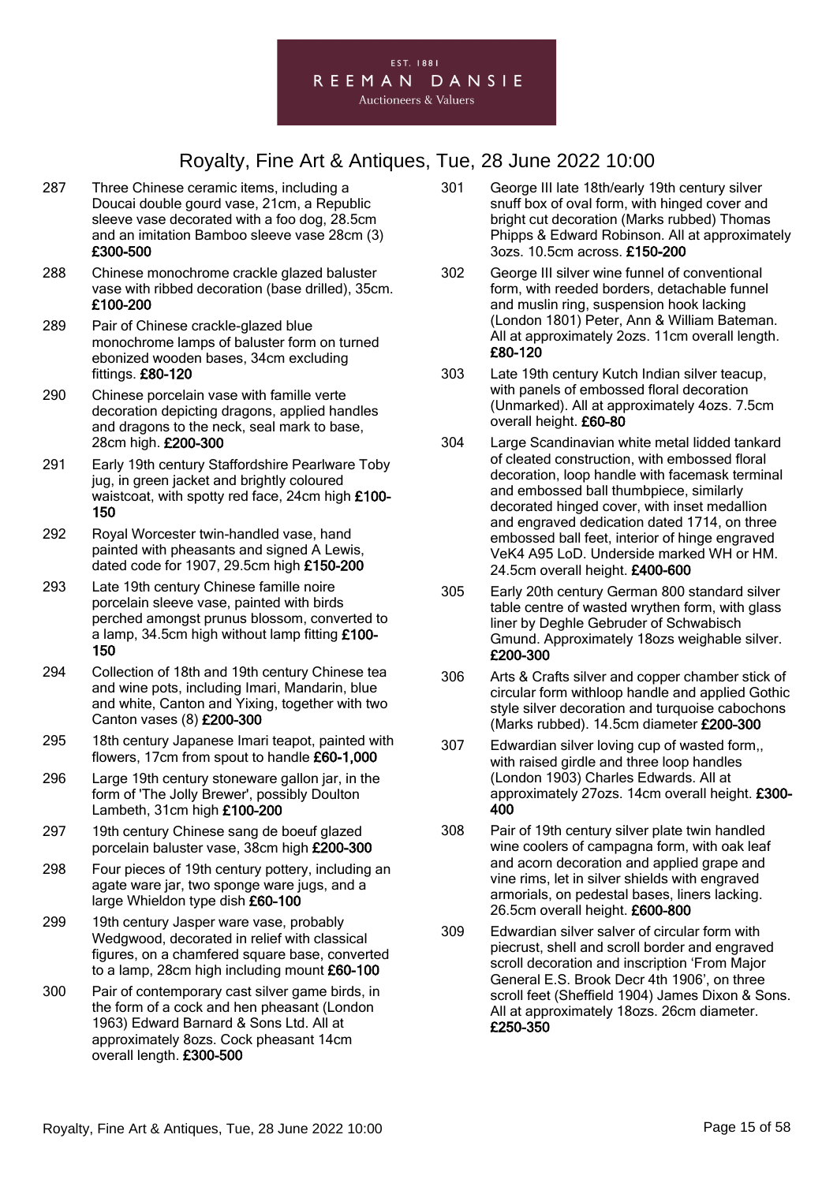EST. 1881
REEMAN DANSIE
Auctioneers & Valuers

# Royalty, Fine Art & Antiques, Tue, 28 June 2022 10:00

287 Three Chinese ceramic items, including a Doucai double gourd vase, 21cm, a Republic sleeve vase decorated with a foo dog, 28.5cm and an imitation Bamboo sleeve vase 28cm (3) **£300-500**

288 Chinese monochrome crackle glazed baluster vase with ribbed decoration (base drilled), 35cm. **£100-200**

289 Pair of Chinese crackle-glazed blue monochrome lamps of baluster form on turned ebonized wooden bases, 34cm excluding fittings. **£80-120**

290 Chinese porcelain vase with famille verte decoration depicting dragons, applied handles and dragons to the neck, seal mark to base, 28cm high. **£200-300**

291 Early 19th century Staffordshire Pearlware Toby jug, in green jacket and brightly coloured waistcoat, with spotty red face, 24cm high **£100-150**

292 Royal Worcester twin-handled vase, hand painted with pheasants and signed A Lewis, dated code for 1907, 29.5cm high **£150-200**

293 Late 19th century Chinese famille noire porcelain sleeve vase, painted with birds perched amongst prunus blossom, converted to a lamp, 34.5cm high without lamp fitting **£100-150**

294 Collection of 18th and 19th century Chinese tea and wine pots, including Imari, Mandarin, blue and white, Canton and Yixing, together with two Canton vases (8) **£200-300**

295 18th century Japanese Imari teapot, painted with flowers, 17cm from spout to handle **£60-1,000**

296 Large 19th century stoneware gallon jar, in the form of 'The Jolly Brewer', possibly Doulton Lambeth, 31cm high **£100-200**

297 19th century Chinese sang de boeuf glazed porcelain baluster vase, 38cm high **£200-300**

298 Four pieces of 19th century pottery, including an agate ware jar, two sponge ware jugs, and a large Whieldon type dish **£60-100**

299 19th century Jasper ware vase, probably Wedgwood, decorated in relief with classical figures, on a chamfered square base, converted to a lamp, 28cm high including mount **£60-100**

300 Pair of contemporary cast silver game birds, in the form of a cock and hen pheasant (London 1963) Edward Barnard & Sons Ltd. All at approximately 8ozs. Cock pheasant 14cm overall length. **£300-500**

301 George III late 18th/early 19th century silver snuff box of oval form, with hinged cover and bright cut decoration (Marks rubbed) Thomas Phipps & Edward Robinson. All at approximately 3ozs. 10.5cm across. **£150-200**

302 George III silver wine funnel of conventional form, with reeded borders, detachable funnel and muslin ring, suspension hook lacking (London 1801) Peter, Ann & William Bateman. All at approximately 2ozs. 11cm overall length. **£80-120**

303 Late 19th century Kutch Indian silver teacup, with panels of embossed floral decoration (Unmarked). All at approximately 4ozs. 7.5cm overall height. **£60-80**

304 Large Scandinavian white metal lidded tankard of cleated construction, with embossed floral decoration, loop handle with facemask terminal and embossed ball thumbpiece, similarly decorated hinged cover, with inset medallion and engraved dedication dated 1714, on three embossed ball feet, interior of hinge engraved VeK4 A95 LoD. Underside marked WH or HM. 24.5cm overall height. **£400-600**

305 Early 20th century German 800 standard silver table centre of wasted wrythen form, with glass liner by Deghle Gebruder of Schwabisch Gmund. Approximately 18ozs weighable silver. **£200-300**

306 Arts & Crafts silver and copper chamber stick of circular form withloop handle and applied Gothic style silver decoration and turquoise cabochons (Marks rubbed). 14.5cm diameter **£200-300**

307 Edwardian silver loving cup of wasted form,, with raised girdle and three loop handles (London 1903) Charles Edwards. All at approximately 27ozs. 14cm overall height. **£300-400**

308 Pair of 19th century silver plate twin handled wine coolers of campagna form, with oak leaf and acorn decoration and applied grape and vine rims, let in silver shields with engraved armorials, on pedestal bases, liners lacking. 26.5cm overall height. **£600-800**

309 Edwardian silver salver of circular form with piecrust, shell and scroll border and engraved scroll decoration and inscription 'From Major General E.S. Brook Decr 4th 1906', on three scroll feet (Sheffield 1904) James Dixon & Sons. All at approximately 18ozs. 26cm diameter. **£250-350**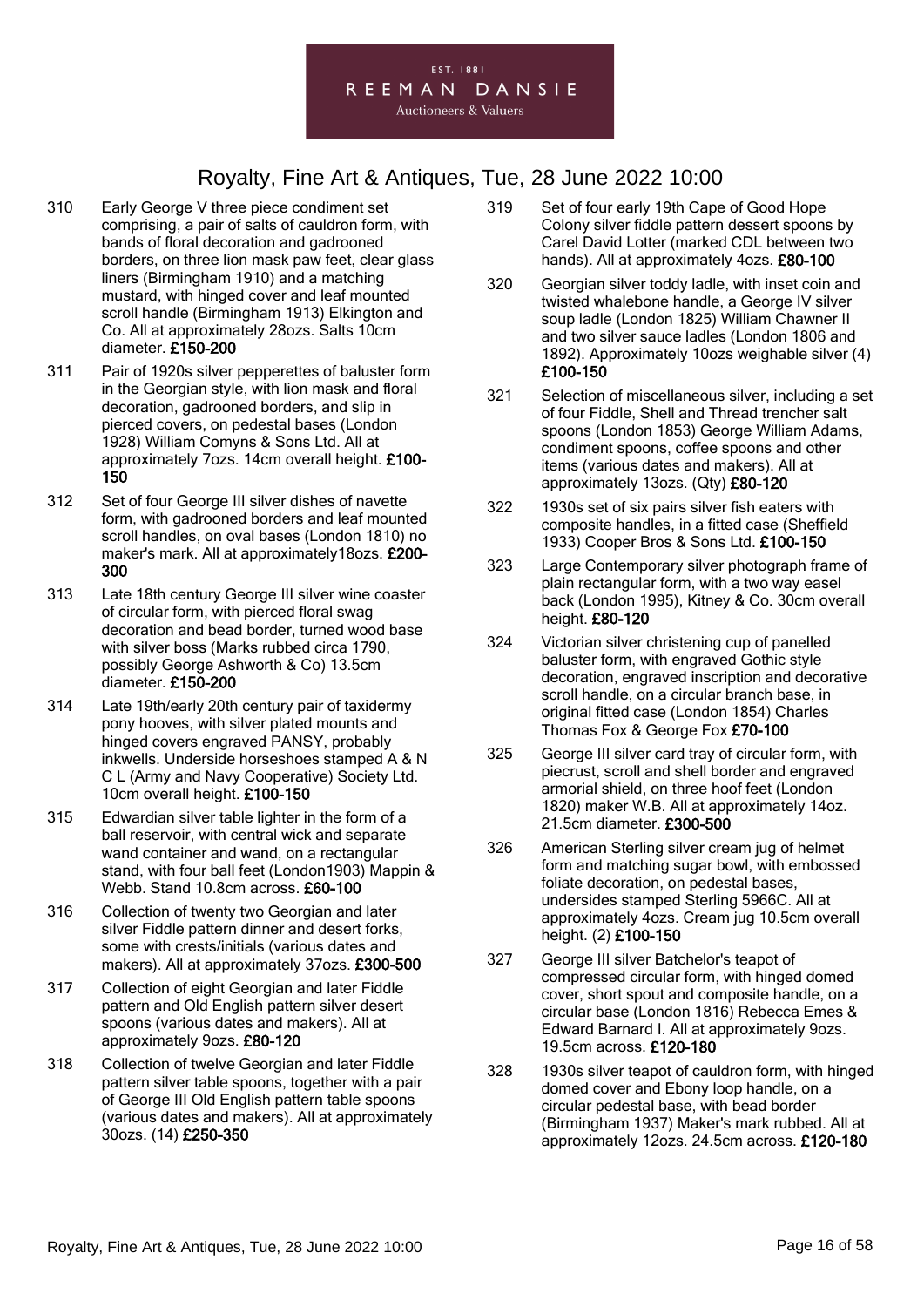310 Early George V three piece condiment set comprising, a pair of salts of cauldron form, with bands of floral decoration and gadrooned borders, on three lion mask paw feet, clear glass liners (Birmingham 1910) and a matching mustard, with hinged cover and leaf mounted scroll handle (Birmingham 1913) Elkington and Co. All at approximately 28ozs. Salts 10cm diameter. **£150-200**

311 Pair of 1920s silver pepperettes of baluster form in the Georgian style, with lion mask and floral decoration, gadrooned borders, and slip in pierced covers, on pedestal bases (London 1928) William Comyns & Sons Ltd. All at approximately 7ozs. 14cm overall height. **£100-150**

312 Set of four George III silver dishes of navette form, with gadrooned borders and leaf mounted scroll handles, on oval bases (London 1810) no maker's mark. All at approximately18ozs. **£200-300**

313 Late 18th century George III silver wine coaster of circular form, with pierced floral swag decoration and bead border, turned wood base with silver boss (Marks rubbed circa 1790, possibly George Ashworth & Co) 13.5cm diameter. **£150-200**

314 Late 19th/early 20th century pair of taxidermy pony hooves, with silver plated mounts and hinged covers engraved PANSY, probably inkwells. Underside horseshoes stamped A & N C L (Army and Navy Cooperative) Society Ltd. 10cm overall height. **£100-150**

315 Edwardian silver table lighter in the form of a ball reservoir, with central wick and separate wand container and wand, on a rectangular stand, with four ball feet (London1903) Mappin & Webb. Stand 10.8cm across. **£60-100**

316 Collection of twenty two Georgian and later silver Fiddle pattern dinner and desert forks, some with crests/initials (various dates and makers). All at approximately 37ozs. **£300-500**

317 Collection of eight Georgian and later Fiddle pattern and Old English pattern silver desert spoons (various dates and makers). All at approximately 9ozs. **£80-120**

318 Collection of twelve Georgian and later Fiddle pattern silver table spoons, together with a pair of George III Old English pattern table spoons (various dates and makers). All at approximately 30ozs. (14) **£250-350**

319 Set of four early 19th Cape of Good Hope Colony silver fiddle pattern dessert spoons by Carel David Lotter (marked CDL between two hands). All at approximately 4ozs. **£80-100**

320 Georgian silver toddy ladle, with inset coin and twisted whalebone handle, a George IV silver soup ladle (London 1825) William Chawner II and two silver sauce ladles (London 1806 and 1892). Approximately 10ozs weighable silver (4) **£100-150**

321 Selection of miscellaneous silver, including a set of four Fiddle, Shell and Thread trencher salt spoons (London 1853) George William Adams, condiment spoons, coffee spoons and other items (various dates and makers). All at approximately 13ozs. (Qty) **£80-120**

322 1930s set of six pairs silver fish eaters with composite handles, in a fitted case (Sheffield 1933) Cooper Bros & Sons Ltd. **£100-150**

323 Large Contemporary silver photograph frame of plain rectangular form, with a two way easel back (London 1995), Kitney & Co. 30cm overall height. **£80-120**

324 Victorian silver christening cup of panelled baluster form, with engraved Gothic style decoration, engraved inscription and decorative scroll handle, on a circular branch base, in original fitted case (London 1854) Charles Thomas Fox & George Fox **£70-100**

325 George III silver card tray of circular form, with piecrust, scroll and shell border and engraved armorial shield, on three hoof feet (London 1820) maker W.B. All at approximately 14oz. 21.5cm diameter. **£300-500**

326 American Sterling silver cream jug of helmet form and matching sugar bowl, with embossed foliate decoration, on pedestal bases, undersides stamped Sterling 5966C. All at approximately 4ozs. Cream jug 10.5cm overall height. (2) **£100-150**

327 George III silver Batchelor's teapot of compressed circular form, with hinged domed cover, short spout and composite handle, on a circular base (London 1816) Rebecca Emes & Edward Barnard I. All at approximately 9ozs. 19.5cm across. **£120-180**

328 1930s silver teapot of cauldron form, with hinged domed cover and Ebony loop handle, on a circular pedestal base, with bead border (Birmingham 1937) Maker's mark rubbed. All at approximately 12ozs. 24.5cm across. **£120-180**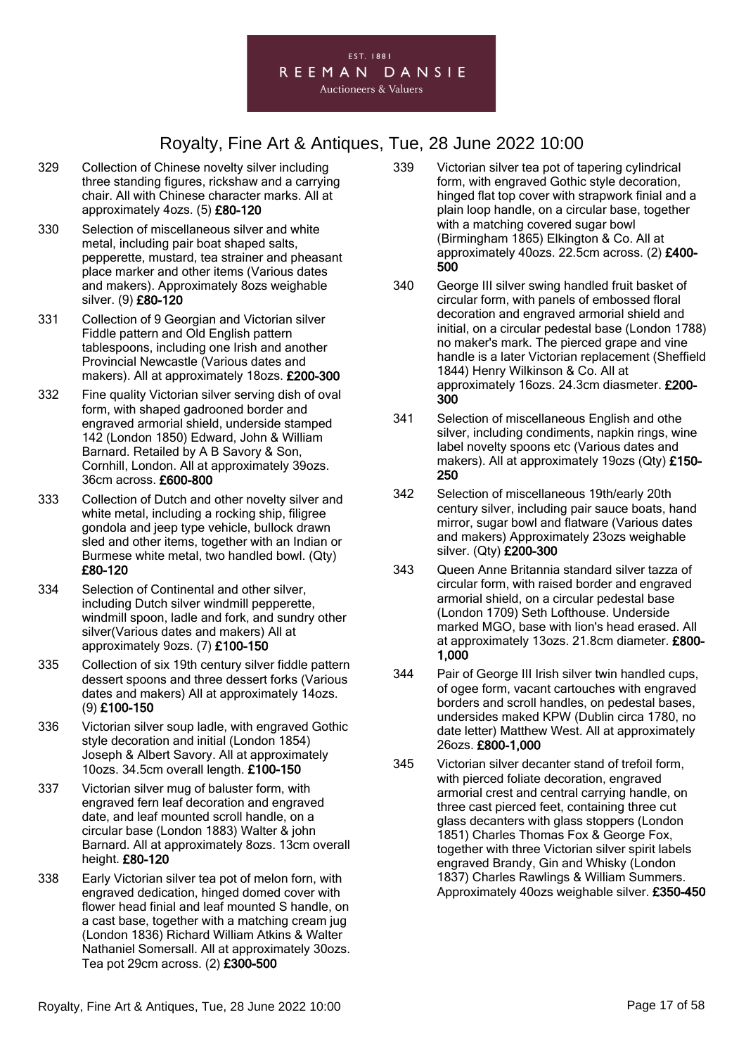# Royalty, Fine Art & Antiques, Tue, 28 June 2022 10:00

329 Collection of Chinese novelty silver including three standing figures, rickshaw and a carrying chair. All with Chinese character marks. All at approximately 4ozs. (5) **£80-120**

330 Selection of miscellaneous silver and white metal, including pair boat shaped salts, pepperette, mustard, tea strainer and pheasant place marker and other items (Various dates and makers). Approximately 8ozs weighable silver. (9) **£80-120**

331 Collection of 9 Georgian and Victorian silver Fiddle pattern and Old English pattern tablespoons, including one Irish and another Provincial Newcastle (Various dates and makers). All at approximately 18ozs. **£200-300**

332 Fine quality Victorian silver serving dish of oval form, with shaped gadrooned border and engraved armorial shield, underside stamped 142 (London 1850) Edward, John & William Barnard. Retailed by A B Savory & Son, Cornhill, London. All at approximately 39ozs. 36cm across. **£600-800**

333 Collection of Dutch and other novelty silver and white metal, including a rocking ship, filigree gondola and jeep type vehicle, bullock drawn sled and other items, together with an Indian or Burmese white metal, two handled bowl. (Qty) **£80-120**

334 Selection of Continental and other silver, including Dutch silver windmill pepperette, windmill spoon, ladle and fork, and sundry other silver(Various dates and makers) All at approximately 9ozs. (7) **£100-150**

335 Collection of six 19th century silver fiddle pattern dessert spoons and three dessert forks (Various dates and makers) All at approximately 14ozs. (9) **£100-150**

336 Victorian silver soup ladle, with engraved Gothic style decoration and initial (London 1854) Joseph & Albert Savory. All at approximately 10ozs. 34.5cm overall length. **£100-150**

337 Victorian silver mug of baluster form, with engraved fern leaf decoration and engraved date, and leaf mounted scroll handle, on a circular base (London 1883) Walter & john Barnard. All at approximately 8ozs. 13cm overall height. **£80-120**

338 Early Victorian silver tea pot of melon forn, with engraved dedication, hinged domed cover with flower head finial and leaf mounted S handle, on a cast base, together with a matching cream jug (London 1836) Richard William Atkins & Walter Nathaniel Somersall. All at approximately 30ozs. Tea pot 29cm across. (2) **£300-500**

339 Victorian silver tea pot of tapering cylindrical form, with engraved Gothic style decoration, hinged flat top cover with strapwork finial and a plain loop handle, on a circular base, together with a matching covered sugar bowl (Birmingham 1865) Elkington & Co. All at approximately 40ozs. 22.5cm across. (2) **£400-500**

340 George III silver swing handled fruit basket of circular form, with panels of embossed floral decoration and engraved armorial shield and initial, on a circular pedestal base (London 1788) no maker's mark. The pierced grape and vine handle is a later Victorian replacement (Sheffield 1844) Henry Wilkinson & Co. All at approximately 16ozs. 24.3cm diasmeter. **£200-300**

341 Selection of miscellaneous English and othe silver, including condiments, napkin rings, wine label novelty spoons etc (Various dates and makers). All at approximately 19ozs (Qty) **£150-250**

342 Selection of miscellaneous 19th/early 20th century silver, including pair sauce boats, hand mirror, sugar bowl and flatware (Various dates and makers) Approximately 23ozs weighable silver. (Qty) **£200-300**

343 Queen Anne Britannia standard silver tazza of circular form, with raised border and engraved armorial shield, on a circular pedestal base (London 1709) Seth Lofthouse. Underside marked MGO, base with lion's head erased. All at approximately 13ozs. 21.8cm diameter. **£800-1,000**

344 Pair of George III Irish silver twin handled cups, of ogee form, vacant cartouches with engraved borders and scroll handles, on pedestal bases, undersides maked KPW (Dublin circa 1780, no date letter) Matthew West. All at approximately 26ozs. **£800-1,000**

345 Victorian silver decanter stand of trefoil form, with pierced foliate decoration, engraved armorial crest and central carrying handle, on three cast pierced feet, containing three cut glass decanters with glass stoppers (London 1851) Charles Thomas Fox & George Fox, together with three Victorian silver spirit labels engraved Brandy, Gin and Whisky (London 1837) Charles Rawlings & William Summers. Approximately 40ozs weighable silver. **£350-450**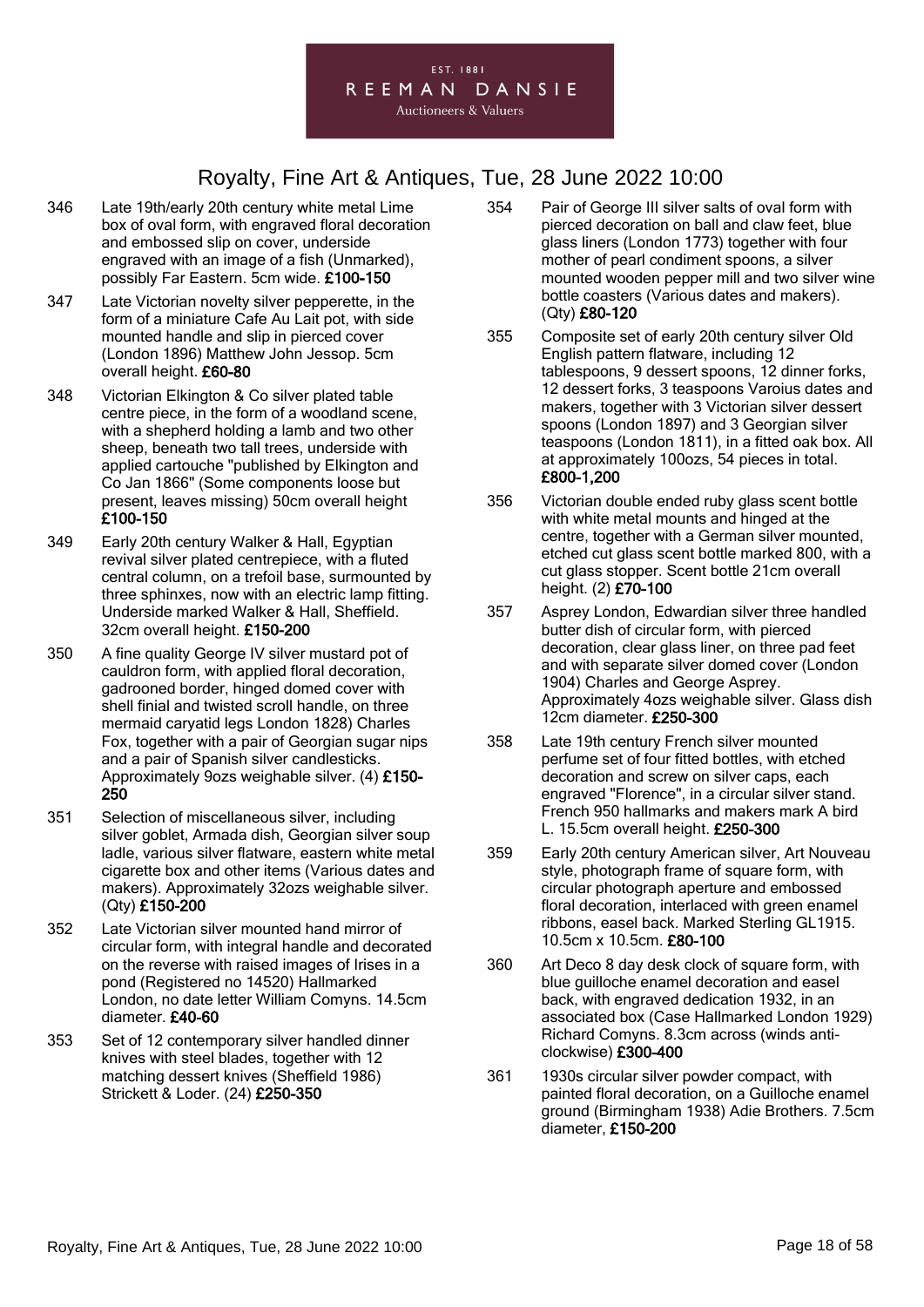346 Late 19th/early 20th century white metal Lime box of oval form, with engraved floral decoration and embossed slip on cover, underside engraved with an image of a fish (Unmarked), possibly Far Eastern. 5cm wide. **£100-150**

347 Late Victorian novelty silver pepperette, in the form of a miniature Cafe Au Lait pot, with side mounted handle and slip in pierced cover (London 1896) Matthew John Jessop. 5cm overall height. **£60-80**

348 Victorian Elkington & Co silver plated table centre piece, in the form of a woodland scene, with a shepherd holding a lamb and two other sheep, beneath two tall trees, underside with applied cartouche "published by Elkington and Co Jan 1866" (Some components loose but present, leaves missing) 50cm overall height **£100-150**

349 Early 20th century Walker & Hall, Egyptian revival silver plated centrepiece, with a fluted central column, on a trefoil base, surmounted by three sphinxes, now with an electric lamp fitting. Underside marked Walker & Hall, Sheffield. 32cm overall height. **£150-200**

350 A fine quality George IV silver mustard pot of cauldron form, with applied floral decoration, gadrooned border, hinged domed cover with shell finial and twisted scroll handle, on three mermaid caryatid legs London 1828) Charles Fox, together with a pair of Georgian sugar nips and a pair of Spanish silver candlesticks. Approximately 9ozs weighable silver. (4) **£150-250**

351 Selection of miscellaneous silver, including silver goblet, Armada dish, Georgian silver soup ladle, various silver flatware, eastern white metal cigarette box and other items (Various dates and makers). Approximately 32ozs weighable silver. (Qty) **£150-200**

352 Late Victorian silver mounted hand mirror of circular form, with integral handle and decorated on the reverse with raised images of Irises in a pond (Registered no 14520) Hallmarked London, no date letter William Comyns. 14.5cm diameter. **£40-60**

353 Set of 12 contemporary silver handled dinner knives with steel blades, together with 12 matching dessert knives (Sheffield 1986) Strickett & Loder. (24) **£250-350**

354 Pair of George III silver salts of oval form with pierced decoration on ball and claw feet, blue glass liners (London 1773) together with four mother of pearl condiment spoons, a silver mounted wooden pepper mill and two silver wine bottle coasters (Various dates and makers). (Qty) **£80-120**

355 Composite set of early 20th century silver Old English pattern flatware, including 12 tablespoons, 9 dessert spoons, 12 dinner forks, 12 dessert forks, 3 teaspoons Varoius dates and makers, together with 3 Victorian silver dessert spoons (London 1897) and 3 Georgian silver teaspoons (London 1811), in a fitted oak box. All at approximately 100ozs, 54 pieces in total. **£800-1,200**

356 Victorian double ended ruby glass scent bottle with white metal mounts and hinged at the centre, together with a German silver mounted, etched cut glass scent bottle marked 800, with a cut glass stopper. Scent bottle 21cm overall height. (2) **£70-100**

357 Asprey London, Edwardian silver three handled butter dish of circular form, with pierced decoration, clear glass liner, on three pad feet and with separate silver domed cover (London 1904) Charles and George Asprey. Approximately 4ozs weighable silver. Glass dish 12cm diameter. **£250-300**

358 Late 19th century French silver mounted perfume set of four fitted bottles, with etched decoration and screw on silver caps, each engraved "Florence", in a circular silver stand. French 950 hallmarks and makers mark A bird L. 15.5cm overall height. **£250-300**

359 Early 20th century American silver, Art Nouveau style, photograph frame of square form, with circular photograph aperture and embossed floral decoration, interlaced with green enamel ribbons, easel back. Marked Sterling GL1915. 10.5cm x 10.5cm. **£80-100**

360 Art Deco 8 day desk clock of square form, with blue guilloche enamel decoration and easel back, with engraved dedication 1932, in an associated box (Case Hallmarked London 1929) Richard Comyns. 8.3cm across (winds anti-clockwise) **£300-400**

361 1930s circular silver powder compact, with painted floral decoration, on a Guilloche enamel ground (Birmingham 1938) Adie Brothers. 7.5cm diameter, **£150-200**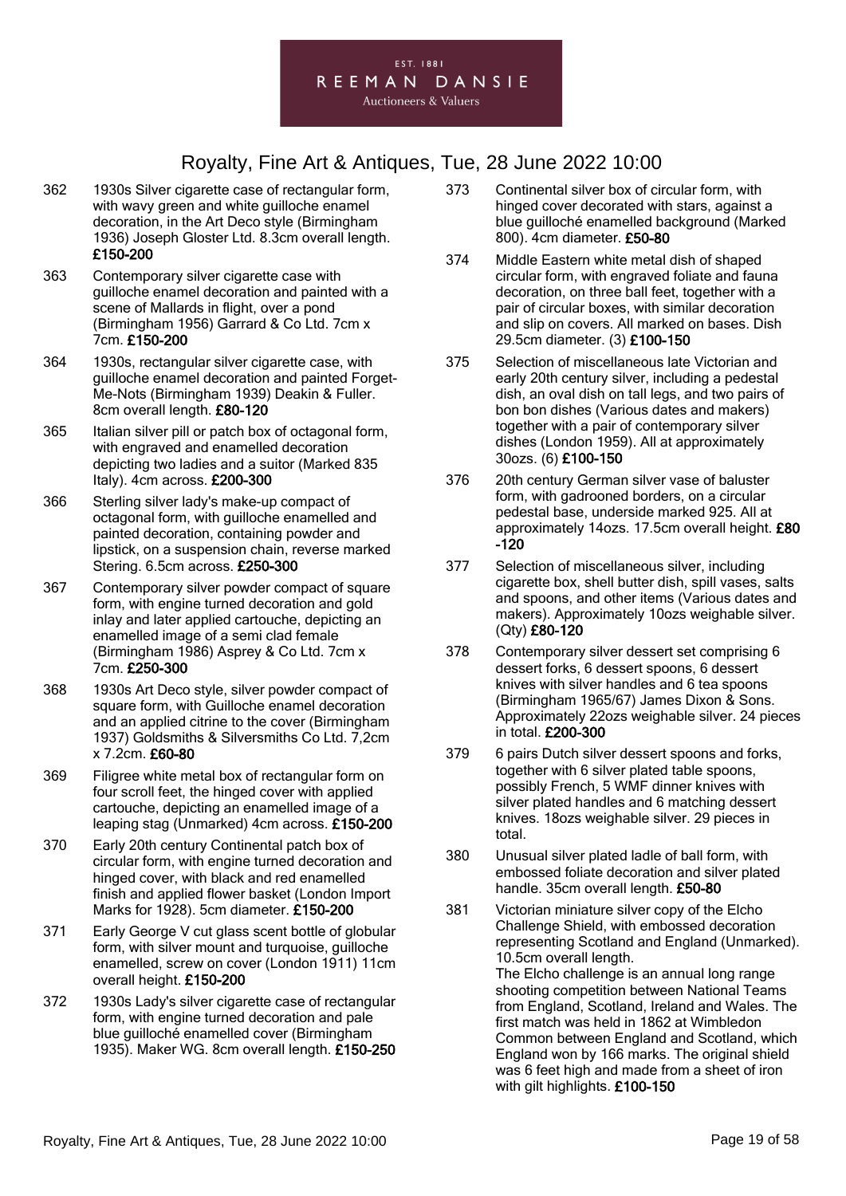362 1930s Silver cigarette case of rectangular form, with wavy green and white guilloche enamel decoration, in the Art Deco style (Birmingham 1936) Joseph Gloster Ltd. 8.3cm overall length. **£150-200**

363 Contemporary silver cigarette case with guilloche enamel decoration and painted with a scene of Mallards in flight, over a pond (Birmingham 1956) Garrard & Co Ltd. 7cm x 7cm. **£150-200**

364 1930s, rectangular silver cigarette case, with guilloche enamel decoration and painted Forget-Me-Nots (Birmingham 1939) Deakin & Fuller. 8cm overall length. **£80-120**

365 Italian silver pill or patch box of octagonal form, with engraved and enamelled decoration depicting two ladies and a suitor (Marked 835 Italy). 4cm across. **£200-300**

366 Sterling silver lady's make-up compact of octagonal form, with guilloche enamelled and painted decoration, containing powder and lipstick, on a suspension chain, reverse marked Stering. 6.5cm across. **£250-300**

367 Contemporary silver powder compact of square form, with engine turned decoration and gold inlay and later applied cartouche, depicting an enamelled image of a semi clad female (Birmingham 1986) Asprey & Co Ltd. 7cm x 7cm. **£250-300**

368 1930s Art Deco style, silver powder compact of square form, with Guilloche enamel decoration and an applied citrine to the cover (Birmingham 1937) Goldsmiths & Silversmiths Co Ltd. 7,2cm x 7.2cm. **£60-80**

369 Filigree white metal box of rectangular form on four scroll feet, the hinged cover with applied cartouche, depicting an enamelled image of a leaping stag (Unmarked) 4cm across. **£150-200**

370 Early 20th century Continental patch box of circular form, with engine turned decoration and hinged cover, with black and red enamelled finish and applied flower basket (London Import Marks for 1928). 5cm diameter. **£150-200**

371 Early George V cut glass scent bottle of globular form, with silver mount and turquoise, guilloche enamelled, screw on cover (London 1911) 11cm overall height. **£150-200**

372 1930s Lady's silver cigarette case of rectangular form, with engine turned decoration and pale blue guilloché enamelled cover (Birmingham 1935). Maker WG. 8cm overall length. **£150-250**

373 Continental silver box of circular form, with hinged cover decorated with stars, against a blue guilloché enamelled background (Marked 800). 4cm diameter. **£50-80**

374 Middle Eastern white metal dish of shaped circular form, with engraved foliate and fauna decoration, on three ball feet, together with a pair of circular boxes, with similar decoration and slip on covers. All marked on bases. Dish 29.5cm diameter. (3) **£100-150**

375 Selection of miscellaneous late Victorian and early 20th century silver, including a pedestal dish, an oval dish on tall legs, and two pairs of bon bon dishes (Various dates and makers) together with a pair of contemporary silver dishes (London 1959). All at approximately 30ozs. (6) **£100-150**

376 20th century German silver vase of baluster form, with gadrooned borders, on a circular pedestal base, underside marked 925. All at approximately 14ozs. 17.5cm overall height. **£80-120**

377 Selection of miscellaneous silver, including cigarette box, shell butter dish, spill vases, salts and spoons, and other items (Various dates and makers). Approximately 10ozs weighable silver. (Qty) **£80-120**

378 Contemporary silver dessert set comprising 6 dessert forks, 6 dessert spoons, 6 dessert knives with silver handles and 6 tea spoons (Birmingham 1965/67) James Dixon & Sons. Approximately 22ozs weighable silver. 24 pieces in total. **£200-300**

379 6 pairs Dutch silver dessert spoons and forks, together with 6 silver plated table spoons, possibly French, 5 WMF dinner knives with silver plated handles and 6 matching dessert knives. 18ozs weighable silver. 29 pieces in total.

380 Unusual silver plated ladle of ball form, with embossed foliate decoration and silver plated handle. 35cm overall length. **£50-80**

381 Victorian miniature silver copy of the Elcho Challenge Shield, with embossed decoration representing Scotland and England (Unmarked). 10.5cm overall length.
The Elcho challenge is an annual long range shooting competition between National Teams from England, Scotland, Ireland and Wales. The first match was held in 1862 at Wimbledon Common between England and Scotland, which England won by 166 marks. The original shield was 6 feet high and made from a sheet of iron with gilt highlights. **£100-150**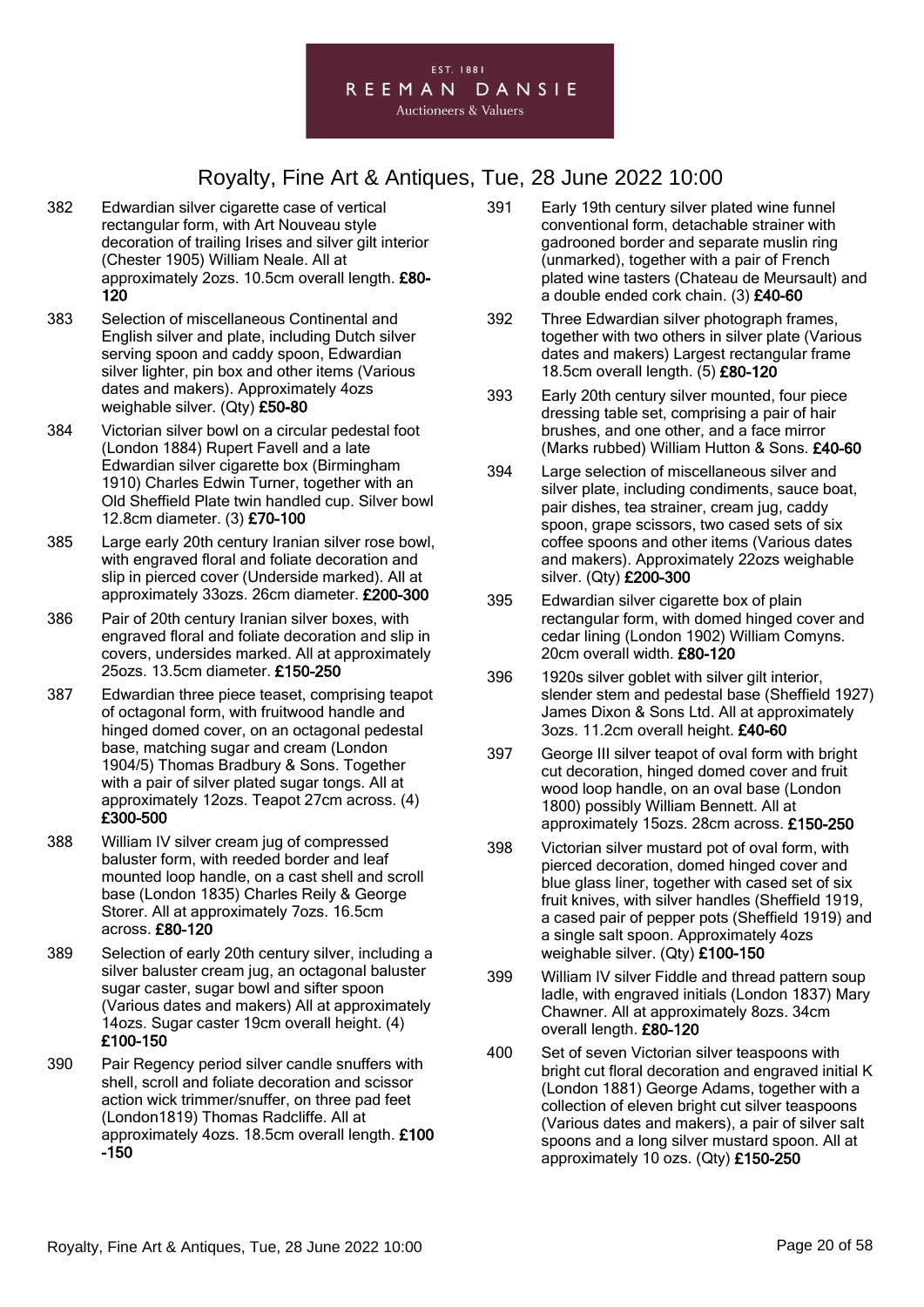EST. 1881
REEMAN DANSIE
Auctioneers & Valuers

# Royalty, Fine Art & Antiques, Tue, 28 June 2022 10:00

382 Edwardian silver cigarette case of vertical rectangular form, with Art Nouveau style decoration of trailing Irises and silver gilt interior (Chester 1905) William Neale. All at approximately 2ozs. 10.5cm overall length. **£80-120**

383 Selection of miscellaneous Continental and English silver and plate, including Dutch silver serving spoon and caddy spoon, Edwardian silver lighter, pin box and other items (Various dates and makers). Approximately 4ozs weighable silver. (Qty) **£50-80**

384 Victorian silver bowl on a circular pedestal foot (London 1884) Rupert Favell and a late Edwardian silver cigarette box (Birmingham 1910) Charles Edwin Turner, together with an Old Sheffield Plate twin handled cup. Silver bowl 12.8cm diameter. (3) **£70-100**

385 Large early 20th century Iranian silver rose bowl, with engraved floral and foliate decoration and slip in pierced cover (Underside marked). All at approximately 33ozs. 26cm diameter. **£200-300**

386 Pair of 20th century Iranian silver boxes, with engraved floral and foliate decoration and slip in covers, undersides marked. All at approximately 25ozs. 13.5cm diameter. **£150-250**

387 Edwardian three piece teaset, comprising teapot of octagonal form, with fruitwood handle and hinged domed cover, on an octagonal pedestal base, matching sugar and cream (London 1904/5) Thomas Bradbury & Sons. Together with a pair of silver plated sugar tongs. All at approximately 12ozs. Teapot 27cm across. (4) **£300-500**

388 William IV silver cream jug of compressed baluster form, with reeded border and leaf mounted loop handle, on a cast shell and scroll base (London 1835) Charles Reily & George Storer. All at approximately 7ozs. 16.5cm across. **£80-120**

389 Selection of early 20th century silver, including a silver baluster cream jug, an octagonal baluster sugar caster, sugar bowl and sifter spoon (Various dates and makers) All at approximately 14ozs. Sugar caster 19cm overall height. (4) **£100-150**

390 Pair Regency period silver candle snuffers with shell, scroll and foliate decoration and scissor action wick trimmer/snuffer, on three pad feet (London1819) Thomas Radcliffe. All at approximately 4ozs. 18.5cm overall length. **£100-150**

391 Early 19th century silver plated wine funnel conventional form, detachable strainer with gadrooned border and separate muslin ring (unmarked), together with a pair of French plated wine tasters (Chateau de Meursault) and a double ended cork chain. (3) **£40-60**

392 Three Edwardian silver photograph frames, together with two others in silver plate (Various dates and makers) Largest rectangular frame 18.5cm overall length. (5) **£80-120**

393 Early 20th century silver mounted, four piece dressing table set, comprising a pair of hair brushes, and one other, and a face mirror (Marks rubbed) William Hutton & Sons. **£40-60**

394 Large selection of miscellaneous silver and silver plate, including condiments, sauce boat, pair dishes, tea strainer, cream jug, caddy spoon, grape scissors, two cased sets of six coffee spoons and other items (Various dates and makers). Approximately 22ozs weighable silver. (Qty) **£200-300**

395 Edwardian silver cigarette box of plain rectangular form, with domed hinged cover and cedar lining (London 1902) William Comyns. 20cm overall width. **£80-120**

396 1920s silver goblet with silver gilt interior, slender stem and pedestal base (Sheffield 1927) James Dixon & Sons Ltd. All at approximately 3ozs. 11.2cm overall height. **£40-60**

397 George III silver teapot of oval form with bright cut decoration, hinged domed cover and fruit wood loop handle, on an oval base (London 1800) possibly William Bennett. All at approximately 15ozs. 28cm across. **£150-250**

398 Victorian silver mustard pot of oval form, with pierced decoration, domed hinged cover and blue glass liner, together with cased set of six fruit knives, with silver handles (Sheffield 1919, a cased pair of pepper pots (Sheffield 1919) and a single salt spoon. Approximately 4ozs weighable silver. (Qty) **£100-150**

399 William IV silver Fiddle and thread pattern soup ladle, with engraved initials (London 1837) Mary Chawner. All at approximately 8ozs. 34cm overall length. **£80-120**

400 Set of seven Victorian silver teaspoons with bright cut floral decoration and engraved initial K (London 1881) George Adams, together with a collection of eleven bright cut silver teaspoons (Various dates and makers), a pair of silver salt spoons and a long silver mustard spoon. All at approximately 10 ozs. (Qty) **£150-250**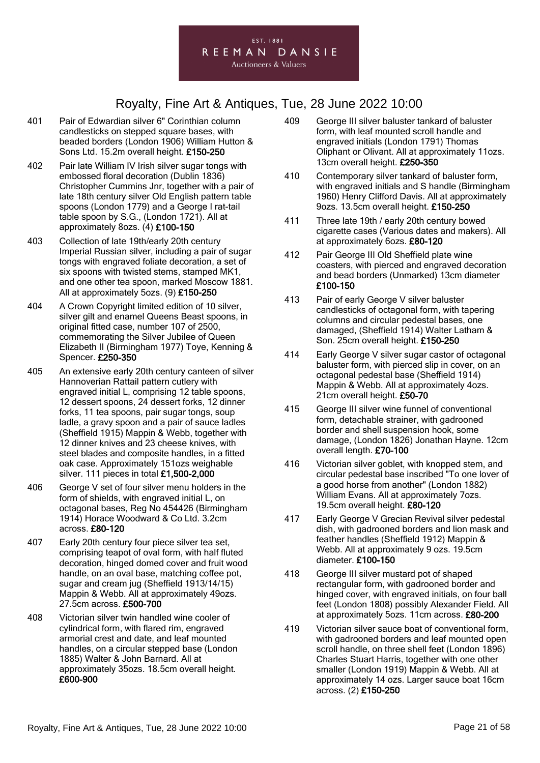401 Pair of Edwardian silver 6" Corinthian column candlesticks on stepped square bases, with beaded borders (London 1906) William Hutton & Sons Ltd. 15.2m overall height. **£150-250**

402 Pair late William IV Irish silver sugar tongs with embossed floral decoration (Dublin 1836) Christopher Cummins Jnr, together with a pair of late 18th century silver Old English pattern table spoons (London 1779) and a George I rat-tail table spoon by S.G., (London 1721). All at approximately 8ozs. (4) **£100-150**

403 Collection of late 19th/early 20th century Imperial Russian silver, including a pair of sugar tongs with engraved foliate decoration, a set of six spoons with twisted stems, stamped MK1, and one other tea spoon, marked Moscow 1881. All at approximately 5ozs. (9) **£150-250**

404 A Crown Copyright limited edition of 10 silver, silver gilt and enamel Queens Beast spoons, in original fitted case, number 107 of 2500, commemorating the Silver Jubilee of Queen Elizabeth II (Birmingham 1977) Toye, Kenning & Spencer. **£250-350**

405 An extensive early 20th century canteen of silver Hannoverian Rattail pattern cutlery with engraved initial L, comprising 12 table spoons, 12 dessert spoons, 24 dessert forks, 12 dinner forks, 11 tea spoons, pair sugar tongs, soup ladle, a gravy spoon and a pair of sauce ladles (Sheffield 1915) Mappin & Webb, together with 12 dinner knives and 23 cheese knives, with steel blades and composite handles, in a fitted oak case. Approximately 151ozs weighable silver. 111 pieces in total **£1,500-2,000**

406 George V set of four silver menu holders in the form of shields, with engraved initial L, on octagonal bases, Reg No 454426 (Birmingham 1914) Horace Woodward & Co Ltd. 3.2cm across. **£80-120**

407 Early 20th century four piece silver tea set, comprising teapot of oval form, with half fluted decoration, hinged domed cover and fruit wood handle, on an oval base, matching coffee pot, sugar and cream jug (Sheffield 1913/14/15) Mappin & Webb. All at approximately 49ozs. 27.5cm across. **£500-700**

408 Victorian silver twin handled wine cooler of cylindrical form, with flared rim, engraved armorial crest and date, and leaf mounted handles, on a circular stepped base (London 1885) Walter & John Barnard. All at approximately 35ozs. 18.5cm overall height. **£600-900**

409 George III silver baluster tankard of baluster form, with leaf mounted scroll handle and engraved initials (London 1791) Thomas Oliphant or Olivant. All at approximately 11ozs. 13cm overall height. **£250-350**

410 Contemporary silver tankard of baluster form, with engraved initials and S handle (Birmingham 1960) Henry Clifford Davis. All at approximately 9ozs. 13.5cm overall height. **£150-250**

411 Three late 19th / early 20th century bowed cigarette cases (Various dates and makers). All at approximately 6ozs. **£80-120**

412 Pair George III Old Sheffield plate wine coasters, with pierced and engraved decoration and bead borders (Unmarked) 13cm diameter **£100-150**

413 Pair of early George V silver baluster candlesticks of octagonal form, with tapering columns and circular pedestal bases, one damaged, (Sheffield 1914) Walter Latham & Son. 25cm overall height. **£150-250**

414 Early George V silver sugar castor of octagonal baluster form, with pierced slip in cover, on an octagonal pedestal base (Sheffield 1914) Mappin & Webb. All at approximately 4ozs. 21cm overall height. **£50-70**

415 George III silver wine funnel of conventional form, detachable strainer, with gadrooned border and shell suspension hook, some damage, (London 1826) Jonathan Hayne. 12cm overall length. **£70-100**

416 Victorian silver goblet, with knopped stem, and circular pedestal base inscribed "To one lover of a good horse from another" (London 1882) William Evans. All at approximately 7ozs. 19.5cm overall height. **£80-120**

417 Early George V Grecian Revival silver pedestal dish, with gadrooned borders and lion mask and feather handles (Sheffield 1912) Mappin & Webb. All at approximately 9 ozs. 19.5cm diameter. **£100-150**

418 George III silver mustard pot of shaped rectangular form, with gadrooned border and hinged cover, with engraved initials, on four ball feet (London 1808) possibly Alexander Field. All at approximately 5ozs. 11cm across. **£80-200**

419 Victorian silver sauce boat of conventional form, with gadrooned borders and leaf mounted open scroll handle, on three shell feet (London 1896) Charles Stuart Harris, together with one other smaller (London 1919) Mappin & Webb. All at approximately 14 ozs. Larger sauce boat 16cm across. (2) **£150-250**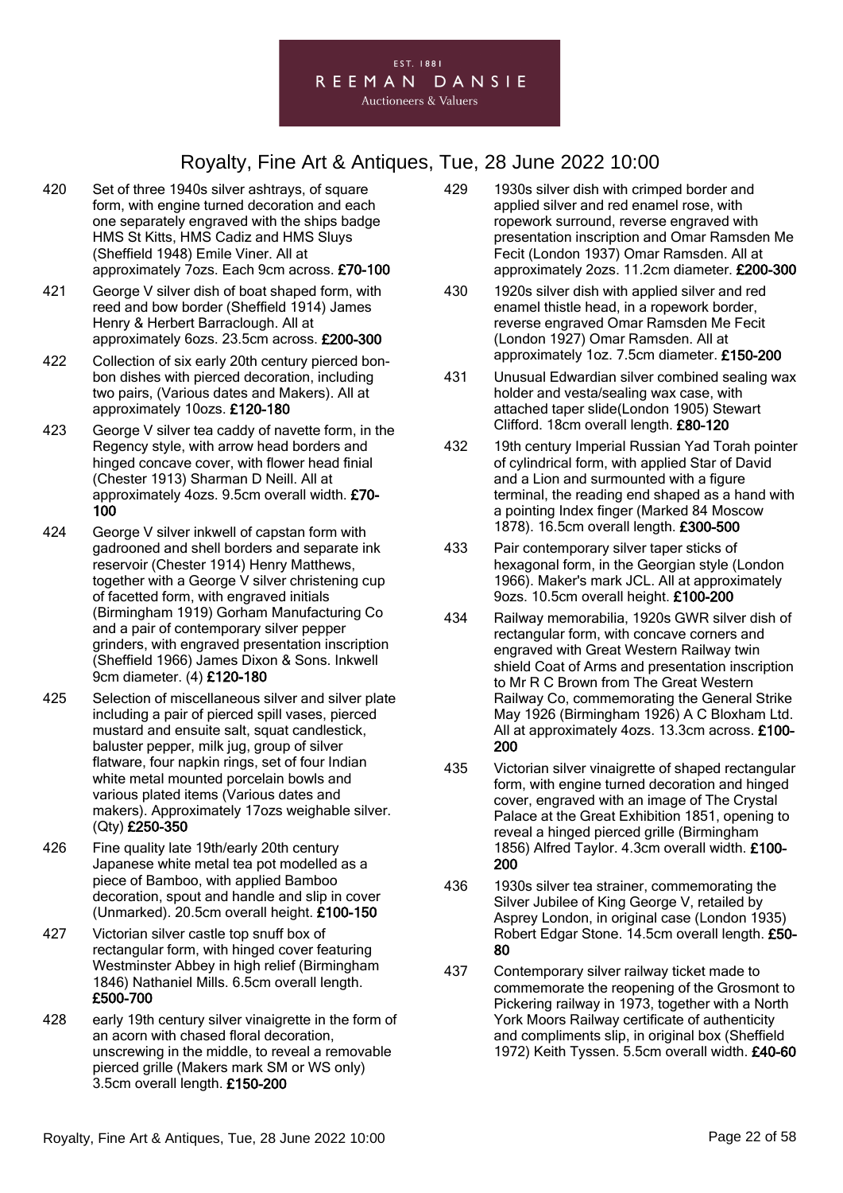420 Set of three 1940s silver ashtrays, of square form, with engine turned decoration and each one separately engraved with the ships badge HMS St Kitts, HMS Cadiz and HMS Sluys (Sheffield 1948) Emile Viner. All at approximately 7ozs. Each 9cm across. **£70-100**

421 George V silver dish of boat shaped form, with reed and bow border (Sheffield 1914) James Henry & Herbert Barraclough. All at approximately 6ozs. 23.5cm across. **£200-300**

422 Collection of six early 20th century pierced bon-bon dishes with pierced decoration, including two pairs, (Various dates and Makers). All at approximately 10ozs. **£120-180**

423 George V silver tea caddy of navette form, in the Regency style, with arrow head borders and hinged concave cover, with flower head finial (Chester 1913) Sharman D Neill. All at approximately 4ozs. 9.5cm overall width. **£70-100**

424 George V silver inkwell of capstan form with gadrooned and shell borders and separate ink reservoir (Chester 1914) Henry Matthews, together with a George V silver christening cup of facetted form, with engraved initials (Birmingham 1919) Gorham Manufacturing Co and a pair of contemporary silver pepper grinders, with engraved presentation inscription (Sheffield 1966) James Dixon & Sons. Inkwell 9cm diameter. (4) **£120-180**

425 Selection of miscellaneous silver and silver plate including a pair of pierced spill vases, pierced mustard and ensuite salt, squat candlestick, baluster pepper, milk jug, group of silver flatware, four napkin rings, set of four Indian white metal mounted porcelain bowls and various plated items (Various dates and makers). Approximately 17ozs weighable silver. (Qty) **£250-350**

426 Fine quality late 19th/early 20th century Japanese white metal tea pot modelled as a piece of Bamboo, with applied Bamboo decoration, spout and handle and slip in cover (Unmarked). 20.5cm overall height. **£100-150**

427 Victorian silver castle top snuff box of rectangular form, with hinged cover featuring Westminster Abbey in high relief (Birmingham 1846) Nathaniel Mills. 6.5cm overall length. **£500-700**

428 early 19th century silver vinaigrette in the form of an acorn with chased floral decoration, unscrewing in the middle, to reveal a removable pierced grille (Makers mark SM or WS only) 3.5cm overall length. **£150-200**

429 1930s silver dish with crimped border and applied silver and red enamel rose, with ropework surround, reverse engraved with presentation inscription and Omar Ramsden Me Fecit (London 1937) Omar Ramsden. All at approximately 2ozs. 11.2cm diameter. **£200-300**

430 1920s silver dish with applied silver and red enamel thistle head, in a ropework border, reverse engraved Omar Ramsden Me Fecit (London 1927) Omar Ramsden. All at approximately 1oz. 7.5cm diameter. **£150-200**

431 Unusual Edwardian silver combined sealing wax holder and vesta/sealing wax case, with attached taper slide(London 1905) Stewart Clifford. 18cm overall length. **£80-120**

432 19th century Imperial Russian Yad Torah pointer of cylindrical form, with applied Star of David and a Lion and surmounted with a figure terminal, the reading end shaped as a hand with a pointing Index finger (Marked 84 Moscow 1878). 16.5cm overall length. **£300-500**

433 Pair contemporary silver taper sticks of hexagonal form, in the Georgian style (London 1966). Maker's mark JCL. All at approximately 9ozs. 10.5cm overall height. **£100-200**

434 Railway memorabilia, 1920s GWR silver dish of rectangular form, with concave corners and engraved with Great Western Railway twin shield Coat of Arms and presentation inscription to Mr R C Brown from The Great Western Railway Co, commemorating the General Strike May 1926 (Birmingham 1926) A C Bloxham Ltd. All at approximately 4ozs. 13.3cm across. **£100-200**

435 Victorian silver vinaigrette of shaped rectangular form, with engine turned decoration and hinged cover, engraved with an image of The Crystal Palace at the Great Exhibition 1851, opening to reveal a hinged pierced grille (Birmingham 1856) Alfred Taylor. 4.3cm overall width. **£100-200**

436 1930s silver tea strainer, commemorating the Silver Jubilee of King George V, retailed by Asprey London, in original case (London 1935) Robert Edgar Stone. 14.5cm overall length. **£50-80**

437 Contemporary silver railway ticket made to commemorate the reopening of the Grosmont to Pickering railway in 1973, together with a North York Moors Railway certificate of authenticity and compliments slip, in original box (Sheffield 1972) Keith Tyssen. 5.5cm overall width. **£40-60**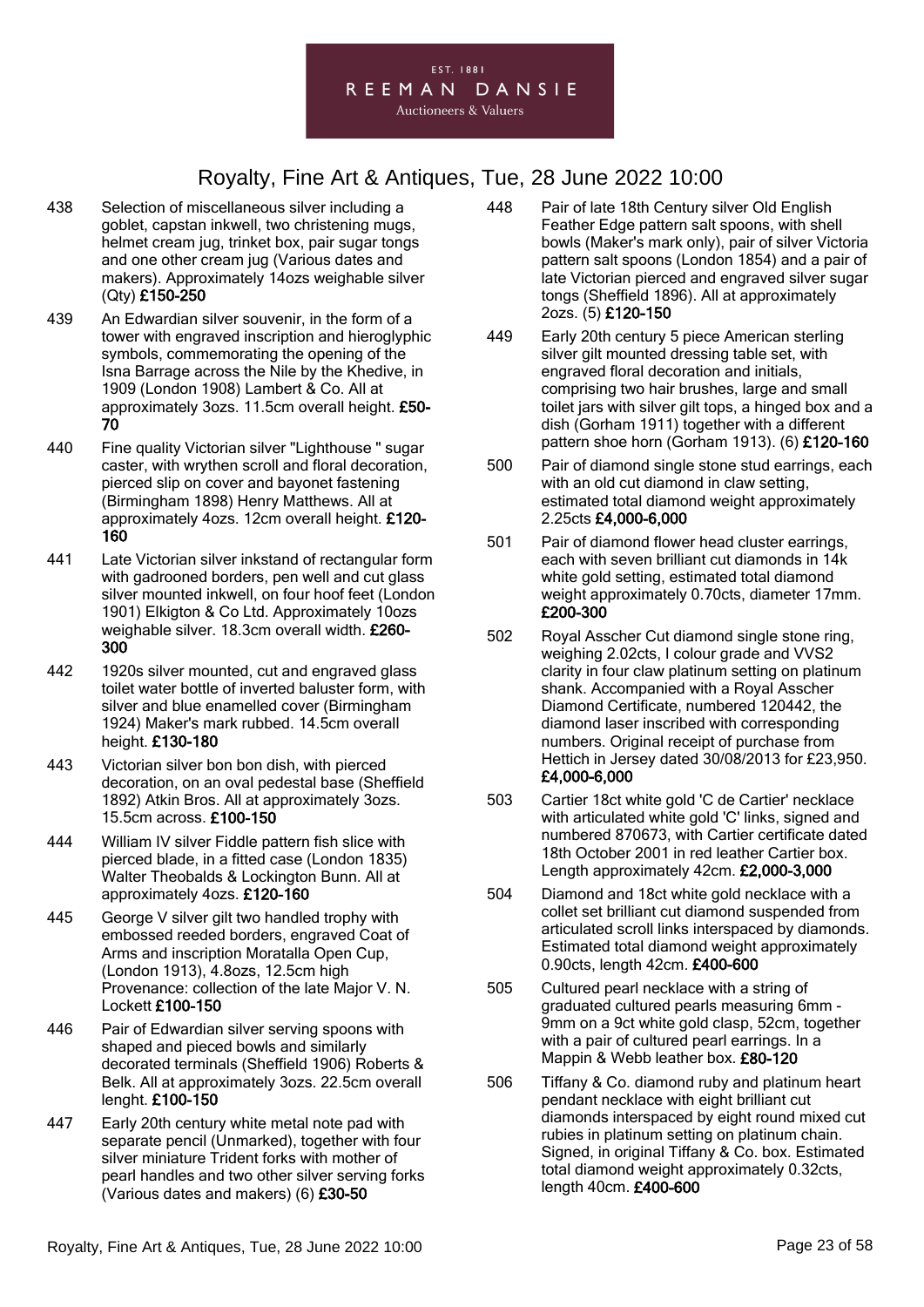# Royalty, Fine Art & Antiques, Tue, 28 June 2022 10:00

438 Selection of miscellaneous silver including a goblet, capstan inkwell, two christening mugs, helmet cream jug, trinket box, pair sugar tongs and one other cream jug (Various dates and makers). Approximately 14ozs weighable silver (Qty) **£150-250**

439 An Edwardian silver souvenir, in the form of a tower with engraved inscription and hieroglyphic symbols, commemorating the opening of the Isna Barrage across the Nile by the Khedive, in 1909 (London 1908) Lambert & Co. All at approximately 3ozs. 11.5cm overall height. **£50-70**

440 Fine quality Victorian silver "Lighthouse " sugar caster, with wrythen scroll and floral decoration, pierced slip on cover and bayonet fastening (Birmingham 1898) Henry Matthews. All at approximately 4ozs. 12cm overall height. **£120-160**

441 Late Victorian silver inkstand of rectangular form with gadrooned borders, pen well and cut glass silver mounted inkwell, on four hoof feet (London 1901) Elkigton & Co Ltd. Approximately 10ozs weighable silver. 18.3cm overall width. **£260-300**

442 1920s silver mounted, cut and engraved glass toilet water bottle of inverted baluster form, with silver and blue enamelled cover (Birmingham 1924) Maker's mark rubbed. 14.5cm overall height. **£130-180**

443 Victorian silver bon bon dish, with pierced decoration, on an oval pedestal base (Sheffield 1892) Atkin Bros. All at approximately 3ozs. 15.5cm across. **£100-150**

444 William IV silver Fiddle pattern fish slice with pierced blade, in a fitted case (London 1835) Walter Theobalds & Lockington Bunn. All at approximately 4ozs. **£120-160**

445 George V silver gilt two handled trophy with embossed reeded borders, engraved Coat of Arms and inscription Moratalla Open Cup, (London 1913), 4.8ozs, 12.5cm high Provenance: collection of the late Major V. N. Lockett **£100-150**

446 Pair of Edwardian silver serving spoons with shaped and pieced bowls and similarly decorated terminals (Sheffield 1906) Roberts & Belk. All at approximately 3ozs. 22.5cm overall lenght. **£100-150**

447 Early 20th century white metal note pad with separate pencil (Unmarked), together with four silver miniature Trident forks with mother of pearl handles and two other silver serving forks (Various dates and makers) (6) **£30-50**

448 Pair of late 18th Century silver Old English Feather Edge pattern salt spoons, with shell bowls (Maker's mark only), pair of silver Victoria pattern salt spoons (London 1854) and a pair of late Victorian pierced and engraved silver sugar tongs (Sheffield 1896). All at approximately 2ozs. (5) **£120-150**

449 Early 20th century 5 piece American sterling silver gilt mounted dressing table set, with engraved floral decoration and initials, comprising two hair brushes, large and small toilet jars with silver gilt tops, a hinged box and a dish (Gorham 1911) together with a different pattern shoe horn (Gorham 1913). (6) **£120-160**

500 Pair of diamond single stone stud earrings, each with an old cut diamond in claw setting, estimated total diamond weight approximately 2.25cts **£4,000-6,000**

501 Pair of diamond flower head cluster earrings, each with seven brilliant cut diamonds in 14k white gold setting, estimated total diamond weight approximately 0.70cts, diameter 17mm. **£200-300**

502 Royal Asscher Cut diamond single stone ring, weighing 2.02cts, I colour grade and VVS2 clarity in four claw platinum setting on platinum shank. Accompanied with a Royal Asscher Diamond Certificate, numbered 120442, the diamond laser inscribed with corresponding numbers. Original receipt of purchase from Hettich in Jersey dated 30/08/2013 for £23,950. **£4,000-6,000**

503 Cartier 18ct white gold 'C de Cartier' necklace with articulated white gold 'C' links, signed and numbered 870673, with Cartier certificate dated 18th October 2001 in red leather Cartier box. Length approximately 42cm. **£2,000-3,000**

504 Diamond and 18ct white gold necklace with a collet set brilliant cut diamond suspended from articulated scroll links interspaced by diamonds. Estimated total diamond weight approximately 0.90cts, length 42cm. **£400-600**

505 Cultured pearl necklace with a string of graduated cultured pearls measuring 6mm - 9mm on a 9ct white gold clasp, 52cm, together with a pair of cultured pearl earrings. In a Mappin & Webb leather box. **£80-120**

506 Tiffany & Co. diamond ruby and platinum heart pendant necklace with eight brilliant cut diamonds interspaced by eight round mixed cut rubies in platinum setting on platinum chain. Signed, in original Tiffany & Co. box. Estimated total diamond weight approximately 0.32cts, length 40cm. **£400-600**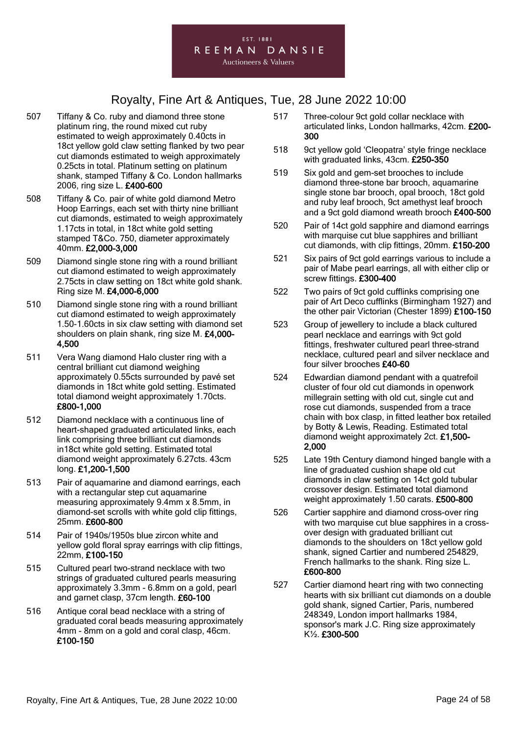507 Tiffany & Co. ruby and diamond three stone platinum ring, the round mixed cut ruby estimated to weigh approximately 0.40cts in 18ct yellow gold claw setting flanked by two pear cut diamonds estimated to weigh approximately 0.25cts in total. Platinum setting on platinum shank, stamped Tiffany & Co. London hallmarks 2006, ring size L. **£400-600**

508 Tiffany & Co. pair of white gold diamond Metro Hoop Earrings, each set with thirty nine brilliant cut diamonds, estimated to weigh approximately 1.17cts in total, in 18ct white gold setting stamped T&Co. 750, diameter approximately 40mm. **£2,000-3,000**

509 Diamond single stone ring with a round brilliant cut diamond estimated to weigh approximately 2.75cts in claw setting on 18ct white gold shank. Ring size M. **£4,000-6,000**

510 Diamond single stone ring with a round brilliant cut diamond estimated to weigh approximately 1.50-1.60cts in six claw setting with diamond set shoulders on plain shank, ring size M. **£4,000-4,500**

511 Vera Wang diamond Halo cluster ring with a central brilliant cut diamond weighing approximately 0.55cts surrounded by pavé set diamonds in 18ct white gold setting. Estimated total diamond weight approximately 1.70cts. **£800-1,000**

512 Diamond necklace with a continuous line of heart-shaped graduated articulated links, each link comprising three brilliant cut diamonds in18ct white gold setting. Estimated total diamond weight approximately 6.27cts. 43cm long. **£1,200-1,500**

513 Pair of aquamarine and diamond earrings, each with a rectangular step cut aquamarine measuring approximately 9.4mm x 8.5mm, in diamond-set scrolls with white gold clip fittings, 25mm. **£600-800**

514 Pair of 1940s/1950s blue zircon white and yellow gold floral spray earrings with clip fittings, 22mm, **£100-150**

515 Cultured pearl two-strand necklace with two strings of graduated cultured pearls measuring approximately 3.3mm - 6.8mm on a gold, pearl and garnet clasp, 37cm length. **£60-100**

516 Antique coral bead necklace with a string of graduated coral beads measuring approximately 4mm - 8mm on a gold and coral clasp, 46cm. **£100-150**

517 Three-colour 9ct gold collar necklace with articulated links, London hallmarks, 42cm. **£200-300**

518 9ct yellow gold 'Cleopatra' style fringe necklace with graduated links, 43cm. **£250-350**

519 Six gold and gem-set brooches to include diamond three-stone bar brooch, aquamarine single stone bar brooch, opal brooch, 18ct gold and ruby leaf brooch, 9ct amethyst leaf brooch and a 9ct gold diamond wreath brooch **£400-500**

520 Pair of 14ct gold sapphire and diamond earrings with marquise cut blue sapphires and brilliant cut diamonds, with clip fittings, 20mm. **£150-200**

521 Six pairs of 9ct gold earrings various to include a pair of Mabe pearl earrings, all with either clip or screw fittings. **£300-400**

522 Two pairs of 9ct gold cufflinks comprising one pair of Art Deco cufflinks (Birmingham 1927) and the other pair Victorian (Chester 1899) **£100-150**

523 Group of jewellery to include a black cultured pearl necklace and earrings with 9ct gold fittings, freshwater cultured pearl three-strand necklace, cultured pearl and silver necklace and four silver brooches **£40-60**

524 Edwardian diamond pendant with a quatrefoil cluster of four old cut diamonds in openwork millegrain setting with old cut, single cut and rose cut diamonds, suspended from a trace chain with box clasp, in fitted leather box retailed by Botty & Lewis, Reading. Estimated total diamond weight approximately 2ct. **£1,500-2,000**

525 Late 19th Century diamond hinged bangle with a line of graduated cushion shape old cut diamonds in claw setting on 14ct gold tubular crossover design. Estimated total diamond weight approximately 1.50 carats. **£500-800**

526 Cartier sapphire and diamond cross-over ring with two marquise cut blue sapphires in a cross-over design with graduated brilliant cut diamonds to the shoulders on 18ct yellow gold shank, signed Cartier and numbered 254829, French hallmarks to the shank. Ring size L. **£600-800**

527 Cartier diamond heart ring with two connecting hearts with six brilliant cut diamonds on a double gold shank, signed Cartier, Paris, numbered 248349, London import hallmarks 1984, sponsor's mark J.C. Ring size approximately K½. **£300-500**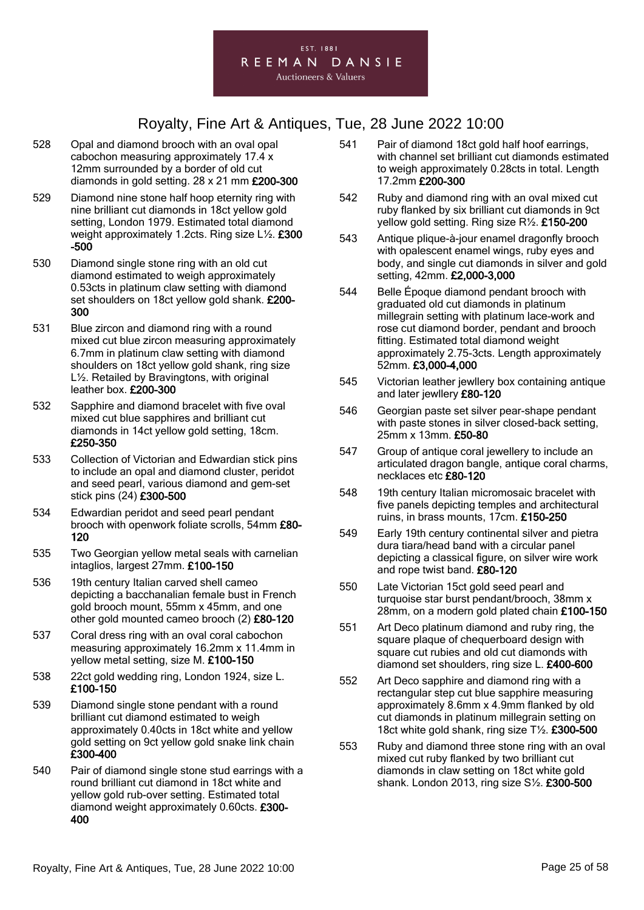528 Opal and diamond brooch with an oval opal cabochon measuring approximately 17.4 x 12mm surrounded by a border of old cut diamonds in gold setting. 28 x 21 mm **£200-300**

529 Diamond nine stone half hoop eternity ring with nine brilliant cut diamonds in 18ct yellow gold setting, London 1979. Estimated total diamond weight approximately 1.2cts. Ring size L½. **£300-500**

530 Diamond single stone ring with an old cut diamond estimated to weigh approximately 0.53cts in platinum claw setting with diamond set shoulders on 18ct yellow gold shank. **£200-300**

531 Blue zircon and diamond ring with a round mixed cut blue zircon measuring approximately 6.7mm in platinum claw setting with diamond shoulders on 18ct yellow gold shank, ring size L½. Retailed by Bravingtons, with original leather box. **£200-300**

532 Sapphire and diamond bracelet with five oval mixed cut blue sapphires and brilliant cut diamonds in 14ct yellow gold setting, 18cm. **£250-350**

533 Collection of Victorian and Edwardian stick pins to include an opal and diamond cluster, peridot and seed pearl, various diamond and gem-set stick pins (24) **£300-500**

534 Edwardian peridot and seed pearl pendant brooch with openwork foliate scrolls, 54mm **£80-120**

535 Two Georgian yellow metal seals with carnelian intaglios, largest 27mm. **£100-150**

536 19th century Italian carved shell cameo depicting a bacchanalian female bust in French gold brooch mount, 55mm x 45mm, and one other gold mounted cameo brooch (2) **£80-120**

537 Coral dress ring with an oval coral cabochon measuring approximately 16.2mm x 11.4mm in yellow metal setting, size M. **£100-150**

538 22ct gold wedding ring, London 1924, size L. **£100-150**

539 Diamond single stone pendant with a round brilliant cut diamond estimated to weigh approximately 0.40cts in 18ct white and yellow gold setting on 9ct yellow gold snake link chain **£300-400**

540 Pair of diamond single stone stud earrings with a round brilliant cut diamond in 18ct white and yellow gold rub-over setting. Estimated total diamond weight approximately 0.60cts. **£300-400**

541 Pair of diamond 18ct gold half hoof earrings, with channel set brilliant cut diamonds estimated to weigh approximately 0.28cts in total. Length 17.2mm **£200-300**

542 Ruby and diamond ring with an oval mixed cut ruby flanked by six brilliant cut diamonds in 9ct yellow gold setting. Ring size R½. **£150-200**

543 Antique plique-à-jour enamel dragonfly brooch with opalescent enamel wings, ruby eyes and body, and single cut diamonds in silver and gold setting, 42mm. **£2,000-3,000**

544 Belle Époque diamond pendant brooch with graduated old cut diamonds in platinum millegrain setting with platinum lace-work and rose cut diamond border, pendant and brooch fitting. Estimated total diamond weight approximately 2.75-3cts. Length approximately 52mm. **£3,000-4,000**

545 Victorian leather jewllery box containing antique and later jewllery **£80-120**

546 Georgian paste set silver pear-shape pendant with paste stones in silver closed-back setting, 25mm x 13mm. **£50-80**

547 Group of antique coral jewellery to include an articulated dragon bangle, antique coral charms, necklaces etc **£80-120**

548 19th century Italian micromosaic bracelet with five panels depicting temples and architectural ruins, in brass mounts, 17cm. **£150-250**

549 Early 19th century continental silver and pietra dura tiara/head band with a circular panel depicting a classical figure, on silver wire work and rope twist band. **£80-120**

550 Late Victorian 15ct gold seed pearl and turquoise star burst pendant/brooch, 38mm x 28mm, on a modern gold plated chain **£100-150**

551 Art Deco platinum diamond and ruby ring, the square plaque of chequerboard design with square cut rubies and old cut diamonds with diamond set shoulders, ring size L. **£400-600**

552 Art Deco sapphire and diamond ring with a rectangular step cut blue sapphire measuring approximately 8.6mm x 4.9mm flanked by old cut diamonds in platinum millegrain setting on 18ct white gold shank, ring size T½. **£300-500**

553 Ruby and diamond three stone ring with an oval mixed cut ruby flanked by two brilliant cut diamonds in claw setting on 18ct white gold shank. London 2013, ring size S½. **£300-500**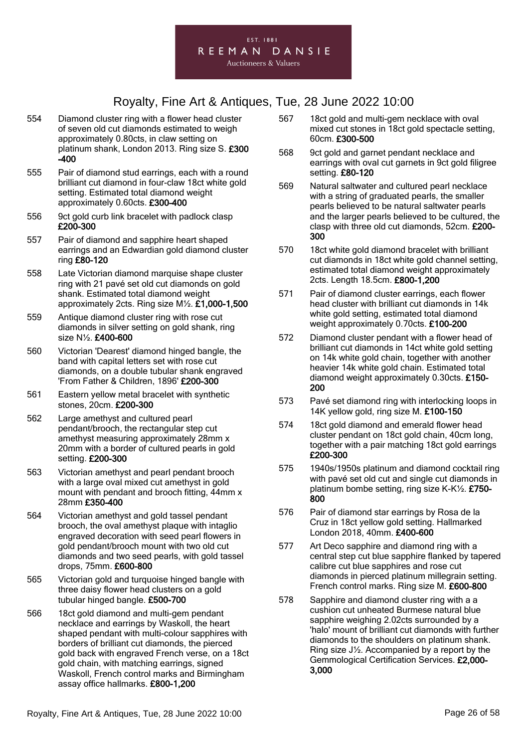554 Diamond cluster ring with a flower head cluster of seven old cut diamonds estimated to weigh approximately 0.80cts, in claw setting on platinum shank, London 2013. Ring size S. **£300-400**

555 Pair of diamond stud earrings, each with a round brilliant cut diamond in four-claw 18ct white gold setting. Estimated total diamond weight approximately 0.60cts. **£300-400**

556 9ct gold curb link bracelet with padlock clasp **£200-300**

557 Pair of diamond and sapphire heart shaped earrings and an Edwardian gold diamond cluster ring **£80-120**

558 Late Victorian diamond marquise shape cluster ring with 21 pavé set old cut diamonds on gold shank. Estimated total diamond weight approximately 2cts. Ring size M½. **£1,000-1,500**

559 Antique diamond cluster ring with rose cut diamonds in silver setting on gold shank, ring size N½. **£400-600**

560 Victorian 'Dearest' diamond hinged bangle, the band with capital letters set with rose cut diamonds, on a double tubular shank engraved 'From Father & Children, 1896' **£200-300**

561 Eastern yellow metal bracelet with synthetic stones, 20cm. **£200-300**

562 Large amethyst and cultured pearl pendant/brooch, the rectangular step cut amethyst measuring approximately 28mm x 20mm with a border of cultured pearls in gold setting. **£200-300**

563 Victorian amethyst and pearl pendant brooch with a large oval mixed cut amethyst in gold mount with pendant and brooch fitting, 44mm x 28mm **£350-400**

564 Victorian amethyst and gold tassel pendant brooch, the oval amethyst plaque with intaglio engraved decoration with seed pearl flowers in gold pendant/brooch mount with two old cut diamonds and two seed pearls, with gold tassel drops, 75mm. **£600-800**

565 Victorian gold and turquoise hinged bangle with three daisy flower head clusters on a gold tubular hinged bangle. **£500-700**

566 18ct gold diamond and multi-gem pendant necklace and earrings by Waskoll, the heart shaped pendant with multi-colour sapphires with borders of brilliant cut diamonds, the pierced gold back with engraved French verse, on a 18ct gold chain, with matching earrings, signed Waskoll, French control marks and Birmingham assay office hallmarks. **£800-1,200**

567 18ct gold and multi-gem necklace with oval mixed cut stones in 18ct gold spectacle setting, 60cm. **£300-500**

568 9ct gold and garnet pendant necklace and earrings with oval cut garnets in 9ct gold filigree setting. **£80-120**

569 Natural saltwater and cultured pearl necklace with a string of graduated pearls, the smaller pearls believed to be natural saltwater pearls and the larger pearls believed to be cultured, the clasp with three old cut diamonds, 52cm. **£200-300**

570 18ct white gold diamond bracelet with brilliant cut diamonds in 18ct white gold channel setting, estimated total diamond weight approximately 2cts. Length 18.5cm. **£800-1,200**

571 Pair of diamond cluster earrings, each flower head cluster with brilliant cut diamonds in 14k white gold setting, estimated total diamond weight approximately 0.70cts. **£100-200**

572 Diamond cluster pendant with a flower head of brilliant cut diamonds in 14ct white gold setting on 14k white gold chain, together with another heavier 14k white gold chain. Estimated total diamond weight approximately 0.30cts. **£150-200**

573 Pavé set diamond ring with interlocking loops in 14K yellow gold, ring size M. **£100-150**

574 18ct gold diamond and emerald flower head cluster pendant on 18ct gold chain, 40cm long, together with a pair matching 18ct gold earrings **£200-300**

575 1940s/1950s platinum and diamond cocktail ring with pavé set old cut and single cut diamonds in platinum bombe setting, ring size K-K½. **£750-800**

576 Pair of diamond star earrings by Rosa de la Cruz in 18ct yellow gold setting. Hallmarked London 2018, 40mm. **£400-600**

577 Art Deco sapphire and diamond ring with a central step cut blue sapphire flanked by tapered calibre cut blue sapphires and rose cut diamonds in pierced platinum millegrain setting. French control marks. Ring size M. **£600-800**

578 Sapphire and diamond cluster ring with a a cushion cut unheated Burmese natural blue sapphire weighing 2.02cts surrounded by a 'halo' mount of brilliant cut diamonds with further diamonds to the shoulders on platinum shank. Ring size J½. Accompanied by a report by the Gemmological Certification Services. **£2,000-3,000**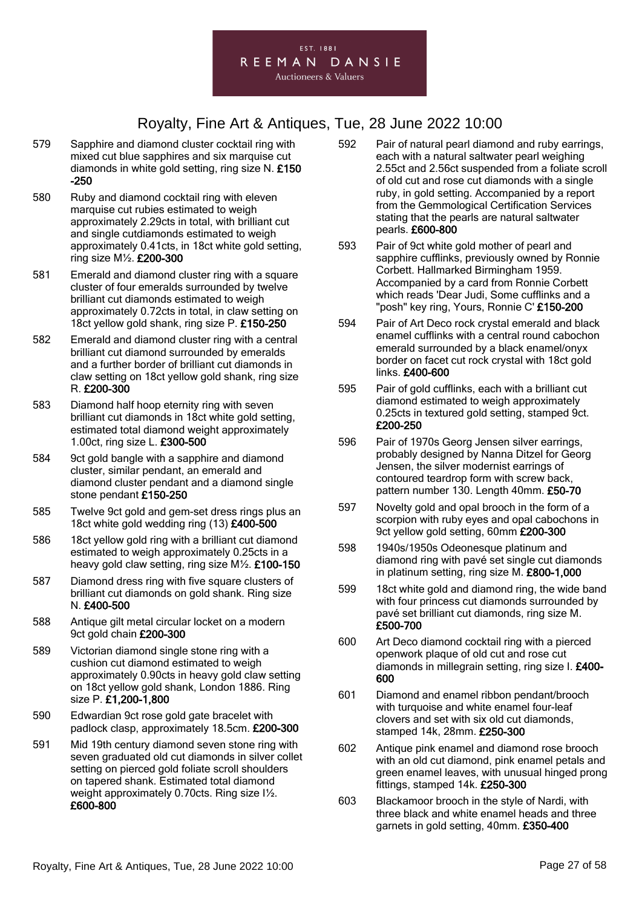# Royalty, Fine Art & Antiques, Tue, 28 June 2022 10:00

579 Sapphire and diamond cluster cocktail ring with mixed cut blue sapphires and six marquise cut diamonds in white gold setting, ring size N. **£150-250**

580 Ruby and diamond cocktail ring with eleven marquise cut rubies estimated to weigh approximately 2.29cts in total, with brilliant cut and single cutdiamonds estimated to weigh approximately 0.41cts, in 18ct white gold setting, ring size M½. **£200-300**

581 Emerald and diamond cluster ring with a square cluster of four emeralds surrounded by twelve brilliant cut diamonds estimated to weigh approximately 0.72cts in total, in claw setting on 18ct yellow gold shank, ring size P. **£150-250**

582 Emerald and diamond cluster ring with a central brilliant cut diamond surrounded by emeralds and a further border of brilliant cut diamonds in claw setting on 18ct yellow gold shank, ring size R. **£200-300**

583 Diamond half hoop eternity ring with seven brilliant cut diamonds in 18ct white gold setting, estimated total diamond weight approximately 1.00ct, ring size L. **£300-500**

584 9ct gold bangle with a sapphire and diamond cluster, similar pendant, an emerald and diamond cluster pendant and a diamond single stone pendant **£150-250**

585 Twelve 9ct gold and gem-set dress rings plus an 18ct white gold wedding ring (13) **£400-500**

586 18ct yellow gold ring with a brilliant cut diamond estimated to weigh approximately 0.25cts in a heavy gold claw setting, ring size M½. **£100-150**

587 Diamond dress ring with five square clusters of brilliant cut diamonds on gold shank. Ring size N. **£400-500**

588 Antique gilt metal circular locket on a modern 9ct gold chain **£200-300**

589 Victorian diamond single stone ring with a cushion cut diamond estimated to weigh approximately 0.90cts in heavy gold claw setting on 18ct yellow gold shank, London 1886. Ring size P. **£1,200-1,800**

590 Edwardian 9ct rose gold gate bracelet with padlock clasp, approximately 18.5cm. **£200-300**

591 Mid 19th century diamond seven stone ring with seven graduated old cut diamonds in silver collet setting on pierced gold foliate scroll shoulders on tapered shank. Estimated total diamond weight approximately 0.70cts. Ring size I½. **£600-800**

592 Pair of natural pearl diamond and ruby earrings, each with a natural saltwater pearl weighing 2.55ct and 2.56ct suspended from a foliate scroll of old cut and rose cut diamonds with a single ruby, in gold setting. Accompanied by a report from the Gemmological Certification Services stating that the pearls are natural saltwater pearls. **£600-800**

593 Pair of 9ct white gold mother of pearl and sapphire cufflinks, previously owned by Ronnie Corbett. Hallmarked Birmingham 1959. Accompanied by a card from Ronnie Corbett which reads 'Dear Judi, Some cufflinks and a "posh" key ring, Yours, Ronnie C' **£150-200**

594 Pair of Art Deco rock crystal emerald and black enamel cufflinks with a central round cabochon emerald surrounded by a black enamel/onyx border on facet cut rock crystal with 18ct gold links. **£400-600**

595 Pair of gold cufflinks, each with a brilliant cut diamond estimated to weigh approximately 0.25cts in textured gold setting, stamped 9ct. **£200-250**

596 Pair of 1970s Georg Jensen silver earrings, probably designed by Nanna Ditzel for Georg Jensen, the silver modernist earrings of contoured teardrop form with screw back, pattern number 130. Length 40mm. **£50-70**

597 Novelty gold and opal brooch in the form of a scorpion with ruby eyes and opal cabochons in 9ct yellow gold setting, 60mm **£200-300**

598 1940s/1950s Odeonesque platinum and diamond ring with pavé set single cut diamonds in platinum setting, ring size M. **£800-1,000**

599 18ct white gold and diamond ring, the wide band with four princess cut diamonds surrounded by pavé set brilliant cut diamonds, ring size M. **£500-700**

600 Art Deco diamond cocktail ring with a pierced openwork plaque of old cut and rose cut diamonds in millegrain setting, ring size I. **£400-600**

601 Diamond and enamel ribbon pendant/brooch with turquoise and white enamel four-leaf clovers and set with six old cut diamonds, stamped 14k, 28mm. **£250-300**

602 Antique pink enamel and diamond rose brooch with an old cut diamond, pink enamel petals and green enamel leaves, with unusual hinged prong fittings, stamped 14k. **£250-300**

603 Blackamoor brooch in the style of Nardi, with three black and white enamel heads and three garnets in gold setting, 40mm. **£350-400**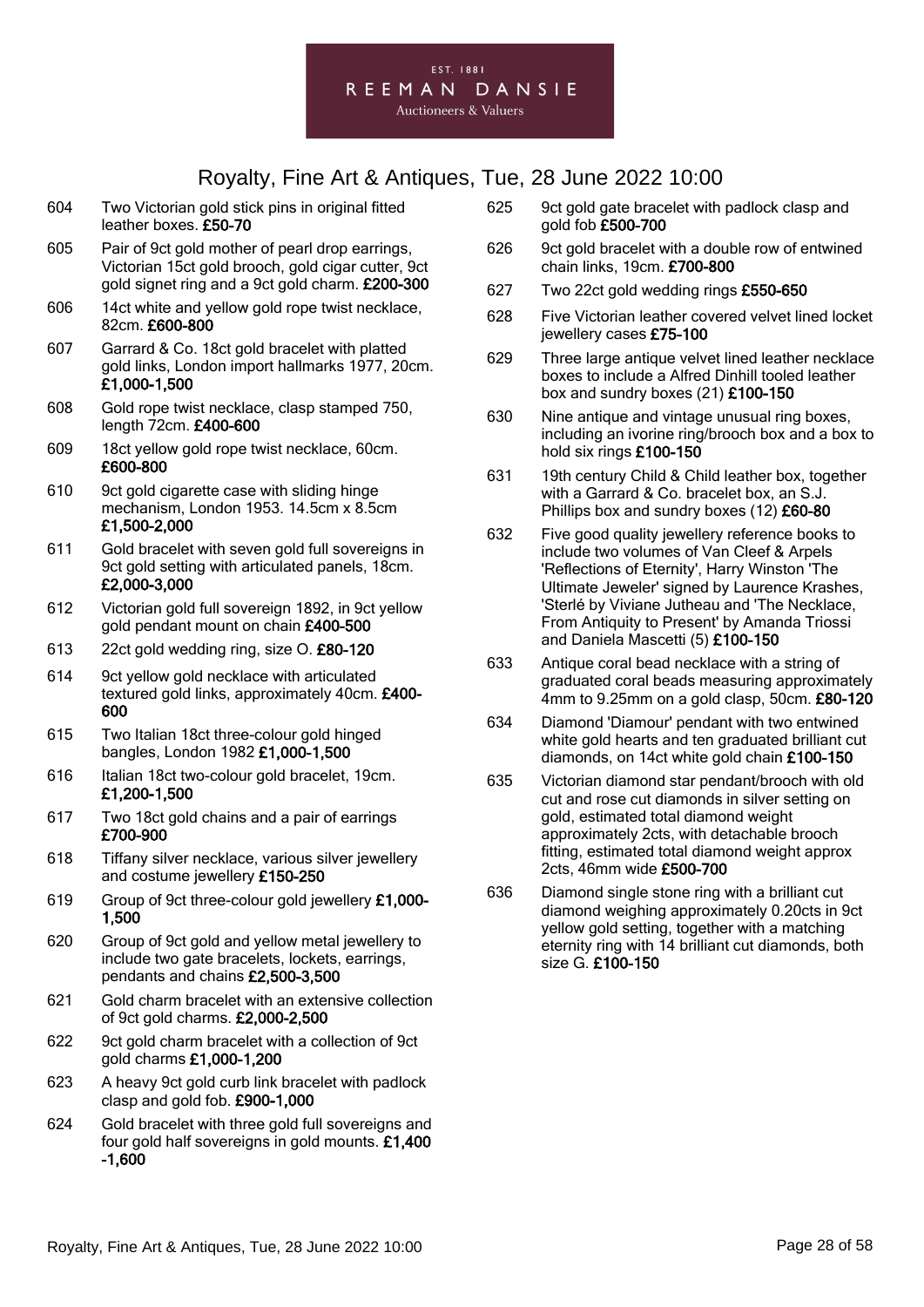EST. 1881

REEMAN DANSIE

Auctioneers & Valuers

# Royalty, Fine Art & Antiques, Tue, 28 June 2022 10:00

604 Two Victorian gold stick pins in original fitted leather boxes. **£50-70**

605 Pair of 9ct gold mother of pearl drop earrings, Victorian 15ct gold brooch, gold cigar cutter, 9ct gold signet ring and a 9ct gold charm. **£200-300**

606 14ct white and yellow gold rope twist necklace, 82cm. **£600-800**

607 Garrard & Co. 18ct gold bracelet with platted gold links, London import hallmarks 1977, 20cm. **£1,000-1,500**

608 Gold rope twist necklace, clasp stamped 750, length 72cm. **£400-600**

609 18ct yellow gold rope twist necklace, 60cm. **£600-800**

610 9ct gold cigarette case with sliding hinge mechanism, London 1953. 14.5cm x 8.5cm **£1,500-2,000**

611 Gold bracelet with seven gold full sovereigns in 9ct gold setting with articulated panels, 18cm. **£2,000-3,000**

612 Victorian gold full sovereign 1892, in 9ct yellow gold pendant mount on chain **£400-500**

613 22ct gold wedding ring, size O. **£80-120**

614 9ct yellow gold necklace with articulated textured gold links, approximately 40cm. **£400-600**

615 Two Italian 18ct three-colour gold hinged bangles, London 1982 **£1,000-1,500**

616 Italian 18ct two-colour gold bracelet, 19cm. **£1,200-1,500**

617 Two 18ct gold chains and a pair of earrings **£700-900**

618 Tiffany silver necklace, various silver jewellery and costume jewellery **£150-250**

619 Group of 9ct three-colour gold jewellery **£1,000-1,500**

620 Group of 9ct gold and yellow metal jewellery to include two gate bracelets, lockets, earrings, pendants and chains **£2,500-3,500**

621 Gold charm bracelet with an extensive collection of 9ct gold charms. **£2,000-2,500**

622 9ct gold charm bracelet with a collection of 9ct gold charms **£1,000-1,200**

623 A heavy 9ct gold curb link bracelet with padlock clasp and gold fob. **£900-1,000**

624 Gold bracelet with three gold full sovereigns and four gold half sovereigns in gold mounts. **£1,400-1,600**

625 9ct gold gate bracelet with padlock clasp and gold fob **£500-700**

626 9ct gold bracelet with a double row of entwined chain links, 19cm. **£700-800**

627 Two 22ct gold wedding rings **£550-650**

628 Five Victorian leather covered velvet lined locket jewellery cases **£75-100**

629 Three large antique velvet lined leather necklace boxes to include a Alfred Dinhill tooled leather box and sundry boxes (21) **£100-150**

630 Nine antique and vintage unusual ring boxes, including an ivorine ring/brooch box and a box to hold six rings **£100-150**

631 19th century Child & Child leather box, together with a Garrard & Co. bracelet box, an S.J. Phillips box and sundry boxes (12) **£60-80**

632 Five good quality jewellery reference books to include two volumes of Van Cleef & Arpels 'Reflections of Eternity', Harry Winston 'The Ultimate Jeweler' signed by Laurence Krashes, 'Sterlé by Viviane Jutheau and 'The Necklace, From Antiquity to Present' by Amanda Triossi and Daniela Mascetti (5) **£100-150**

633 Antique coral bead necklace with a string of graduated coral beads measuring approximately 4mm to 9.25mm on a gold clasp, 50cm. **£80-120**

634 Diamond 'Diamour' pendant with two entwined white gold hearts and ten graduated brilliant cut diamonds, on 14ct white gold chain **£100-150**

635 Victorian diamond star pendant/brooch with old cut and rose cut diamonds in silver setting on gold, estimated total diamond weight approximately 2cts, with detachable brooch fitting, estimated total diamond weight approx 2cts, 46mm wide **£500-700**

636 Diamond single stone ring with a brilliant cut diamond weighing approximately 0.20cts in 9ct yellow gold setting, together with a matching eternity ring with 14 brilliant cut diamonds, both size G. **£100-150**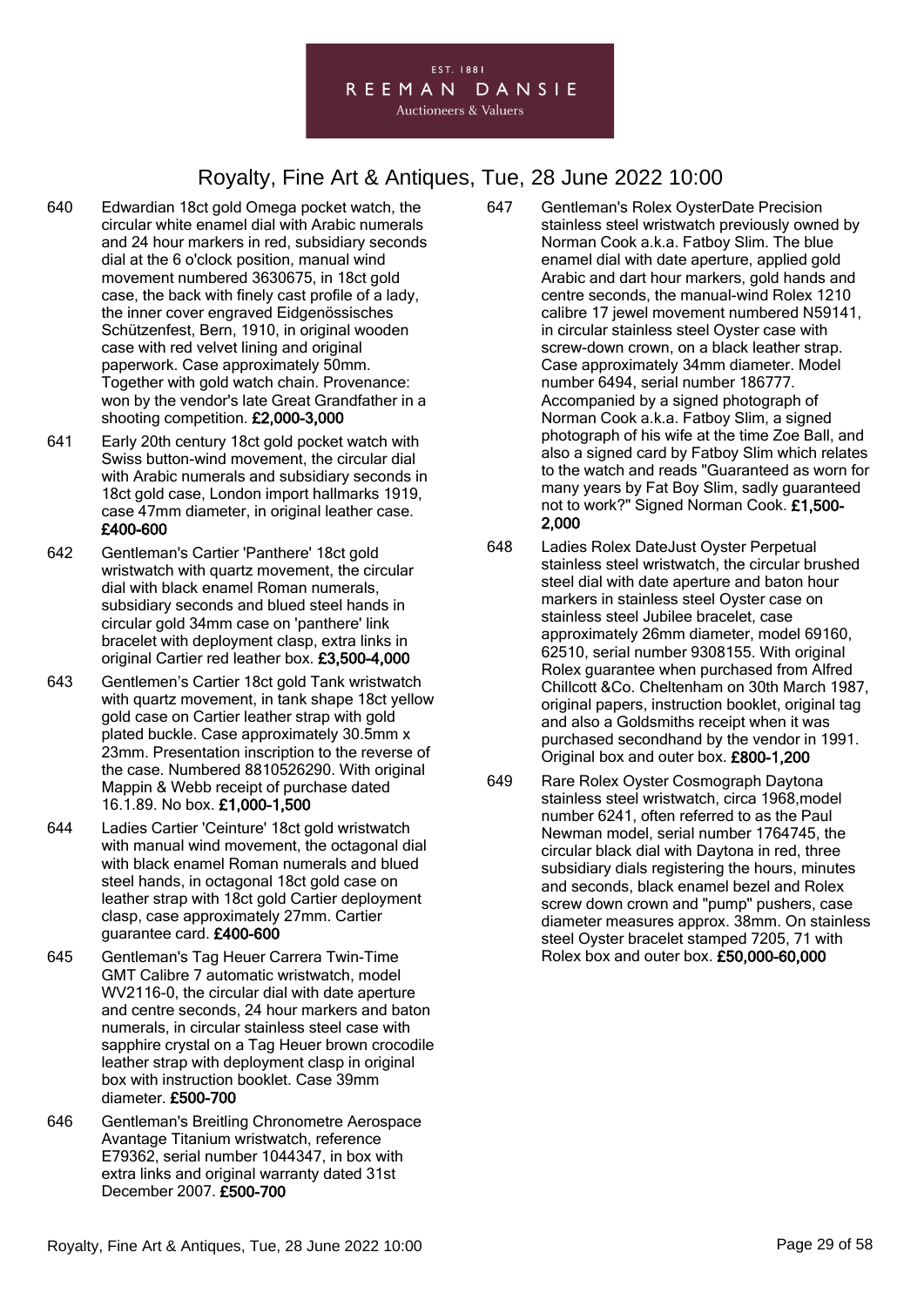640 Edwardian 18ct gold Omega pocket watch, the circular white enamel dial with Arabic numerals and 24 hour markers in red, subsidiary seconds dial at the 6 o'clock position, manual wind movement numbered 3630675, in 18ct gold case, the back with finely cast profile of a lady, the inner cover engraved Eidgenössisches Schützenfest, Bern, 1910, in original wooden case with red velvet lining and original paperwork. Case approximately 50mm. Together with gold watch chain. Provenance: won by the vendor's late Great Grandfather in a shooting competition. **£2,000-3,000**

641 Early 20th century 18ct gold pocket watch with Swiss button-wind movement, the circular dial with Arabic numerals and subsidiary seconds in 18ct gold case, London import hallmarks 1919, case 47mm diameter, in original leather case. **£400-600**

642 Gentleman's Cartier 'Panthere' 18ct gold wristwatch with quartz movement, the circular dial with black enamel Roman numerals, subsidiary seconds and blued steel hands in circular gold 34mm case on 'panthere' link bracelet with deployment clasp, extra links in original Cartier red leather box. **£3,500-4,000**

643 Gentlemen's Cartier 18ct gold Tank wristwatch with quartz movement, in tank shape 18ct yellow gold case on Cartier leather strap with gold plated buckle. Case approximately 30.5mm x 23mm. Presentation inscription to the reverse of the case. Numbered 8810526290. With original Mappin & Webb receipt of purchase dated 16.1.89. No box. **£1,000-1,500**

644 Ladies Cartier 'Ceinture' 18ct gold wristwatch with manual wind movement, the octagonal dial with black enamel Roman numerals and blued steel hands, in octagonal 18ct gold case on leather strap with 18ct gold Cartier deployment clasp, case approximately 27mm. Cartier guarantee card. **£400-600**

645 Gentleman's Tag Heuer Carrera Twin-Time GMT Calibre 7 automatic wristwatch, model WV2116-0, the circular dial with date aperture and centre seconds, 24 hour markers and baton numerals, in circular stainless steel case with sapphire crystal on a Tag Heuer brown crocodile leather strap with deployment clasp in original box with instruction booklet. Case 39mm diameter. **£500-700**

646 Gentleman's Breitling Chronometre Aerospace Avantage Titanium wristwatch, reference E79362, serial number 1044347, in box with extra links and original warranty dated 31st December 2007. **£500-700**

647 Gentleman's Rolex OysterDate Precision stainless steel wristwatch previously owned by Norman Cook a.k.a. Fatboy Slim. The blue enamel dial with date aperture, applied gold Arabic and dart hour markers, gold hands and centre seconds, the manual-wind Rolex 1210 calibre 17 jewel movement numbered N59141, in circular stainless steel Oyster case with screw-down crown, on a black leather strap. Case approximately 34mm diameter. Model number 6494, serial number 186777. Accompanied by a signed photograph of Norman Cook a.k.a. Fatboy Slim, a signed photograph of his wife at the time Zoe Ball, and also a signed card by Fatboy Slim which relates to the watch and reads "Guaranteed as worn for many years by Fat Boy Slim, sadly guaranteed not to work?" Signed Norman Cook. **£1,500-2,000**

648 Ladies Rolex DateJust Oyster Perpetual stainless steel wristwatch, the circular brushed steel dial with date aperture and baton hour markers in stainless steel Oyster case on stainless steel Jubilee bracelet, case approximately 26mm diameter, model 69160, 62510, serial number 9308155. With original Rolex guarantee when purchased from Alfred Chillcott &Co. Cheltenham on 30th March 1987, original papers, instruction booklet, original tag and also a Goldsmiths receipt when it was purchased secondhand by the vendor in 1991. Original box and outer box. **£800-1,200**

649 Rare Rolex Oyster Cosmograph Daytona stainless steel wristwatch, circa 1968,model number 6241, often referred to as the Paul Newman model, serial number 1764745, the circular black dial with Daytona in red, three subsidiary dials registering the hours, minutes and seconds, black enamel bezel and Rolex screw down crown and "pump" pushers, case diameter measures approx. 38mm. On stainless steel Oyster bracelet stamped 7205, 71 with Rolex box and outer box. **£50,000-60,000**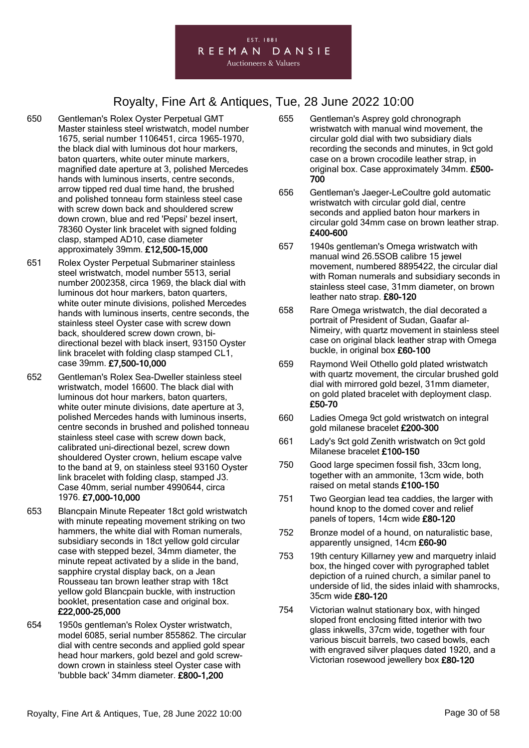EST. 1881
REEMAN DANSIE
Auctioneers & Valuers

# Royalty, Fine Art & Antiques, Tue, 28 June 2022 10:00

650 Gentleman's Rolex Oyster Perpetual GMT Master stainless steel wristwatch, model number 1675, serial number 1106451, circa 1965-1970, the black dial with luminous dot hour markers, baton quarters, white outer minute markers, magnified date aperture at 3, polished Mercedes hands with luminous inserts, centre seconds, arrow tipped red dual time hand, the brushed and polished tonneau form stainless steel case with screw down back and shouldered screw down crown, blue and red 'Pepsi' bezel insert, 78360 Oyster link bracelet with signed folding clasp, stamped AD10, case diameter approximately 39mm. **£12,500-15,000**

651 Rolex Oyster Perpetual Submariner stainless steel wristwatch, model number 5513, serial number 2002358, circa 1969, the black dial with luminous dot hour markers, baton quarters, white outer minute divisions, polished Mercedes hands with luminous inserts, centre seconds, the stainless steel Oyster case with screw down back, shouldered screw down crown, bi-directional bezel with black insert, 93150 Oyster link bracelet with folding clasp stamped CL1, case 39mm. **£7,500-10,000**

652 Gentleman's Rolex Sea-Dweller stainless steel wristwatch, model 16600. The black dial with luminous dot hour markers, baton quarters, white outer minute divisions, date aperture at 3, polished Mercedes hands with luminous inserts, centre seconds in brushed and polished tonneau stainless steel case with screw down back, calibrated uni-directional bezel, screw down shouldered Oyster crown, helium escape valve to the band at 9, on stainless steel 93160 Oyster link bracelet with folding clasp, stamped J3. Case 40mm, serial number 4990644, circa 1976. **£7,000-10,000**

653 Blancpain Minute Repeater 18ct gold wristwatch with minute repeating movement striking on two hammers, the white dial with Roman numerals, subsidiary seconds in 18ct yellow gold circular case with stepped bezel, 34mm diameter, the minute repeat activated by a slide in the band, sapphire crystal display back, on a Jean Rousseau tan brown leather strap with 18ct yellow gold Blancpain buckle, with instruction booklet, presentation case and original box. **£22,000-25,000**

654 1950s gentleman's Rolex Oyster wristwatch, model 6085, serial number 855862. The circular dial with centre seconds and applied gold spear head hour markers, gold bezel and gold screw-down crown in stainless steel Oyster case with 'bubble back' 34mm diameter. **£800-1,200**

655 Gentleman's Asprey gold chronograph wristwatch with manual wind movement, the circular gold dial with two subsidiary dials recording the seconds and minutes, in 9ct gold case on a brown crocodile leather strap, in original box. Case approximately 34mm. **£500-700**

656 Gentleman's Jaeger-LeCoultre gold automatic wristwatch with circular gold dial, centre seconds and applied baton hour markers in circular gold 34mm case on brown leather strap. **£400-600**

657 1940s gentleman's Omega wristwatch with manual wind 26.5SOB calibre 15 jewel movement, numbered 8895422, the circular dial with Roman numerals and subsidiary seconds in stainless steel case, 31mm diameter, on brown leather nato strap. **£80-120**

658 Rare Omega wristwatch, the dial decorated a portrait of President of Sudan, Gaafar al-Nimeiry, with quartz movement in stainless steel case on original black leather strap with Omega buckle, in original box **£60-100**

659 Raymond Weil Othello gold plated wristwatch with quartz movement, the circular brushed gold dial with mirrored gold bezel, 31mm diameter, on gold plated bracelet with deployment clasp. **£50-70**

660 Ladies Omega 9ct gold wristwatch on integral gold milanese bracelet **£200-300**

661 Lady's 9ct gold Zenith wristwatch on 9ct gold Milanese bracelet **£100-150**

750 Good large specimen fossil fish, 33cm long, together with an ammonite, 13cm wide, both raised on metal stands **£100-150**

751 Two Georgian lead tea caddies, the larger with hound knop to the domed cover and relief panels of topers, 14cm wide **£80-120**

752 Bronze model of a hound, on naturalistic base, apparently unsigned, 14cm **£60-90**

753 19th century Killarney yew and marquetry inlaid box, the hinged cover with pyrographed tablet depiction of a ruined church, a similar panel to underside of lid, the sides inlaid with shamrocks, 35cm wide **£80-120**

754 Victorian walnut stationary box, with hinged sloped front enclosing fitted interior with two glass inkwells, 37cm wide, together with four various biscuit barrels, two cased bowls, each with engraved silver plaques dated 1920, and a Victorian rosewood jewellery box **£80-120**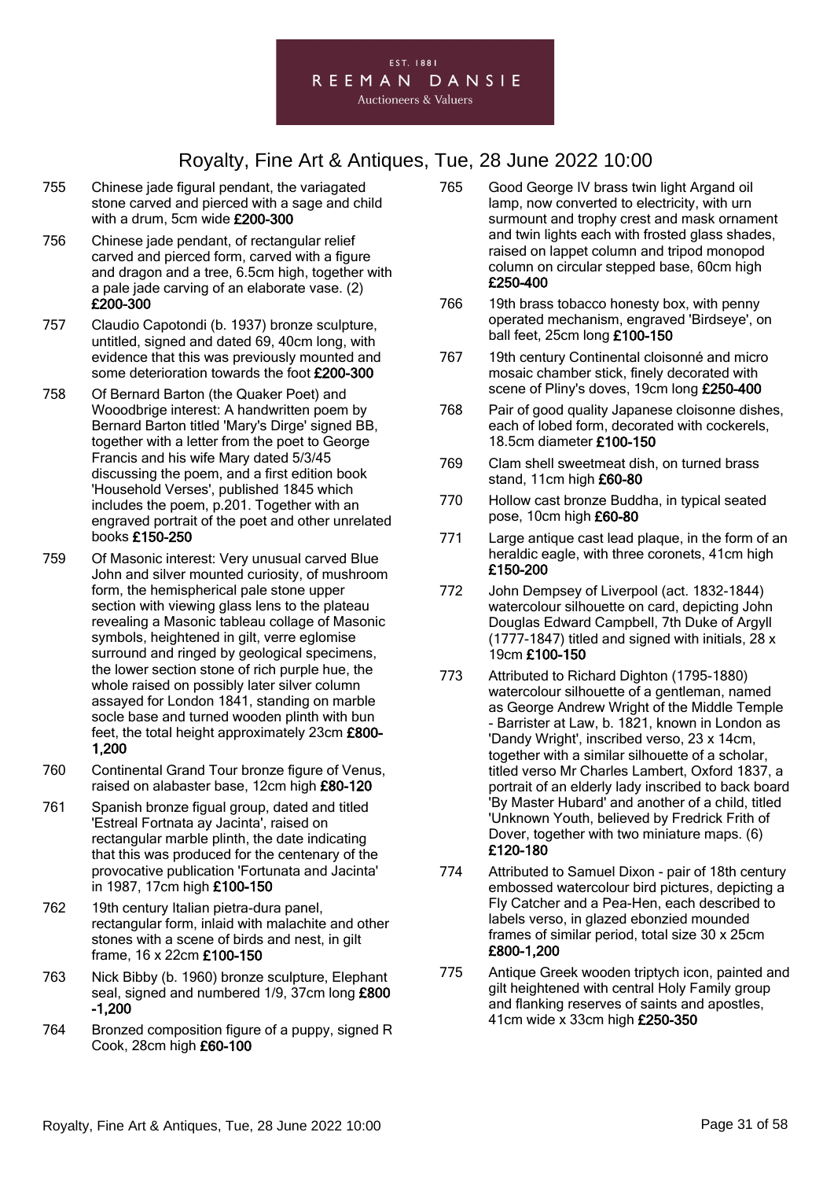755 Chinese jade figural pendant, the variagated stone carved and pierced with a sage and child with a drum, 5cm wide **£200-300**

756 Chinese jade pendant, of rectangular relief carved and pierced form, carved with a figure and dragon and a tree, 6.5cm high, together with a pale jade carving of an elaborate vase. (2) **£200-300**

757 Claudio Capotondi (b. 1937) bronze sculpture, untitled, signed and dated 69, 40cm long, with evidence that this was previously mounted and some deterioration towards the foot **£200-300**

758 Of Bernard Barton (the Quaker Poet) and Wooodbrige interest: A handwritten poem by Bernard Barton titled 'Mary's Dirge' signed BB, together with a letter from the poet to George Francis and his wife Mary dated 5/3/45 discussing the poem, and a first edition book 'Household Verses', published 1845 which includes the poem, p.201. Together with an engraved portrait of the poet and other unrelated books **£150-250**

759 Of Masonic interest: Very unusual carved Blue John and silver mounted curiosity, of mushroom form, the hemispherical pale stone upper section with viewing glass lens to the plateau revealing a Masonic tableau collage of Masonic symbols, heightened in gilt, verre eglomise surround and ringed by geological specimens, the lower section stone of rich purple hue, the whole raised on possibly later silver column assayed for London 1841, standing on marble socle base and turned wooden plinth with bun feet, the total height approximately 23cm **£800-1,200**

760 Continental Grand Tour bronze figure of Venus, raised on alabaster base, 12cm high **£80-120**

761 Spanish bronze figual group, dated and titled 'Estreal Fortnata ay Jacinta', raised on rectangular marble plinth, the date indicating that this was produced for the centenary of the provocative publication 'Fortunata and Jacinta' in 1987, 17cm high **£100-150**

762 19th century Italian pietra-dura panel, rectangular form, inlaid with malachite and other stones with a scene of birds and nest, in gilt frame, 16 x 22cm **£100-150**

763 Nick Bibby (b. 1960) bronze sculpture, Elephant seal, signed and numbered 1/9, 37cm long **£800-1,200**

764 Bronzed composition figure of a puppy, signed R Cook, 28cm high **£60-100**

765 Good George IV brass twin light Argand oil lamp, now converted to electricity, with urn surmount and trophy crest and mask ornament and twin lights each with frosted glass shades, raised on lappet column and tripod monopod column on circular stepped base, 60cm high **£250-400**

766 19th brass tobacco honesty box, with penny operated mechanism, engraved 'Birdseye', on ball feet, 25cm long **£100-150**

767 19th century Continental cloisonné and micro mosaic chamber stick, finely decorated with scene of Pliny's doves, 19cm long **£250-400**

768 Pair of good quality Japanese cloisonne dishes, each of lobed form, decorated with cockerels, 18.5cm diameter **£100-150**

769 Clam shell sweetmeat dish, on turned brass stand, 11cm high **£60-80**

770 Hollow cast bronze Buddha, in typical seated pose, 10cm high **£60-80**

771 Large antique cast lead plaque, in the form of an heraldic eagle, with three coronets, 41cm high **£150-200**

772 John Dempsey of Liverpool (act. 1832-1844) watercolour silhouette on card, depicting John Douglas Edward Campbell, 7th Duke of Argyll (1777-1847) titled and signed with initials, 28 x 19cm **£100-150**

773 Attributed to Richard Dighton (1795-1880) watercolour silhouette of a gentleman, named as George Andrew Wright of the Middle Temple - Barrister at Law, b. 1821, known in London as 'Dandy Wright', inscribed verso, 23 x 14cm, together with a similar silhouette of a scholar, titled verso Mr Charles Lambert, Oxford 1837, a portrait of an elderly lady inscribed to back board 'By Master Hubard' and another of a child, titled 'Unknown Youth, believed by Fredrick Frith of Dover, together with two miniature maps. (6) **£120-180**

774 Attributed to Samuel Dixon - pair of 18th century embossed watercolour bird pictures, depicting a Fly Catcher and a Pea-Hen, each described to labels verso, in glazed ebonzied mounded frames of similar period, total size 30 x 25cm **£800-1,200**

775 Antique Greek wooden triptych icon, painted and gilt heightened with central Holy Family group and flanking reserves of saints and apostles, 41cm wide x 33cm high **£250-350**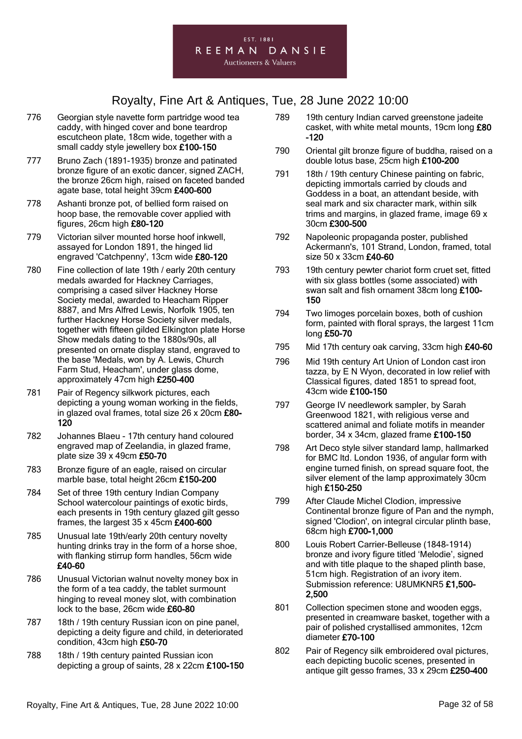776 Georgian style navette form partridge wood tea caddy, with hinged cover and bone teardrop escutcheon plate, 18cm wide, together with a small caddy style jewellery box **£100-150**

777 Bruno Zach (1891-1935) bronze and patinated bronze figure of an exotic dancer, signed ZACH, the bronze 26cm high, raised on faceted banded agate base, total height 39cm **£400-600**

778 Ashanti bronze pot, of bellied form raised on hoop base, the removable cover applied with figures, 26cm high **£80-120**

779 Victorian silver mounted horse hoof inkwell, assayed for London 1891, the hinged lid engraved 'Catchpenny', 13cm wide **£80-120**

780 Fine collection of late 19th / early 20th century medals awarded for Hackney Carriages, comprising a cased silver Hackney Horse Society medal, awarded to Heacham Ripper 8887, and Mrs Alfred Lewis, Norfolk 1905, ten further Hackney Horse Society silver medals, together with fifteen gilded Elkington plate Horse Show medals dating to the 1880s/90s, all presented on ornate display stand, engraved to the base 'Medals, won by A. Lewis, Church Farm Stud, Heacham', under glass dome, approximately 47cm high **£250-400**

781 Pair of Regency silkwork pictures, each depicting a young woman working in the fields, in glazed oval frames, total size 26 x 20cm **£80-120**

782 Johannes Blaeu - 17th century hand coloured engraved map of Zeelandia, in glazed frame, plate size 39 x 49cm **£50-70**

783 Bronze figure of an eagle, raised on circular marble base, total height 26cm **£150-200**

784 Set of three 19th century Indian Company School watercolour paintings of exotic birds, each presents in 19th century glazed gilt gesso frames, the largest 35 x 45cm **£400-600**

785 Unusual late 19th/early 20th century novelty hunting drinks tray in the form of a horse shoe, with flanking stirrup form handles, 56cm wide **£40-60**

786 Unusual Victorian walnut novelty money box in the form of a tea caddy, the tablet surmount hinging to reveal money slot, with combination lock to the base, 26cm wide **£60-80**

787 18th / 19th century Russian icon on pine panel, depicting a deity figure and child, in deteriorated condition, 43cm high **£50-70**

788 18th / 19th century painted Russian icon depicting a group of saints, 28 x 22cm **£100-150**

789 19th century Indian carved greenstone jadeite casket, with white metal mounts, 19cm long **£80-120**

790 Oriental gilt bronze figure of buddha, raised on a double lotus base, 25cm high **£100-200**

791 18th / 19th century Chinese painting on fabric, depicting immortals carried by clouds and Goddess in a boat, an attendant beside, with seal mark and six character mark, within silk trims and margins, in glazed frame, image 69 x 30cm **£300-500**

792 Napoleonic propaganda poster, published Ackermann's, 101 Strand, London, framed, total size 50 x 33cm **£40-60**

793 19th century pewter chariot form cruet set, fitted with six glass bottles (some associated) with swan salt and fish ornament 38cm long **£100-150**

794 Two limoges porcelain boxes, both of cushion form, painted with floral sprays, the largest 11cm long **£50-70**

795 Mid 17th century oak carving, 33cm high **£40-60**

796 Mid 19th century Art Union of London cast iron tazza, by E N Wyon, decorated in low relief with Classical figures, dated 1851 to spread foot, 43cm wide **£100-150**

797 George IV needlework sampler, by Sarah Greenwood 1821, with religious verse and scattered animal and foliate motifs in meander border, 34 x 34cm, glazed frame **£100-150**

798 Art Deco style silver standard lamp, hallmarked for BMC ltd. London 1936, of angular form with engine turned finish, on spread square foot, the silver element of the lamp approximately 30cm high **£150-250**

799 After Claude Michel Clodion, impressive Continental bronze figure of Pan and the nymph, signed 'Clodion', on integral circular plinth base, 68cm high **£700-1,000**

800 Louis Robert Carrier-Belleuse (1848-1914) bronze and ivory figure titled 'Melodie', signed and with title plaque to the shaped plinth base, 51cm high. Registration of an ivory item. Submission reference: U8UMKNR5 **£1,500-2,500**

801 Collection specimen stone and wooden eggs, presented in creamware basket, together with a pair of polished crystallised ammonites, 12cm diameter **£70-100**

802 Pair of Regency silk embroidered oval pictures, each depicting bucolic scenes, presented in antique gilt gesso frames, 33 x 29cm **£250-400**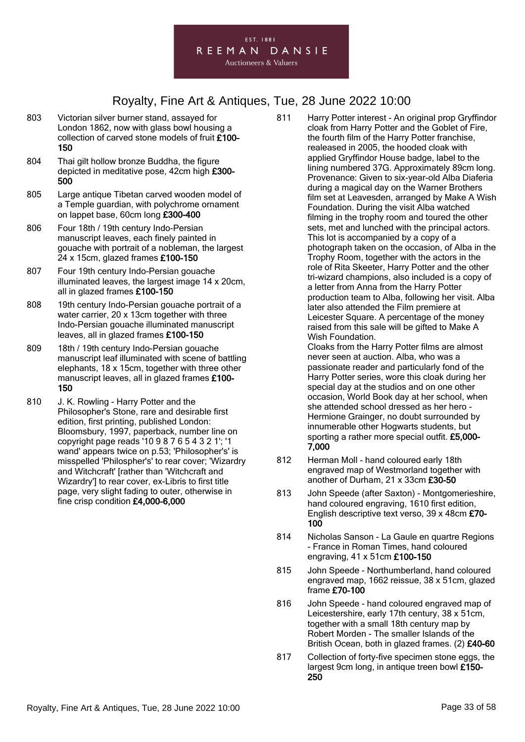803 Victorian silver burner stand, assayed for London 1862, now with glass bowl housing a collection of carved stone models of fruit **£100-150**

804 Thai gilt hollow bronze Buddha, the figure depicted in meditative pose, 42cm high **£300-500**

805 Large antique Tibetan carved wooden model of a Temple guardian, with polychrome ornament on lappet base, 60cm long **£300-400**

806 Four 18th / 19th century Indo-Persian manuscript leaves, each finely painted in gouache with portrait of a nobleman, the largest 24 x 15cm, glazed frames **£100-150**

807 Four 19th century Indo-Persian gouache illuminated leaves, the largest image 14 x 20cm, all in glazed frames **£100-150**

808 19th century Indo-Persian gouache portrait of a water carrier, 20 x 13cm together with three Indo-Persian gouache illuminated manuscript leaves, all in glazed frames **£100-150**

809 18th / 19th century Indo-Persian gouache manuscript leaf illuminated with scene of battling elephants, 18 x 15cm, together with three other manuscript leaves, all in glazed frames **£100-150**

810 J. K. Rowling - Harry Potter and the Philosopher's Stone, rare and desirable first edition, first printing, published London: Bloomsbury, 1997, paperback, number line on copyright page reads '10 9 8 7 6 5 4 3 2 1'; '1 wand' appears twice on p.53; 'Philosopher's' is misspelled 'Philospher's' to rear cover; 'Wizardry and Witchcraft' [rather than 'Witchcraft and Wizardry'] to rear cover, ex-Libris to first title page, very slight fading to outer, otherwise in fine crisp condition **£4,000-6,000**

811 Harry Potter interest - An original prop Gryffindor cloak from Harry Potter and the Goblet of Fire, the fourth film of the Harry Potter franchise, realeased in 2005, the hooded cloak with applied Gryffindor House badge, label to the lining numbered 37G. Approximately 89cm long. Provenance: Given to six-year-old Alba Diaferia during a magical day on the Warner Brothers film set at Leavesden, arranged by Make A Wish Foundation. During the visit Alba watched filming in the trophy room and toured the other sets, met and lunched with the principal actors. This lot is accompanied by a copy of a photograph taken on the occasion, of Alba in the Trophy Room, together with the actors in the role of Rita Skeeter, Harry Potter and the other tri-wizard champions, also included is a copy of a letter from Anna from the Harry Potter production team to Alba, following her visit. Alba later also attended the Film premiere at Leicester Square. A percentage of the money raised from this sale will be gifted to Make A Wish Foundation.
Cloaks from the Harry Potter films are almost never seen at auction. Alba, who was a passionate reader and particularly fond of the Harry Potter series, wore this cloak during her special day at the studios and on one other occasion, World Book day at her school, when she attended school dressed as her hero - Hermione Grainger, no doubt surrounded by innumerable other Hogwarts students, but sporting a rather more special outfit. **£5,000-7,000**

812 Herman Moll - hand coloured early 18th engraved map of Westmorland together with another of Durham, 21 x 33cm **£30-50**

813 John Speede (after Saxton) - Montgomerieshire, hand coloured engraving, 1610 first edition, English descriptive text verso, 39 x 48cm **£70-100**

814 Nicholas Sanson - La Gaule en quartre Regions - France in Roman Times, hand coloured engraving, 41 x 51cm **£100-150**

815 John Speede - Northumberland, hand coloured engraved map, 1662 reissue, 38 x 51cm, glazed frame **£70-100**

816 John Speede - hand coloured engraved map of Leicestershire, early 17th century, 38 x 51cm, together with a small 18th century map by Robert Morden - The smaller Islands of the British Ocean, both in glazed frames. (2) **£40-60**

817 Collection of forty-five specimen stone eggs, the largest 9cm long, in antique treen bowl **£150-250**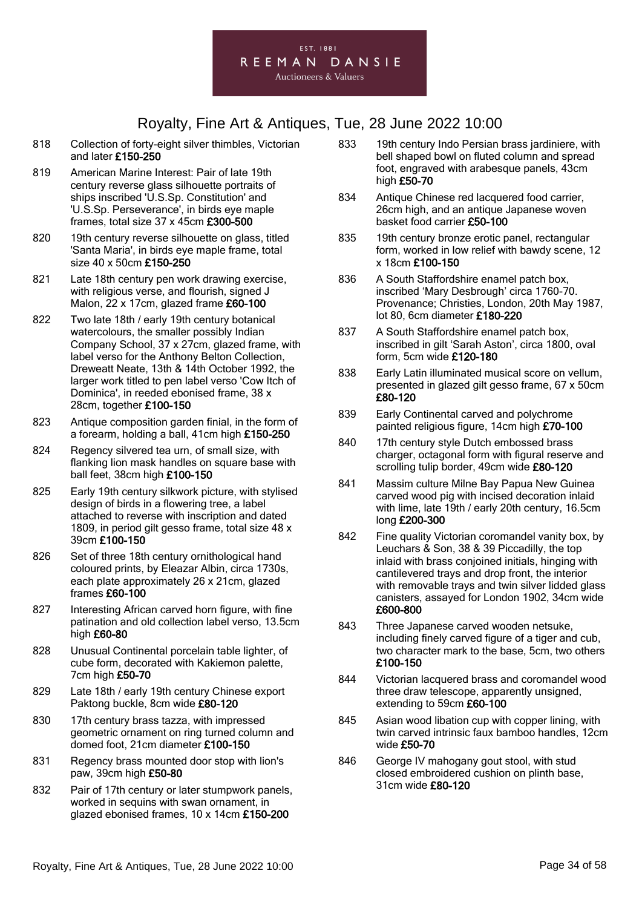818 Collection of forty-eight silver thimbles, Victorian and later **£150-250**

819 American Marine Interest: Pair of late 19th century reverse glass silhouette portraits of ships inscribed 'U.S.Sp. Constitution' and 'U.S.Sp. Perseverance', in birds eye maple frames, total size 37 x 45cm **£300-500**

820 19th century reverse silhouette on glass, titled 'Santa Maria', in birds eye maple frame, total size 40 x 50cm **£150-250**

821 Late 18th century pen work drawing exercise, with religious verse, and flourish, signed J Malon, 22 x 17cm, glazed frame **£60-100**

822 Two late 18th / early 19th century botanical watercolours, the smaller possibly Indian Company School, 37 x 27cm, glazed frame, with label verso for the Anthony Belton Collection, Dreweatt Neate, 13th & 14th October 1992, the larger work titled to pen label verso 'Cow Itch of Dominica', in reeded ebonised frame, 38 x 28cm, together **£100-150**

823 Antique composition garden finial, in the form of a forearm, holding a ball, 41cm high **£150-250**

824 Regency silvered tea urn, of small size, with flanking lion mask handles on square base with ball feet, 38cm high **£100-150**

825 Early 19th century silkwork picture, with stylised design of birds in a flowering tree, a label attached to reverse with inscription and dated 1809, in period gilt gesso frame, total size 48 x 39cm **£100-150**

826 Set of three 18th century ornithological hand coloured prints, by Eleazar Albin, circa 1730s, each plate approximately 26 x 21cm, glazed frames **£60-100**

827 Interesting African carved horn figure, with fine patination and old collection label verso, 13.5cm high **£60-80**

828 Unusual Continental porcelain table lighter, of cube form, decorated with Kakiemon palette, 7cm high **£50-70**

829 Late 18th / early 19th century Chinese export Paktong buckle, 8cm wide **£80-120**

830 17th century brass tazza, with impressed geometric ornament on ring turned column and domed foot, 21cm diameter **£100-150**

831 Regency brass mounted door stop with lion's paw, 39cm high **£50-80**

832 Pair of 17th century or later stumpwork panels, worked in sequins with swan ornament, in glazed ebonised frames, 10 x 14cm **£150-200**

833 19th century Indo Persian brass jardiniere, with bell shaped bowl on fluted column and spread foot, engraved with arabesque panels, 43cm high **£50-70**

834 Antique Chinese red lacquered food carrier, 26cm high, and an antique Japanese woven basket food carrier **£50-100**

835 19th century bronze erotic panel, rectangular form, worked in low relief with bawdy scene, 12 x 18cm **£100-150**

836 A South Staffordshire enamel patch box, inscribed 'Mary Desbrough' circa 1760-70. Provenance; Christies, London, 20th May 1987, lot 80, 6cm diameter **£180-220**

837 A South Staffordshire enamel patch box, inscribed in gilt 'Sarah Aston', circa 1800, oval form, 5cm wide **£120-180**

838 Early Latin illuminated musical score on vellum, presented in glazed gilt gesso frame, 67 x 50cm **£80-120**

839 Early Continental carved and polychrome painted religious figure, 14cm high **£70-100**

840 17th century style Dutch embossed brass charger, octagonal form with figural reserve and scrolling tulip border, 49cm wide **£80-120**

841 Massim culture Milne Bay Papua New Guinea carved wood pig with incised decoration inlaid with lime, late 19th / early 20th century, 16.5cm long **£200-300**

842 Fine quality Victorian coromandel vanity box, by Leuchars & Son, 38 & 39 Piccadilly, the top inlaid with brass conjoined initials, hinging with cantilevered trays and drop front, the interior with removable trays and twin silver lidded glass canisters, assayed for London 1902, 34cm wide **£600-800**

843 Three Japanese carved wooden netsuke, including finely carved figure of a tiger and cub, two character mark to the base, 5cm, two others **£100-150**

844 Victorian lacquered brass and coromandel wood three draw telescope, apparently unsigned, extending to 59cm **£60-100**

845 Asian wood libation cup with copper lining, with twin carved intrinsic faux bamboo handles, 12cm wide **£50-70**

846 George IV mahogany gout stool, with stud closed embroidered cushion on plinth base, 31cm wide **£80-120**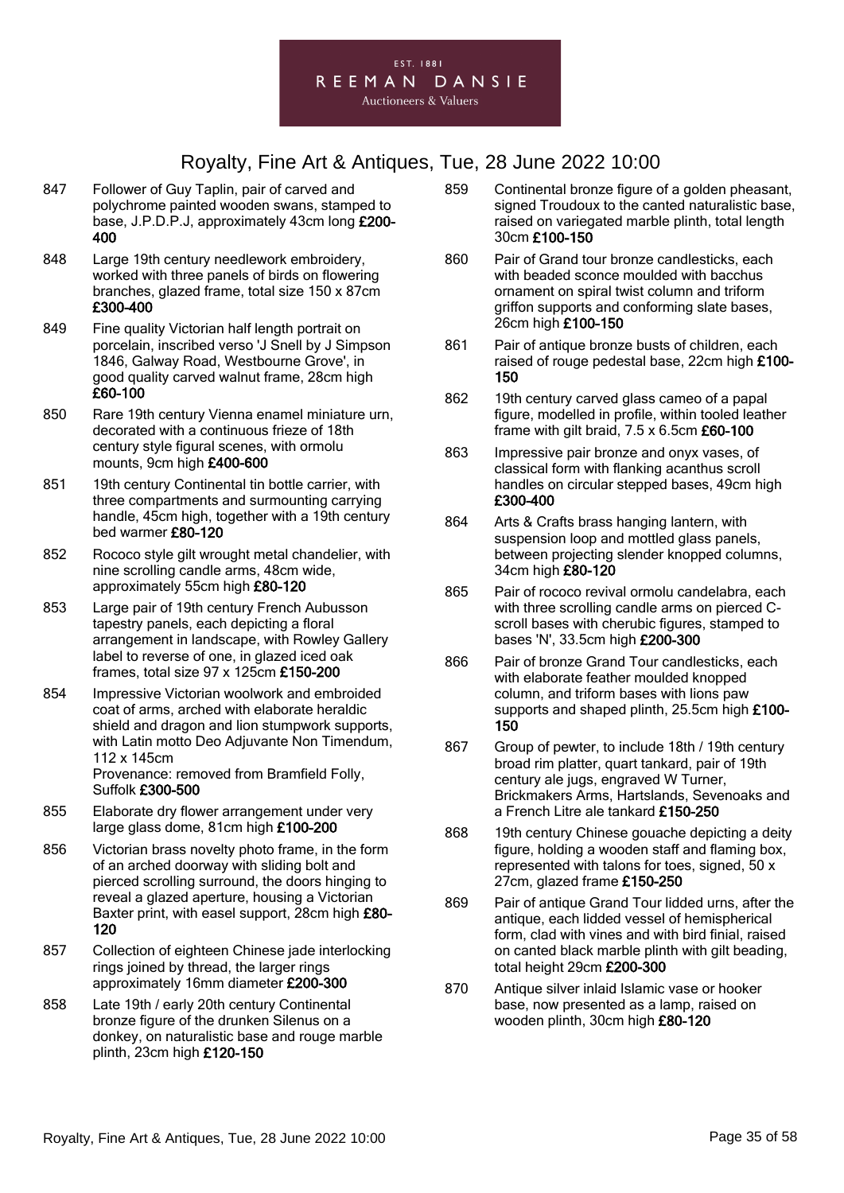847 Follower of Guy Taplin, pair of carved and polychrome painted wooden swans, stamped to base, J.P.D.P.J, approximately 43cm long **£200-400**

848 Large 19th century needlework embroidery, worked with three panels of birds on flowering branches, glazed frame, total size 150 x 87cm **£300-400**

849 Fine quality Victorian half length portrait on porcelain, inscribed verso 'J Snell by J Simpson 1846, Galway Road, Westbourne Grove', in good quality carved walnut frame, 28cm high **£60-100**

850 Rare 19th century Vienna enamel miniature urn, decorated with a continuous frieze of 18th century style figural scenes, with ormolu mounts, 9cm high **£400-600**

851 19th century Continental tin bottle carrier, with three compartments and surmounting carrying handle, 45cm high, together with a 19th century bed warmer **£80-120**

852 Rococo style gilt wrought metal chandelier, with nine scrolling candle arms, 48cm wide, approximately 55cm high **£80-120**

853 Large pair of 19th century French Aubusson tapestry panels, each depicting a floral arrangement in landscape, with Rowley Gallery label to reverse of one, in glazed iced oak frames, total size 97 x 125cm **£150-200**

854 Impressive Victorian woolwork and embroided coat of arms, arched with elaborate heraldic shield and dragon and lion stumpwork supports, with Latin motto Deo Adjuvante Non Timendum, 112 x 145cm
Provenance: removed from Bramfield Folly, Suffolk **£300-500**

855 Elaborate dry flower arrangement under very large glass dome, 81cm high **£100-200**

856 Victorian brass novelty photo frame, in the form of an arched doorway with sliding bolt and pierced scrolling surround, the doors hinging to reveal a glazed aperture, housing a Victorian Baxter print, with easel support, 28cm high **£80-120**

857 Collection of eighteen Chinese jade interlocking rings joined by thread, the larger rings approximately 16mm diameter **£200-300**

858 Late 19th / early 20th century Continental bronze figure of the drunken Silenus on a donkey, on naturalistic base and rouge marble plinth, 23cm high **£120-150**

859 Continental bronze figure of a golden pheasant, signed Troudoux to the canted naturalistic base, raised on variegated marble plinth, total length 30cm **£100-150**

860 Pair of Grand tour bronze candlesticks, each with beaded sconce moulded with bacchus ornament on spiral twist column and triform griffon supports and conforming slate bases, 26cm high **£100-150**

861 Pair of antique bronze busts of children, each raised of rouge pedestal base, 22cm high **£100-150**

862 19th century carved glass cameo of a papal figure, modelled in profile, within tooled leather frame with gilt braid, 7.5 x 6.5cm **£60-100**

863 Impressive pair bronze and onyx vases, of classical form with flanking acanthus scroll handles on circular stepped bases, 49cm high **£300-400**

864 Arts & Crafts brass hanging lantern, with suspension loop and mottled glass panels, between projecting slender knopped columns, 34cm high **£80-120**

865 Pair of rococo revival ormolu candelabra, each with three scrolling candle arms on pierced C-scroll bases with cherubic figures, stamped to bases 'N', 33.5cm high **£200-300**

866 Pair of bronze Grand Tour candlesticks, each with elaborate feather moulded knopped column, and triform bases with lions paw supports and shaped plinth, 25.5cm high **£100-150**

867 Group of pewter, to include 18th / 19th century broad rim platter, quart tankard, pair of 19th century ale jugs, engraved W Turner, Brickmakers Arms, Hartslands, Sevenoaks and a French Litre ale tankard **£150-250**

868 19th century Chinese gouache depicting a deity figure, holding a wooden staff and flaming box, represented with talons for toes, signed, 50 x 27cm, glazed frame **£150-250**

869 Pair of antique Grand Tour lidded urns, after the antique, each lidded vessel of hemispherical form, clad with vines and with bird finial, raised on canted black marble plinth with gilt beading, total height 29cm **£200-300**

870 Antique silver inlaid Islamic vase or hooker base, now presented as a lamp, raised on wooden plinth, 30cm high **£80-120**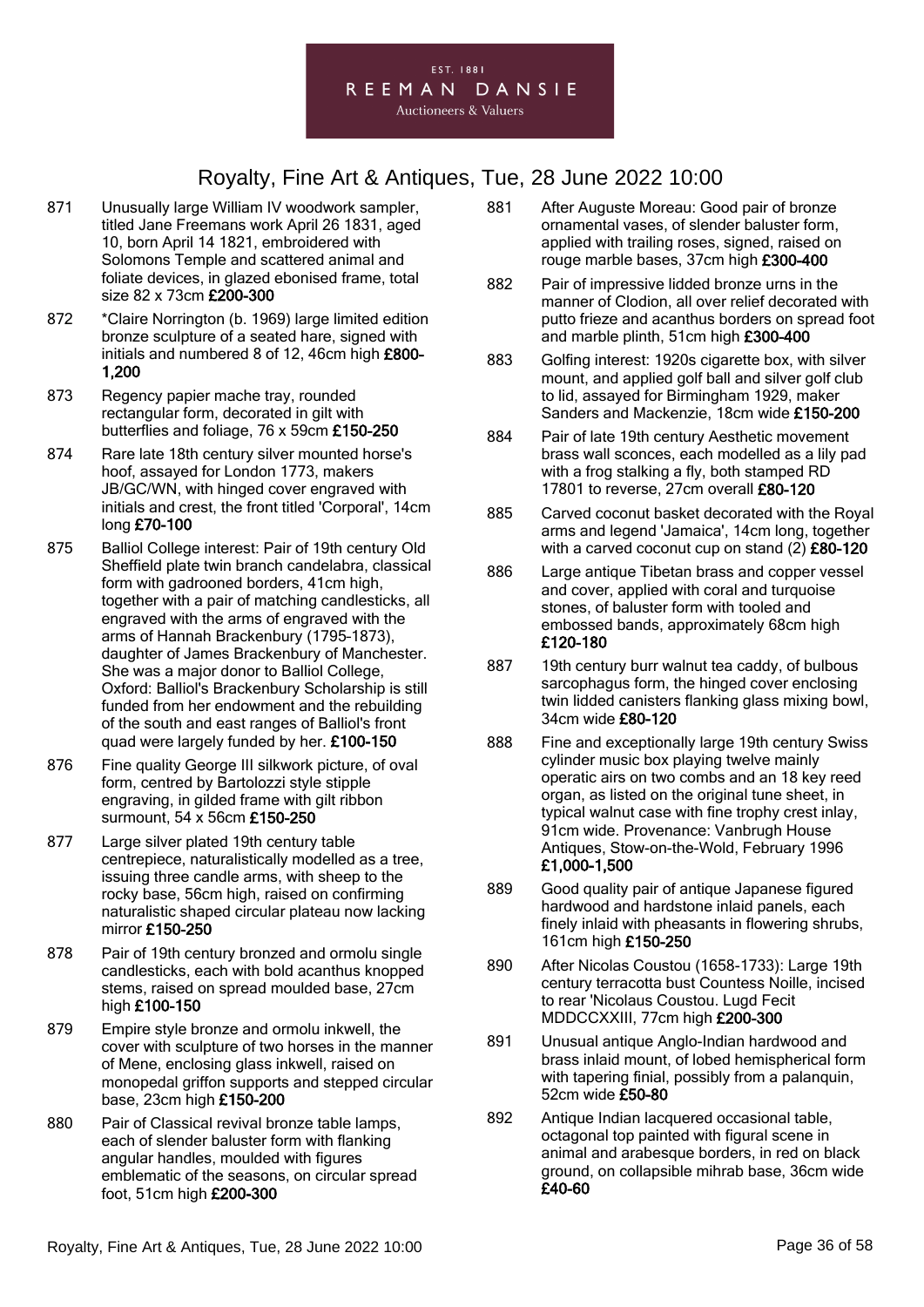# Royalty, Fine Art & Antiques, Tue, 28 June 2022 10:00

871 Unusually large William IV woodwork sampler, titled Jane Freemans work April 26 1831, aged 10, born April 14 1821, embroidered with Solomons Temple and scattered animal and foliate devices, in glazed ebonised frame, total size 82 x 73cm **£200-300**

872 *Claire Norrington (b. 1969) large limited edition bronze sculpture of a seated hare, signed with initials and numbered 8 of 12, 46cm high **£800-1,200**

873 Regency papier mache tray, rounded rectangular form, decorated in gilt with butterflies and foliage, 76 x 59cm **£150-250**

874 Rare late 18th century silver mounted horse's hoof, assayed for London 1773, makers JB/GC/WN, with hinged cover engraved with initials and crest, the front titled 'Corporal', 14cm long **£70-100**

875 Balliol College interest: Pair of 19th century Old Sheffield plate twin branch candelabra, classical form with gadrooned borders, 41cm high, together with a pair of matching candlesticks, all engraved with the arms of engraved with the arms of Hannah Brackenbury (1795-1873), daughter of James Brackenbury of Manchester. She was a major donor to Balliol College, Oxford: Balliol's Brackenbury Scholarship is still funded from her endowment and the rebuilding of the south and east ranges of Balliol's front quad were largely funded by her. **£100-150**

876 Fine quality George III silkwork picture, of oval form, centred by Bartolozzi style stipple engraving, in gilded frame with gilt ribbon surmount, 54 x 56cm **£150-250**

877 Large silver plated 19th century table centrepiece, naturalistically modelled as a tree, issuing three candle arms, with sheep to the rocky base, 56cm high, raised on confirming naturalistic shaped circular plateau now lacking mirror **£150-250**

878 Pair of 19th century bronzed and ormolu single candlesticks, each with bold acanthus knopped stems, raised on spread moulded base, 27cm high **£100-150**

879 Empire style bronze and ormolu inkwell, the cover with sculpture of two horses in the manner of Mene, enclosing glass inkwell, raised on monopedal griffon supports and stepped circular base, 23cm high **£150-200**

880 Pair of Classical revival bronze table lamps, each of slender baluster form with flanking angular handles, moulded with figures emblematic of the seasons, on circular spread foot, 51cm high **£200-300**

881 After Auguste Moreau: Good pair of bronze ornamental vases, of slender baluster form, applied with trailing roses, signed, raised on rouge marble bases, 37cm high **£300-400**

882 Pair of impressive lidded bronze urns in the manner of Clodion, all over relief decorated with putto frieze and acanthus borders on spread foot and marble plinth, 51cm high **£300-400**

883 Golfing interest: 1920s cigarette box, with silver mount, and applied golf ball and silver golf club to lid, assayed for Birmingham 1929, maker Sanders and Mackenzie, 18cm wide **£150-200**

884 Pair of late 19th century Aesthetic movement brass wall sconces, each modelled as a lily pad with a frog stalking a fly, both stamped RD 17801 to reverse, 27cm overall **£80-120**

885 Carved coconut basket decorated with the Royal arms and legend 'Jamaica', 14cm long, together with a carved coconut cup on stand (2) **£80-120**

886 Large antique Tibetan brass and copper vessel and cover, applied with coral and turquoise stones, of baluster form with tooled and embossed bands, approximately 68cm high **£120-180**

887 19th century burr walnut tea caddy, of bulbous sarcophagus form, the hinged cover enclosing twin lidded canisters flanking glass mixing bowl, 34cm wide **£80-120**

888 Fine and exceptionally large 19th century Swiss cylinder music box playing twelve mainly operatic airs on two combs and an 18 key reed organ, as listed on the original tune sheet, in typical walnut case with fine trophy crest inlay, 91cm wide. Provenance: Vanbrugh House Antiques, Stow-on-the-Wold, February 1996 **£1,000-1,500**

889 Good quality pair of antique Japanese figured hardwood and hardstone inlaid panels, each finely inlaid with pheasants in flowering shrubs, 161cm high **£150-250**

890 After Nicolas Coustou (1658-1733): Large 19th century terracotta bust Countess Noille, incised to rear 'Nicolaus Coustou. Lugd Fecit MDDCCXXIII, 77cm high **£200-300**

891 Unusual antique Anglo-Indian hardwood and brass inlaid mount, of lobed hemispherical form with tapering finial, possibly from a palanquin, 52cm wide **£50-80**

892 Antique Indian lacquered occasional table, octagonal top painted with figural scene in animal and arabesque borders, in red on black ground, on collapsible mihrab base, 36cm wide **£40-60**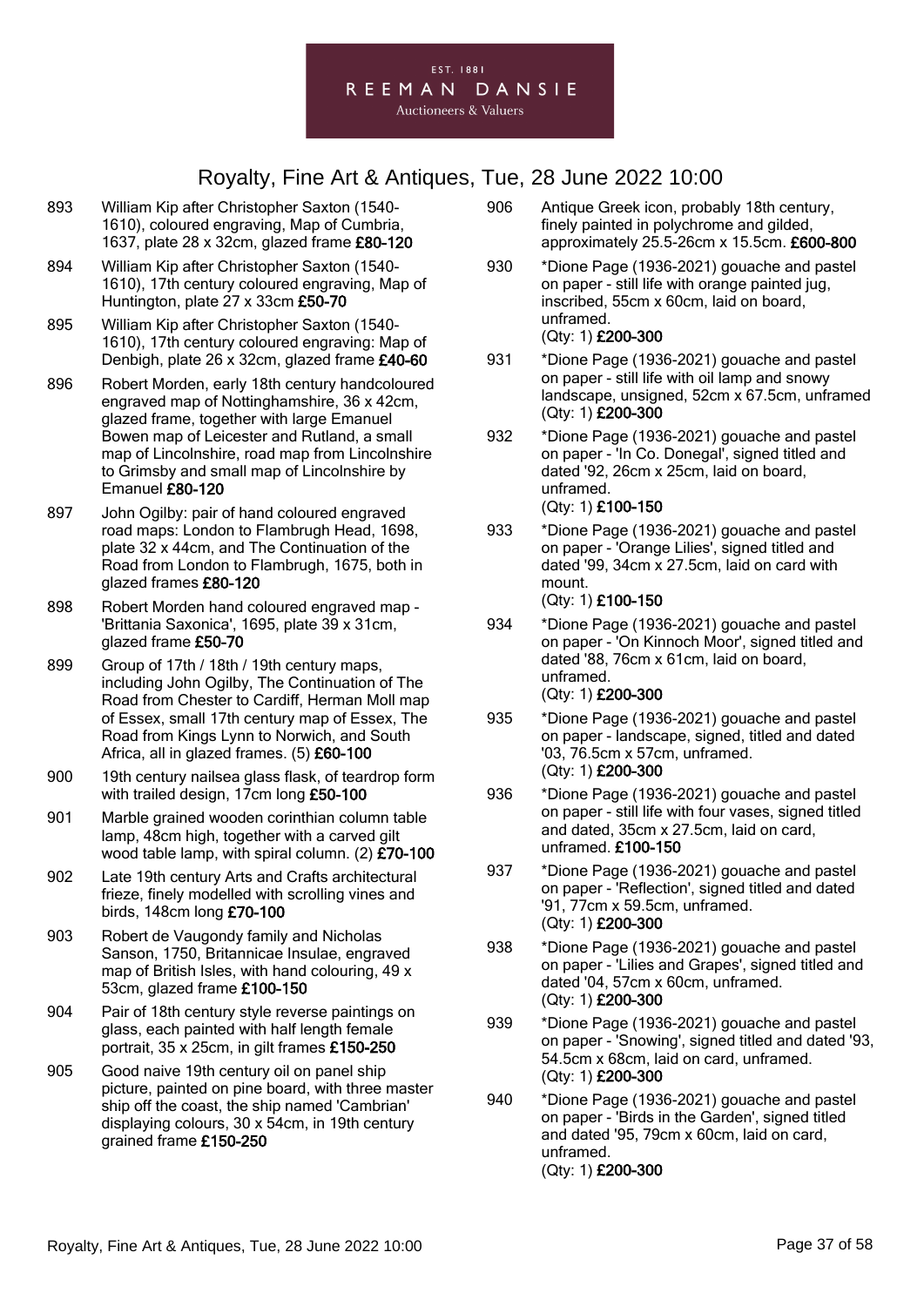893 William Kip after Christopher Saxton (1540-1610), coloured engraving, Map of Cumbria, 1637, plate 28 x 32cm, glazed frame **£80-120**

894 William Kip after Christopher Saxton (1540-1610), 17th century coloured engraving, Map of Huntington, plate 27 x 33cm **£50-70**

895 William Kip after Christopher Saxton (1540-1610), 17th century coloured engraving: Map of Denbigh, plate 26 x 32cm, glazed frame **£40-60**

896 Robert Morden, early 18th century handcoloured engraved map of Nottinghamshire, 36 x 42cm, glazed frame, together with large Emanuel Bowen map of Leicester and Rutland, a small map of Lincolnshire, road map from Lincolnshire to Grimsby and small map of Lincolnshire by Emanuel **£80-120**

897 John Ogilby: pair of hand coloured engraved road maps: London to Flambrugh Head, 1698, plate 32 x 44cm, and The Continuation of the Road from London to Flambrugh, 1675, both in glazed frames **£80-120**

898 Robert Morden hand coloured engraved map - 'Brittania Saxonica', 1695, plate 39 x 31cm, glazed frame **£50-70**

899 Group of 17th / 18th / 19th century maps, including John Ogilby, The Continuation of The Road from Chester to Cardiff, Herman Moll map of Essex, small 17th century map of Essex, The Road from Kings Lynn to Norwich, and South Africa, all in glazed frames. (5) **£60-100**

900 19th century nailsea glass flask, of teardrop form with trailed design, 17cm long **£50-100**

901 Marble grained wooden corinthian column table lamp, 48cm high, together with a carved gilt wood table lamp, with spiral column. (2) **£70-100**

902 Late 19th century Arts and Crafts architectural frieze, finely modelled with scrolling vines and birds, 148cm long **£70-100**

903 Robert de Vaugondy family and Nicholas Sanson, 1750, Britannicae Insulae, engraved map of British Isles, with hand colouring, 49 x 53cm, glazed frame **£100-150**

904 Pair of 18th century style reverse paintings on glass, each painted with half length female portrait, 35 x 25cm, in gilt frames **£150-250**

905 Good naive 19th century oil on panel ship picture, painted on pine board, with three master ship off the coast, the ship named 'Cambrian' displaying colours, 30 x 54cm, in 19th century grained frame **£150-250**

906 Antique Greek icon, probably 18th century, finely painted in polychrome and gilded, approximately 25.5-26cm x 15.5cm. **£600-800**

930 *Dione Page (1936-2021) gouache and pastel on paper - still life with orange painted jug, inscribed, 55cm x 60cm, laid on board, unframed.
(Qty: 1) **£200-300**

931 *Dione Page (1936-2021) gouache and pastel on paper - still life with oil lamp and snowy landscape, unsigned, 52cm x 67.5cm, unframed
(Qty: 1) **£200-300**

932 *Dione Page (1936-2021) gouache and pastel on paper - 'In Co. Donegal', signed titled and dated '92, 26cm x 25cm, laid on board, unframed.
(Qty: 1) **£100-150**

933 *Dione Page (1936-2021) gouache and pastel on paper - 'Orange Lilies', signed titled and dated '99, 34cm x 27.5cm, laid on card with mount.
(Qty: 1) **£100-150**

934 *Dione Page (1936-2021) gouache and pastel on paper - 'On Kinnoch Moor', signed titled and dated '88, 76cm x 61cm, laid on board, unframed.
(Qty: 1) **£200-300**

935 *Dione Page (1936-2021) gouache and pastel on paper - landscape, signed, titled and dated '03, 76.5cm x 57cm, unframed.
(Qty: 1) **£200-300**

936 *Dione Page (1936-2021) gouache and pastel on paper - still life with four vases, signed titled and dated, 35cm x 27.5cm, laid on card, unframed. **£100-150**

937 *Dione Page (1936-2021) gouache and pastel on paper - 'Reflection', signed titled and dated '91, 77cm x 59.5cm, unframed.
(Qty: 1) **£200-300**

938 *Dione Page (1936-2021) gouache and pastel on paper - 'Lilies and Grapes', signed titled and dated '04, 57cm x 60cm, unframed.
(Qty: 1) **£200-300**

939 *Dione Page (1936-2021) gouache and pastel on paper - 'Snowing', signed titled and dated '93, 54.5cm x 68cm, laid on card, unframed.
(Qty: 1) **£200-300**

940 *Dione Page (1936-2021) gouache and pastel on paper - 'Birds in the Garden', signed titled and dated '95, 79cm x 60cm, laid on card, unframed.
(Qty: 1) **£200-300**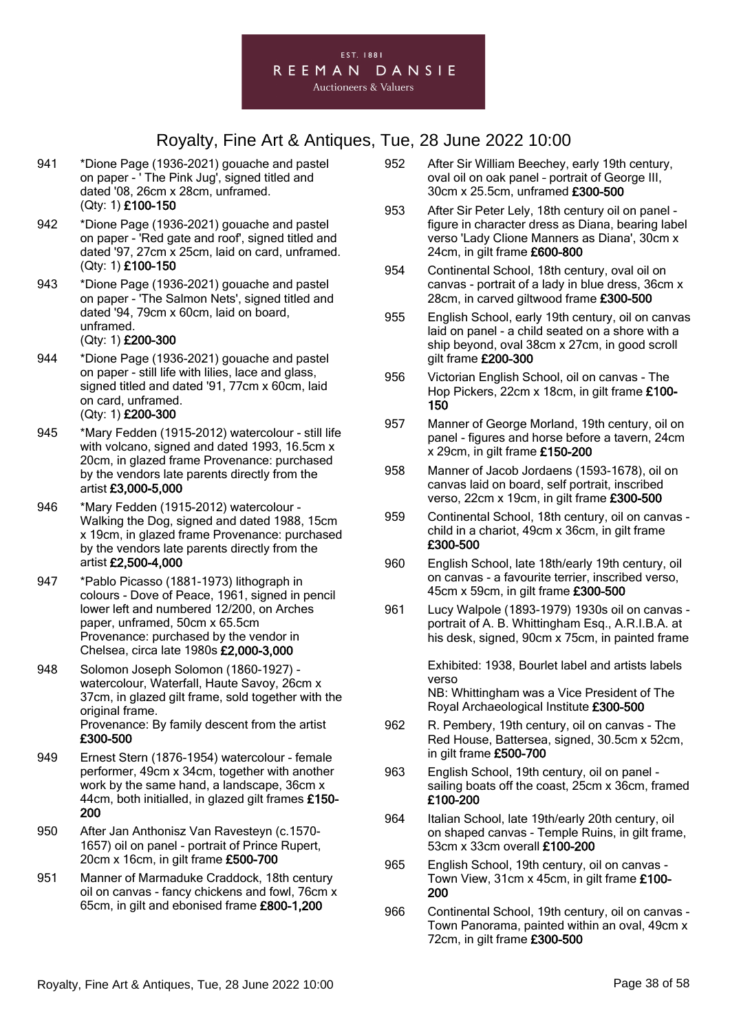# Royalty, Fine Art & Antiques, Tue, 28 June 2022 10:00

941 *Dione Page (1936-2021) gouache and pastel on paper - ' The Pink Jug', signed titled and dated '08, 26cm x 28cm, unframed. (Qty: 1) **£100-150**

942 *Dione Page (1936-2021) gouache and pastel on paper - 'Red gate and roof', signed titled and dated '97, 27cm x 25cm, laid on card, unframed. (Qty: 1) **£100-150**

943 *Dione Page (1936-2021) gouache and pastel on paper - 'The Salmon Nets', signed titled and dated '94, 79cm x 60cm, laid on board, unframed.
(Qty: 1) **£200-300**

944 *Dione Page (1936-2021) gouache and pastel on paper - still life with lilies, lace and glass, signed titled and dated '91, 77cm x 60cm, laid on card, unframed.
(Qty: 1) **£200-300**

945 *Mary Fedden (1915-2012) watercolour - still life with volcano, signed and dated 1993, 16.5cm x 20cm, in glazed frame Provenance: purchased by the vendors late parents directly from the artist **£3,000-5,000**

946 *Mary Fedden (1915-2012) watercolour - Walking the Dog, signed and dated 1988, 15cm x 19cm, in glazed frame Provenance: purchased by the vendors late parents directly from the artist **£2,500-4,000**

947 *Pablo Picasso (1881-1973) lithograph in colours - Dove of Peace, 1961, signed in pencil lower left and numbered 12/200, on Arches paper, unframed, 50cm x 65.5cm Provenance: purchased by the vendor in Chelsea, circa late 1980s **£2,000-3,000**

948 Solomon Joseph Solomon (1860-1927) - watercolour, Waterfall, Haute Savoy, 26cm x 37cm, in glazed gilt frame, sold together with the original frame.
Provenance: By family descent from the artist **£300-500**

949 Ernest Stern (1876-1954) watercolour - female performer, 49cm x 34cm, together with another work by the same hand, a landscape, 36cm x 44cm, both initialled, in glazed gilt frames **£150-200**

950 After Jan Anthonisz Van Ravesteyn (c.1570-1657) oil on panel - portrait of Prince Rupert, 20cm x 16cm, in gilt frame **£500-700**

951 Manner of Marmaduke Craddock, 18th century oil on canvas - fancy chickens and fowl, 76cm x 65cm, in gilt and ebonised frame **£800-1,200**

952 After Sir William Beechey, early 19th century, oval oil on oak panel – portrait of George III, 30cm x 25.5cm, unframed **£300-500**

953 After Sir Peter Lely, 18th century oil on panel - figure in character dress as Diana, bearing label verso 'Lady Clione Manners as Diana', 30cm x 24cm, in gilt frame **£600-800**

954 Continental School, 18th century, oval oil on canvas - portrait of a lady in blue dress, 36cm x 28cm, in carved giltwood frame **£300-500**

955 English School, early 19th century, oil on canvas laid on panel - a child seated on a shore with a ship beyond, oval 38cm x 27cm, in good scroll gilt frame **£200-300**

956 Victorian English School, oil on canvas - The Hop Pickers, 22cm x 18cm, in gilt frame **£100-150**

957 Manner of George Morland, 19th century, oil on panel - figures and horse before a tavern, 24cm x 29cm, in gilt frame **£150-200**

958 Manner of Jacob Jordaens (1593-1678), oil on canvas laid on board, self portrait, inscribed verso, 22cm x 19cm, in gilt frame **£300-500**

959 Continental School, 18th century, oil on canvas - child in a chariot, 49cm x 36cm, in gilt frame **£300-500**

960 English School, late 18th/early 19th century, oil on canvas - a favourite terrier, inscribed verso, 45cm x 59cm, in gilt frame **£300-500**

961 Lucy Walpole (1893-1979) 1930s oil on canvas - portrait of A. B. Whittingham Esq., A.R.I.B.A. at his desk, signed, 90cm x 75cm, in painted frame

Exhibited: 1938, Bourlet label and artists labels verso
NB: Whittingham was a Vice President of The Royal Archaeological Institute **£300-500**

962 R. Pembery, 19th century, oil on canvas - The Red House, Battersea, signed, 30.5cm x 52cm, in gilt frame **£500-700**

963 English School, 19th century, oil on panel - sailing boats off the coast, 25cm x 36cm, framed **£100-200**

964 Italian School, late 19th/early 20th century, oil on shaped canvas - Temple Ruins, in gilt frame, 53cm x 33cm overall **£100-200**

965 English School, 19th century, oil on canvas - Town View, 31cm x 45cm, in gilt frame **£100-200**

966 Continental School, 19th century, oil on canvas - Town Panorama, painted within an oval, 49cm x 72cm, in gilt frame **£300-500**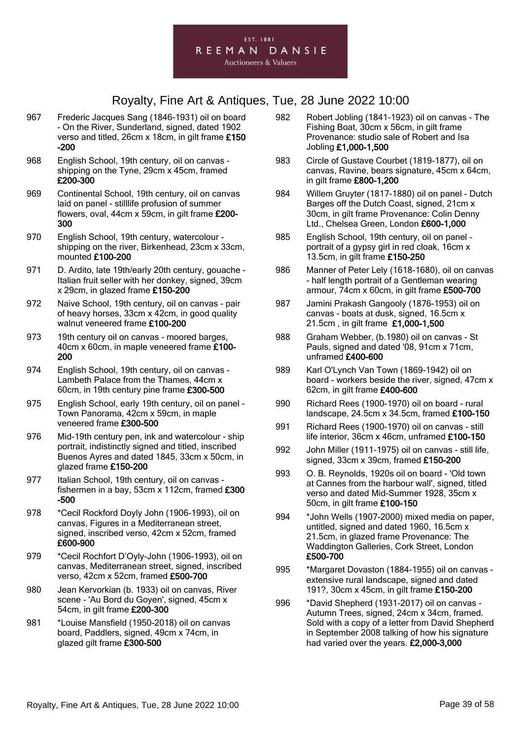# Royalty, Fine Art & Antiques, Tue, 28 June 2022 10:00

967 Frederic Jacques Sang (1846-1931) oil on board - On the River, Sunderland, signed, dated 1902 verso and titled, 26cm x 18cm, in gilt frame **£150-200**

968 English School, 19th century, oil on canvas - shipping on the Tyne, 29cm x 45cm, framed **£200-300**

969 Continental School, 19th century, oil on canvas laid on panel - stilllife profusion of summer flowers, oval, 44cm x 59cm, in gilt frame **£200-300**

970 English School, 19th century, watercolour - shipping on the river, Birkenhead, 23cm x 33cm, mounted **£100-200**

971 D. Ardito, late 19th/early 20th century, gouache - Italian fruit seller with her donkey, signed, 39cm x 29cm, in glazed frame **£150-200**

972 Naive School, 19th century, oil on canvas - pair of heavy horses, 33cm x 42cm, in good quality walnut veneered frame **£100-200**

973 19th century oil on canvas - moored barges, 40cm x 60cm, in maple veneered frame **£100-200**

974 English School, 19th century, oil on canvas - Lambeth Palace from the Thames, 44cm x 60cm, in 19th century pine frame **£300-500**

975 English School, early 19th century, oil on panel - Town Panorama, 42cm x 59cm, in maple veneered frame **£300-500**

976 Mid-19th century pen, ink and watercolour - ship portrait, indistinctly signed and titled, inscribed Buenos Ayres and dated 1845, 33cm x 50cm, in glazed frame **£150-200**

977 Italian School, 19th century, oil on canvas - fishermen in a bay, 53cm x 112cm, framed **£300-500**

978 *Cecil Rockford Doyly John (1906-1993), oil on canvas, Figures in a Mediterranean street, signed, inscribed verso, 42cm x 52cm, framed **£600-900**

979 *Cecil Rochfort D'Oyly-John (1906-1993), oil on canvas, Mediterranean street, signed, inscribed verso, 42cm x 52cm, framed **£500-700**

980 Jean Kervorkian (b. 1933) oil on canvas, River scene - 'Au Bord du Goyen', signed, 45cm x 54cm, in gilt frame **£200-300**

981 *Louise Mansfield (1950-2018) oil on canvas board, Paddlers, signed, 49cm x 74cm, in glazed gilt frame **£300-500**

982 Robert Jobling (1841-1923) oil on canvas - The Fishing Boat, 30cm x 56cm, in gilt frame Provenance: studio sale of Robert and Isa Jobling **£1,000-1,500**

983 Circle of Gustave Courbet (1819-1877), oil on canvas, Ravine, bears signature, 45cm x 64cm, in gilt frame **£800-1,200**

984 Willem Gruyter (1817-1880) oil on panel - Dutch Barges off the Dutch Coast, signed, 21cm x 30cm, in gilt frame Provenance: Colin Denny Ltd., Chelsea Green, London **£600-1,000**

985 English School, 19th century, oil on panel - portrait of a gypsy girl in red cloak, 16cm x 13.5cm, in gilt frame **£150-250**

986 Manner of Peter Lely (1618-1680), oil on canvas - half length portrait of a Gentleman wearing armour, 74cm x 60cm, in gilt frame **£500-700**

987 Jamini Prakash Gangooly (1876-1953) oil on canvas - boats at dusk, signed, 16.5cm x 21.5cm , in gilt frame **£1,000-1,500**

988 Graham Webber, (b.1980) oil on canvas - St Pauls, signed and dated '08, 91cm x 71cm, unframed **£400-600**

989 Karl O'Lynch Van Town (1869-1942) oil on board - workers beside the river, signed, 47cm x 62cm, in gilt frame **£400-600**

990 Richard Rees (1900-1970) oil on board - rural landscape, 24.5cm x 34.5cm, framed **£100-150**

991 Richard Rees (1900-1970) oil on canvas - still life interior, 36cm x 46cm, unframed **£100-150**

992 John Miller (1911-1975) oil on canvas - still life, signed, 33cm x 39cm, framed **£150-200**

993 O. B. Reynolds, 1920s oil on board - 'Old town at Cannes from the harbour wall', signed, titled verso and dated Mid-Summer 1928, 35cm x 50cm, in gilt frame **£100-150**

994 *John Wells (1907-2000) mixed media on paper, untitled, signed and dated 1960, 16.5cm x 21.5cm, in glazed frame Provenance: The Waddington Galleries, Cork Street, London **£500-700**

995 *Margaret Dovaston (1884-1955) oil on canvas - extensive rural landscape, signed and dated 191?, 30cm x 45cm, in gilt frame **£150-200**

996 *David Shepherd (1931-2017) oil on canvas - Autumn Trees, signed, 24cm x 34cm, framed. Sold with a copy of a letter from David Shepherd in September 2008 talking of how his signature had varied over the years. **£2,000-3,000**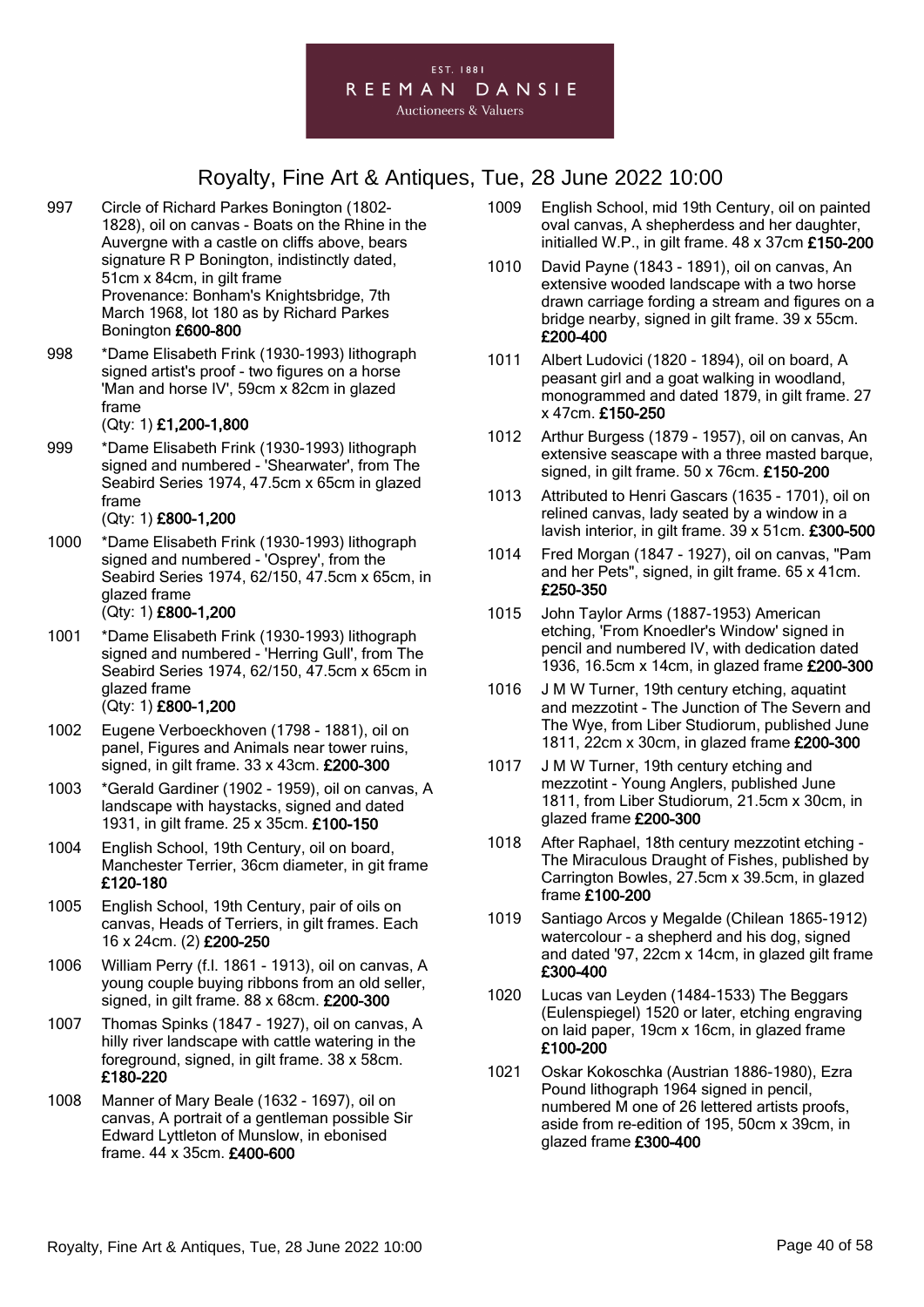EST. 1881
REEMAN DANSIE
Auctioneers & Valuers

# Royalty, Fine Art & Antiques, Tue, 28 June 2022 10:00

997 Circle of Richard Parkes Bonington (1802-1828), oil on canvas - Boats on the Rhine in the Auvergne with a castle on cliffs above, bears signature R P Bonington, indistinctly dated, 51cm x 84cm, in gilt frame
Provenance: Bonham's Knightsbridge, 7th March 1968, lot 180 as by Richard Parkes Bonington **£600-800**

998 *Dame Elisabeth Frink (1930-1993) lithograph signed artist's proof - two figures on a horse 'Man and horse IV', 59cm x 82cm in glazed frame
(Qty: 1) **£1,200-1,800**

999 *Dame Elisabeth Frink (1930-1993) lithograph signed and numbered - 'Shearwater', from The Seabird Series 1974, 47.5cm x 65cm in glazed frame
(Qty: 1) **£800-1,200**

1000 *Dame Elisabeth Frink (1930-1993) lithograph signed and numbered - 'Osprey', from the Seabird Series 1974, 62/150, 47.5cm x 65cm, in glazed frame
(Qty: 1) **£800-1,200**

1001 *Dame Elisabeth Frink (1930-1993) lithograph signed and numbered - 'Herring Gull', from The Seabird Series 1974, 62/150, 47.5cm x 65cm in glazed frame
(Qty: 1) **£800-1,200**

1002 Eugene Verboeckhoven (1798 - 1881), oil on panel, Figures and Animals near tower ruins, signed, in gilt frame. 33 x 43cm. **£200-300**

1003 *Gerald Gardiner (1902 - 1959), oil on canvas, A landscape with haystacks, signed and dated 1931, in gilt frame. 25 x 35cm. **£100-150**

1004 English School, 19th Century, oil on board, Manchester Terrier, 36cm diameter, in git frame **£120-180**

1005 English School, 19th Century, pair of oils on canvas, Heads of Terriers, in gilt frames. Each 16 x 24cm. (2) **£200-250**

1006 William Perry (f.l. 1861 - 1913), oil on canvas, A young couple buying ribbons from an old seller, signed, in gilt frame. 88 x 68cm. **£200-300**

1007 Thomas Spinks (1847 - 1927), oil on canvas, A hilly river landscape with cattle watering in the foreground, signed, in gilt frame. 38 x 58cm. **£180-220**

1008 Manner of Mary Beale (1632 - 1697), oil on canvas, A portrait of a gentleman possible Sir Edward Lyttleton of Munslow, in ebonised frame. 44 x 35cm. **£400-600**

1009 English School, mid 19th Century, oil on painted oval canvas, A shepherdess and her daughter, initialled W.P., in gilt frame. 48 x 37cm **£150-200**

1010 David Payne (1843 - 1891), oil on canvas, An extensive wooded landscape with a two horse drawn carriage fording a stream and figures on a bridge nearby, signed in gilt frame. 39 x 55cm. **£200-400**

1011 Albert Ludovici (1820 - 1894), oil on board, A peasant girl and a goat walking in woodland, monogrammed and dated 1879, in gilt frame. 27 x 47cm. **£150-250**

1012 Arthur Burgess (1879 - 1957), oil on canvas, An extensive seascape with a three masted barque, signed, in gilt frame. 50 x 76cm. **£150-200**

1013 Attributed to Henri Gascars (1635 - 1701), oil on relined canvas, lady seated by a window in a lavish interior, in gilt frame. 39 x 51cm. **£300-500**

1014 Fred Morgan (1847 - 1927), oil on canvas, "Pam and her Pets", signed, in gilt frame. 65 x 41cm. **£250-350**

1015 John Taylor Arms (1887-1953) American etching, 'From Knoedler's Window' signed in pencil and numbered IV, with dedication dated 1936, 16.5cm x 14cm, in glazed frame **£200-300**

1016 J M W Turner, 19th century etching, aquatint and mezzotint - The Junction of The Severn and The Wye, from Liber Studiorum, published June 1811, 22cm x 30cm, in glazed frame **£200-300**

1017 J M W Turner, 19th century etching and mezzotint - Young Anglers, published June 1811, from Liber Studiorum, 21.5cm x 30cm, in glazed frame **£200-300**

1018 After Raphael, 18th century mezzotint etching - The Miraculous Draught of Fishes, published by Carrington Bowles, 27.5cm x 39.5cm, in glazed frame **£100-200**

1019 Santiago Arcos y Megalde (Chilean 1865-1912) watercolour - a shepherd and his dog, signed and dated '97, 22cm x 14cm, in glazed gilt frame **£300-400**

1020 Lucas van Leyden (1484-1533) The Beggars (Eulenspiegel) 1520 or later, etching engraving on laid paper, 19cm x 16cm, in glazed frame **£100-200**

1021 Oskar Kokoschka (Austrian 1886-1980), Ezra Pound lithograph 1964 signed in pencil, numbered M one of 26 lettered artists proofs, aside from re-edition of 195, 50cm x 39cm, in glazed frame **£300-400**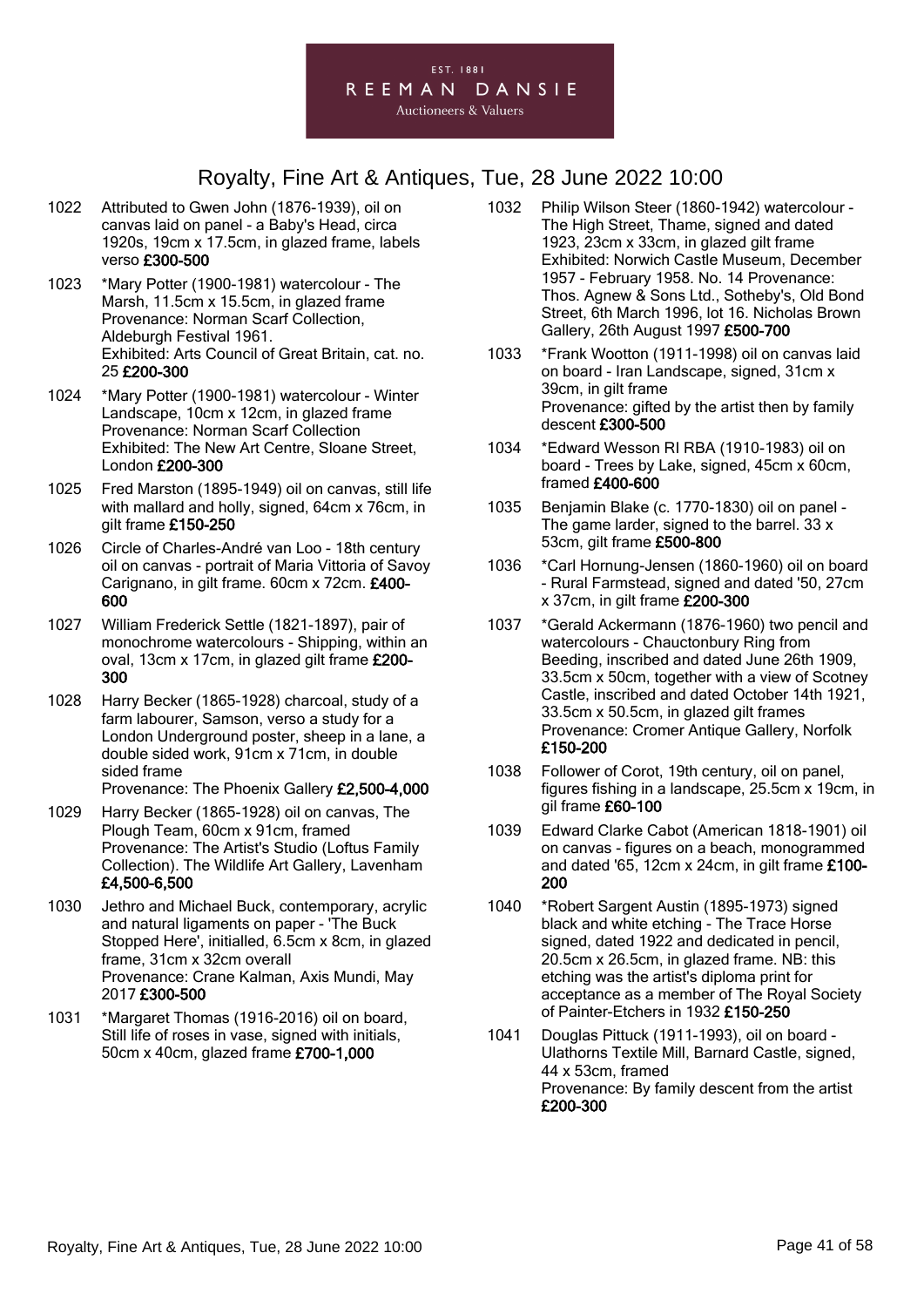## Royalty, Fine Art & Antiques, Tue, 28 June 2022 10:00

1022 Attributed to Gwen John (1876-1939), oil on canvas laid on panel - a Baby's Head, circa 1920s, 19cm x 17.5cm, in glazed frame, labels verso **£300-500**

1023 *Mary Potter (1900-1981) watercolour - The Marsh, 11.5cm x 15.5cm, in glazed frame
Provenance: Norman Scarf Collection, Aldeburgh Festival 1961.
Exhibited: Arts Council of Great Britain, cat. no. 25 **£200-300**

1024 *Mary Potter (1900-1981) watercolour - Winter Landscape, 10cm x 12cm, in glazed frame
Provenance: Norman Scarf Collection
Exhibited: The New Art Centre, Sloane Street, London **£200-300**

1025 Fred Marston (1895-1949) oil on canvas, still life with mallard and holly, signed, 64cm x 76cm, in gilt frame **£150-250**

1026 Circle of Charles-André van Loo - 18th century oil on canvas - portrait of Maria Vittoria of Savoy Carignano, in gilt frame. 60cm x 72cm. **£400-600**

1027 William Frederick Settle (1821-1897), pair of monochrome watercolours - Shipping, within an oval, 13cm x 17cm, in glazed gilt frame **£200-300**

1028 Harry Becker (1865-1928) charcoal, study of a farm labourer, Samson, verso a study for a London Underground poster, sheep in a lane, a double sided work, 91cm x 71cm, in double sided frame
Provenance: The Phoenix Gallery **£2,500-4,000**

1029 Harry Becker (1865-1928) oil on canvas, The Plough Team, 60cm x 91cm, framed
Provenance: The Artist's Studio (Loftus Family Collection). The Wildlife Art Gallery, Lavenham **£4,500-6,500**

1030 Jethro and Michael Buck, contemporary, acrylic and natural ligaments on paper - 'The Buck Stopped Here', initialled, 6.5cm x 8cm, in glazed frame, 31cm x 32cm overall
Provenance: Crane Kalman, Axis Mundi, May 2017 **£300-500**

1031 *Margaret Thomas (1916-2016) oil on board, Still life of roses in vase, signed with initials, 50cm x 40cm, glazed frame **£700-1,000**

1032 Philip Wilson Steer (1860-1942) watercolour - The High Street, Thame, signed and dated 1923, 23cm x 33cm, in glazed gilt frame
Exhibited: Norwich Castle Museum, December 1957 - February 1958. No. 14 Provenance: Thos. Agnew & Sons Ltd., Sotheby's, Old Bond Street, 6th March 1996, lot 16. Nicholas Brown Gallery, 26th August 1997 **£500-700**

1033 *Frank Wootton (1911-1998) oil on canvas laid on board - Iran Landscape, signed, 31cm x 39cm, in gilt frame
Provenance: gifted by the artist then by family descent **£300-500**

1034 *Edward Wesson RI RBA (1910-1983) oil on board - Trees by Lake, signed, 45cm x 60cm, framed **£400-600**

1035 Benjamin Blake (c. 1770-1830) oil on panel - The game larder, signed to the barrel. 33 x 53cm, gilt frame **£500-800**

1036 *Carl Hornung-Jensen (1860-1960) oil on board - Rural Farmstead, signed and dated '50, 27cm x 37cm, in gilt frame **£200-300**

1037 *Gerald Ackermann (1876-1960) two pencil and watercolours - Chauctonbury Ring from Beeding, inscribed and dated June 26th 1909, 33.5cm x 50cm, together with a view of Scotney Castle, inscribed and dated October 14th 1921, 33.5cm x 50.5cm, in glazed gilt frames
Provenance: Cromer Antique Gallery, Norfolk **£150-200**

1038 Follower of Corot, 19th century, oil on panel, figures fishing in a landscape, 25.5cm x 19cm, in gil frame **£60-100**

1039 Edward Clarke Cabot (American 1818-1901) oil on canvas - figures on a beach, monogrammed and dated '65, 12cm x 24cm, in gilt frame **£100-200**

1040 *Robert Sargent Austin (1895-1973) signed black and white etching - The Trace Horse signed, dated 1922 and dedicated in pencil, 20.5cm x 26.5cm, in glazed frame. NB: this etching was the artist's diploma print for acceptance as a member of The Royal Society of Painter-Etchers in 1932 **£150-250**

1041 Douglas Pittuck (1911-1993), oil on board - Ulathorns Textile Mill, Barnard Castle, signed, 44 x 53cm, framed
Provenance: By family descent from the artist **£200-300**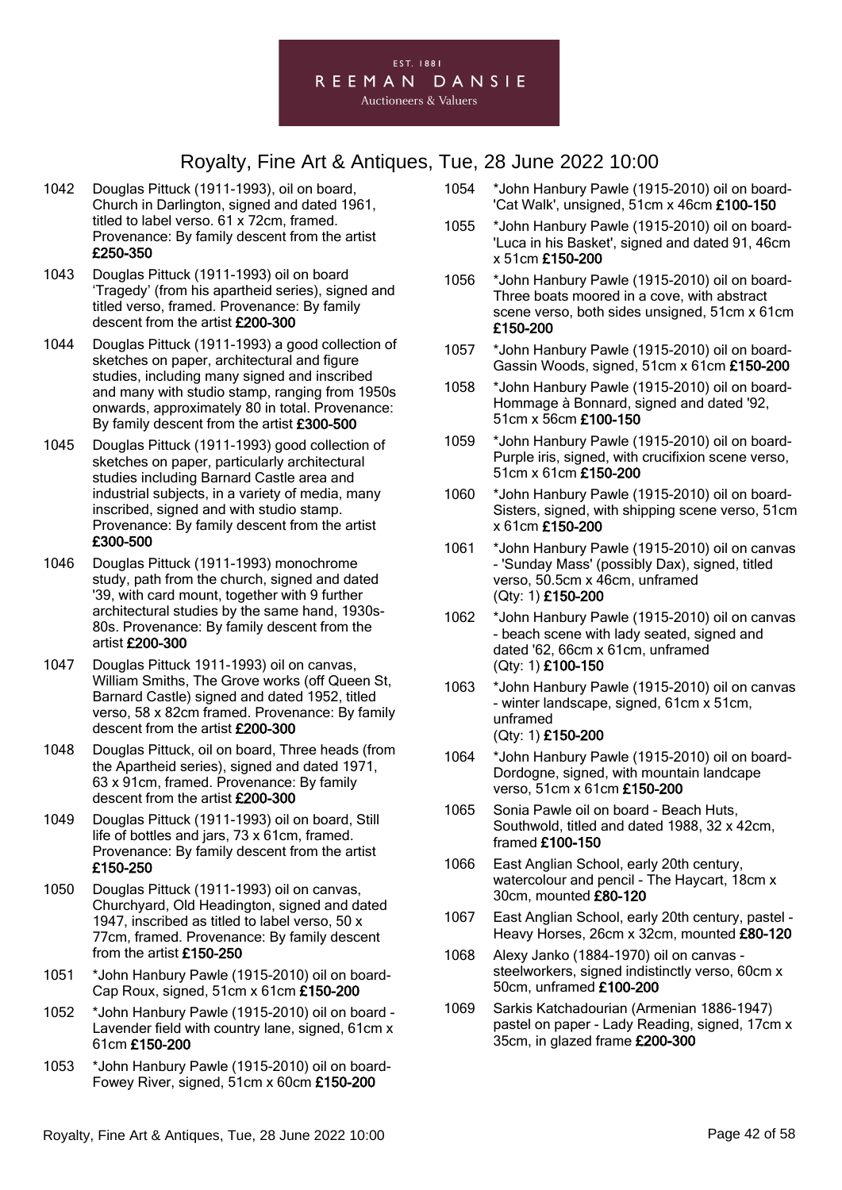EST. 1881
REEMAN DANSIE
Auctioneers & Valuers

## Royalty, Fine Art & Antiques, Tue, 28 June 2022 10:00

1042 Douglas Pittuck (1911-1993), oil on board, Church in Darlington, signed and dated 1961, titled to label verso. 61 x 72cm, framed. Provenance: By family descent from the artist **£250-350**

1043 Douglas Pittuck (1911-1993) oil on board 'Tragedy' (from his apartheid series), signed and titled verso, framed. Provenance: By family descent from the artist **£200-300**

1044 Douglas Pittuck (1911-1993) a good collection of sketches on paper, architectural and figure studies, including many signed and inscribed and many with studio stamp, ranging from 1950s onwards, approximately 80 in total. Provenance: By family descent from the artist **£300-500**

1045 Douglas Pittuck (1911-1993) good collection of sketches on paper, particularly architectural studies including Barnard Castle area and industrial subjects, in a variety of media, many inscribed, signed and with studio stamp. Provenance: By family descent from the artist **£300-500**

1046 Douglas Pittuck (1911-1993) monochrome study, path from the church, signed and dated '39, with card mount, together with 9 further architectural studies by the same hand, 1930s-80s. Provenance: By family descent from the artist **£200-300**

1047 Douglas Pittuck 1911-1993) oil on canvas, William Smiths, The Grove works (off Queen St, Barnard Castle) signed and dated 1952, titled verso, 58 x 82cm framed. Provenance: By family descent from the artist **£200-300**

1048 Douglas Pittuck, oil on board, Three heads (from the Apartheid series), signed and dated 1971, 63 x 91cm, framed. Provenance: By family descent from the artist **£200-300**

1049 Douglas Pittuck (1911-1993) oil on board, Still life of bottles and jars, 73 x 61cm, framed. Provenance: By family descent from the artist **£150-250**

1050 Douglas Pittuck (1911-1993) oil on canvas, Churchyard, Old Headington, signed and dated 1947, inscribed as titled to label verso, 50 x 77cm, framed. Provenance: By family descent from the artist **£150-250**

1051 *John Hanbury Pawle (1915-2010) oil on board- Cap Roux, signed, 51cm x 61cm **£150-200**

1052 *John Hanbury Pawle (1915-2010) oil on board - Lavender field with country lane, signed, 61cm x 61cm **£150-200**

1053 *John Hanbury Pawle (1915-2010) oil on board- Fowey River, signed, 51cm x 60cm **£150-200**

1054 *John Hanbury Pawle (1915-2010) oil on board- 'Cat Walk', unsigned, 51cm x 46cm **£100-150**

1055 *John Hanbury Pawle (1915-2010) oil on board- 'Luca in his Basket', signed and dated 91, 46cm x 51cm **£150-200**

1056 *John Hanbury Pawle (1915-2010) oil on board- Three boats moored in a cove, with abstract scene verso, both sides unsigned, 51cm x 61cm **£150-200**

1057 *John Hanbury Pawle (1915-2010) oil on board- Gassin Woods, signed, 51cm x 61cm **£150-200**

1058 *John Hanbury Pawle (1915-2010) oil on board- Hommage à Bonnard, signed and dated '92, 51cm x 56cm **£100-150**

1059 *John Hanbury Pawle (1915-2010) oil on board- Purple iris, signed, with crucifixion scene verso, 51cm x 61cm **£150-200**

1060 *John Hanbury Pawle (1915-2010) oil on board- Sisters, signed, with shipping scene verso, 51cm x 61cm **£150-200**

1061 *John Hanbury Pawle (1915-2010) oil on canvas - 'Sunday Mass' (possibly Dax), signed, titled verso, 50.5cm x 46cm, unframed (Qty: 1) **£150-200**

1062 *John Hanbury Pawle (1915-2010) oil on canvas - beach scene with lady seated, signed and dated '62, 66cm x 61cm, unframed (Qty: 1) **£100-150**

1063 *John Hanbury Pawle (1915-2010) oil on canvas - winter landscape, signed, 61cm x 51cm, unframed (Qty: 1) **£150-200**

1064 *John Hanbury Pawle (1915-2010) oil on board- Dordogne, signed, with mountain landcape verso, 51cm x 61cm **£150-200**

1065 Sonia Pawle oil on board - Beach Huts, Southwold, titled and dated 1988, 32 x 42cm, framed **£100-150**

1066 East Anglian School, early 20th century, watercolour and pencil - The Haycart, 18cm x 30cm, mounted **£80-120**

1067 East Anglian School, early 20th century, pastel - Heavy Horses, 26cm x 32cm, mounted **£80-120**

1068 Alexy Janko (1884-1970) oil on canvas - steelworkers, signed indistinctly verso, 60cm x 50cm, unframed **£100-200**

1069 Sarkis Katchadourian (Armenian 1886-1947) pastel on paper - Lady Reading, signed, 17cm x 35cm, in glazed frame **£200-300**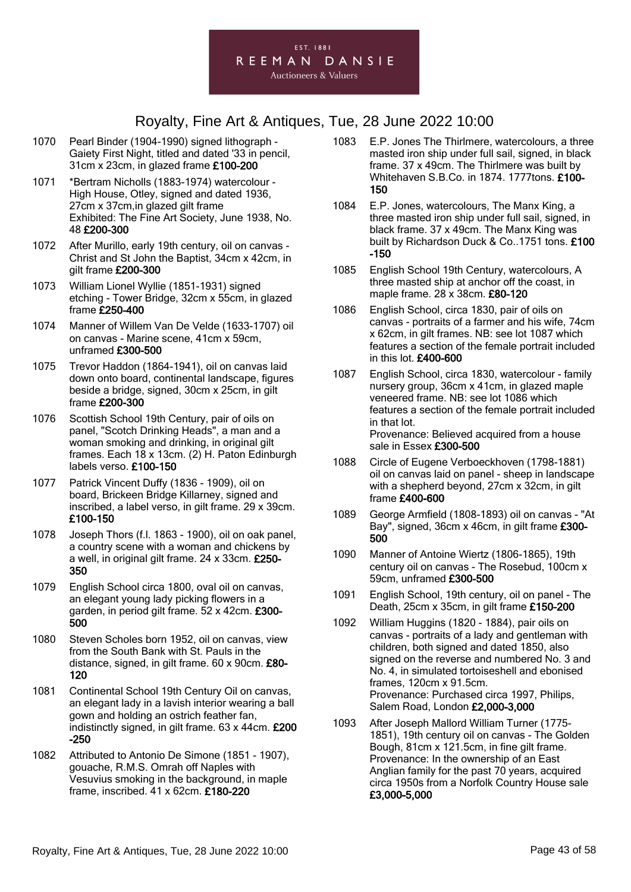1070 Pearl Binder (1904-1990) signed lithograph - Gaiety First Night, titled and dated '33 in pencil, 31cm x 23cm, in glazed frame **£100-200**

1071 *Bertram Nicholls (1883-1974) watercolour - High House, Otley, signed and dated 1936, 27cm x 37cm,in glazed gilt frame
Exhibited: The Fine Art Society, June 1938, No. 48 **£200-300**

1072 After Murillo, early 19th century, oil on canvas - Christ and St John the Baptist, 34cm x 42cm, in gilt frame **£200-300**

1073 William Lionel Wyllie (1851-1931) signed etching - Tower Bridge, 32cm x 55cm, in glazed frame **£250-400**

1074 Manner of Willem Van De Velde (1633-1707) oil on canvas - Marine scene, 41cm x 59cm, unframed **£300-500**

1075 Trevor Haddon (1864-1941), oil on canvas laid down onto board, continental landscape, figures beside a bridge, signed, 30cm x 25cm, in gilt frame **£200-300**

1076 Scottish School 19th Century, pair of oils on panel, "Scotch Drinking Heads", a man and a woman smoking and drinking, in original gilt frames. Each 18 x 13cm. (2) H. Paton Edinburgh labels verso. **£100-150**

1077 Patrick Vincent Duffy (1836 - 1909), oil on board, Brickeen Bridge Killarney, signed and inscribed, a label verso, in gilt frame. 29 x 39cm. **£100-150**

1078 Joseph Thors (f.l. 1863 - 1900), oil on oak panel, a country scene with a woman and chickens by a well, in original gilt frame. 24 x 33cm. **£250-350**

1079 English School circa 1800, oval oil on canvas, an elegant young lady picking flowers in a garden, in period gilt frame. 52 x 42cm. **£300-500**

1080 Steven Scholes born 1952, oil on canvas, view from the South Bank with St. Pauls in the distance, signed, in gilt frame. 60 x 90cm. **£80-120**

1081 Continental School 19th Century Oil on canvas, an elegant lady in a lavish interior wearing a ball gown and holding an ostrich feather fan, indistinctly signed, in gilt frame. 63 x 44cm. **£200-250**

1082 Attributed to Antonio De Simone (1851 - 1907), gouache, R.M.S. Omrah off Naples with Vesuvius smoking in the background, in maple frame, inscribed. 41 x 62cm. **£180-220**

1083 E.P. Jones The Thirlmere, watercolours, a three masted iron ship under full sail, signed, in black frame. 37 x 49cm. The Thirlmere was built by Whitehaven S.B.Co. in 1874. 1777tons. **£100-150**

1084 E.P. Jones, watercolours, The Manx King, a three masted iron ship under full sail, signed, in black frame. 37 x 49cm. The Manx King was built by Richardson Duck & Co..1751 tons. **£100-150**

1085 English School 19th Century, watercolours, A three masted ship at anchor off the coast, in maple frame. 28 x 38cm. **£80-120**

1086 English School, circa 1830, pair of oils on canvas - portraits of a farmer and his wife, 74cm x 62cm, in gilt frames. NB: see lot 1087 which features a section of the female portrait included in this lot. **£400-600**

1087 English School, circa 1830, watercolour - family nursery group, 36cm x 41cm, in glazed maple veneered frame. NB: see lot 1086 which features a section of the female portrait included in that lot.
Provenance: Believed acquired from a house sale in Essex **£300-500**

1088 Circle of Eugene Verboeckhoven (1798-1881) oil on canvas laid on panel - sheep in landscape with a shepherd beyond, 27cm x 32cm, in gilt frame **£400-600**

1089 George Armfield (1808-1893) oil on canvas - "At Bay", signed, 36cm x 46cm, in gilt frame **£300-500**

1090 Manner of Antoine Wiertz (1806-1865), 19th century oil on canvas - The Rosebud, 100cm x 59cm, unframed **£300-500**

1091 English School, 19th century, oil on panel - The Death, 25cm x 35cm, in gilt frame **£150-200**

1092 William Huggins (1820 - 1884), pair oils on canvas - portraits of a lady and gentleman with children, both signed and dated 1850, also signed on the reverse and numbered No. 3 and No. 4, in simulated tortoiseshell and ebonised frames, 120cm x 91.5cm.
Provenance: Purchased circa 1997, Philips, Salem Road, London **£2,000-3,000**

1093 After Joseph Mallord William Turner (1775-1851), 19th century oil on canvas - The Golden Bough, 81cm x 121.5cm, in fine gilt frame.
Provenance: In the ownership of an East Anglian family for the past 70 years, acquired circa 1950s from a Norfolk Country House sale **£3,000-5,000**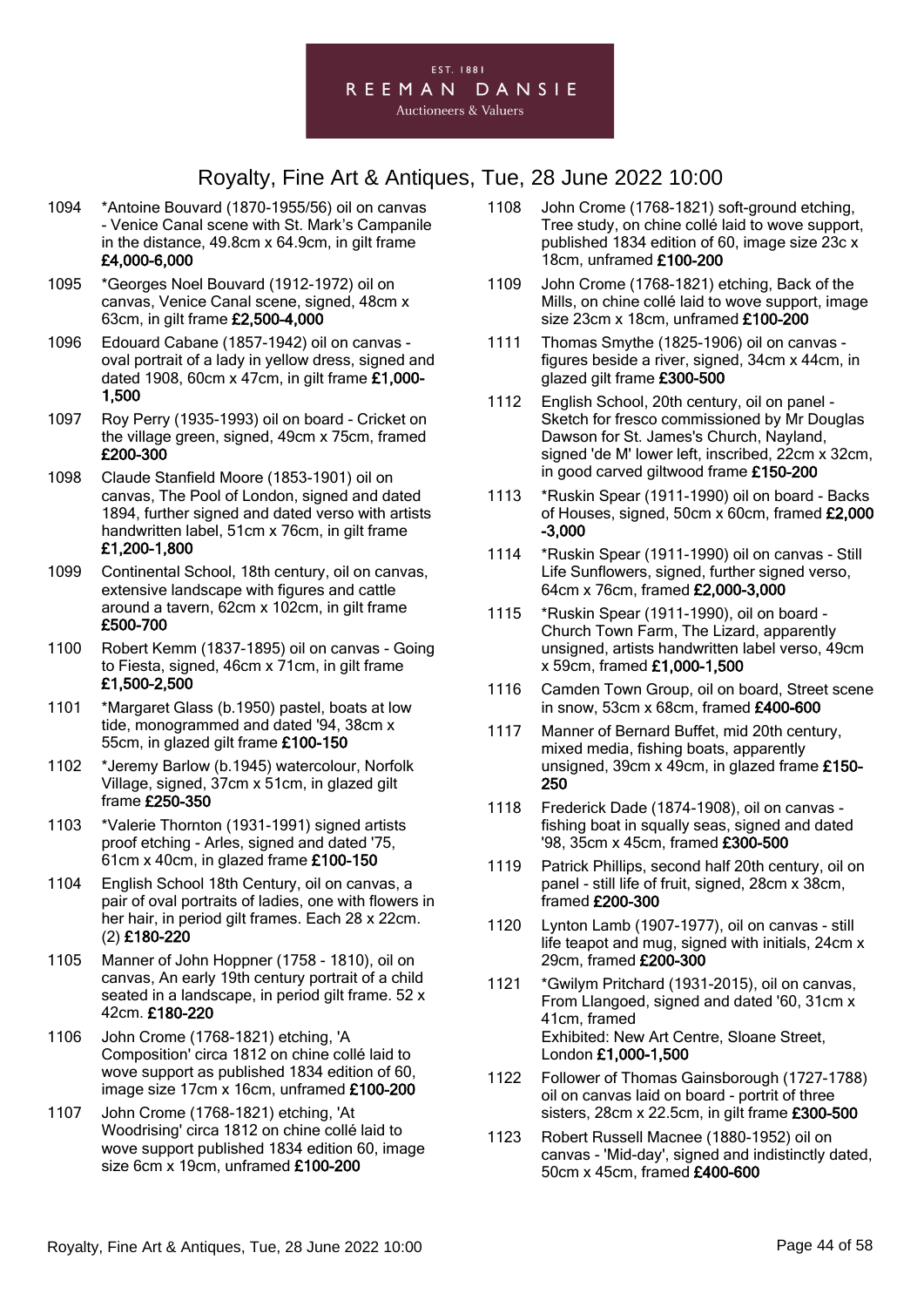1094 *Antoine Bouvard (1870-1955/56) oil on canvas - Venice Canal scene with St. Mark's Campanile in the distance, 49.8cm x 64.9cm, in gilt frame **£4,000-6,000**

1095 *Georges Noel Bouvard (1912-1972) oil on canvas, Venice Canal scene, signed, 48cm x 63cm, in gilt frame **£2,500-4,000**

1096 Edouard Cabane (1857-1942) oil on canvas - oval portrait of a lady in yellow dress, signed and dated 1908, 60cm x 47cm, in gilt frame **£1,000-1,500**

1097 Roy Perry (1935-1993) oil on board - Cricket on the village green, signed, 49cm x 75cm, framed **£200-300**

1098 Claude Stanfield Moore (1853-1901) oil on canvas, The Pool of London, signed and dated 1894, further signed and dated verso with artists handwritten label, 51cm x 76cm, in gilt frame **£1,200-1,800**

1099 Continental School, 18th century, oil on canvas, extensive landscape with figures and cattle around a tavern, 62cm x 102cm, in gilt frame **£500-700**

1100 Robert Kemm (1837-1895) oil on canvas - Going to Fiesta, signed, 46cm x 71cm, in gilt frame **£1,500-2,500**

1101 *Margaret Glass (b.1950) pastel, boats at low tide, monogrammed and dated '94, 38cm x 55cm, in glazed gilt frame **£100-150**

1102 *Jeremy Barlow (b.1945) watercolour, Norfolk Village, signed, 37cm x 51cm, in glazed gilt frame **£250-350**

1103 *Valerie Thornton (1931-1991) signed artists proof etching - Arles, signed and dated '75, 61cm x 40cm, in glazed frame **£100-150**

1104 English School 18th Century, oil on canvas, a pair of oval portraits of ladies, one with flowers in her hair, in period gilt frames. Each 28 x 22cm. (2) **£180-220**

1105 Manner of John Hoppner (1758 - 1810), oil on canvas, An early 19th century portrait of a child seated in a landscape, in period gilt frame. 52 x 42cm. **£180-220**

1106 John Crome (1768-1821) etching, 'A Composition' circa 1812 on chine collé laid to wove support as published 1834 edition of 60, image size 17cm x 16cm, unframed **£100-200**

1107 John Crome (1768-1821) etching, 'At Woodrising' circa 1812 on chine collé laid to wove support published 1834 edition 60, image size 6cm x 19cm, unframed **£100-200**

1108 John Crome (1768-1821) soft-ground etching, Tree study, on chine collé laid to wove support, published 1834 edition of 60, image size 23c x 18cm, unframed **£100-200**

1109 John Crome (1768-1821) etching, Back of the Mills, on chine collé laid to wove support, image size 23cm x 18cm, unframed **£100-200**

1111 Thomas Smythe (1825-1906) oil on canvas - figures beside a river, signed, 34cm x 44cm, in glazed gilt frame **£300-500**

1112 English School, 20th century, oil on panel - Sketch for fresco commissioned by Mr Douglas Dawson for St. James's Church, Nayland, signed 'de M' lower left, inscribed, 22cm x 32cm, in good carved giltwood frame **£150-200**

1113 *Ruskin Spear (1911-1990) oil on board - Backs of Houses, signed, 50cm x 60cm, framed **£2,000-3,000**

1114 *Ruskin Spear (1911-1990) oil on canvas - Still Life Sunflowers, signed, further signed verso, 64cm x 76cm, framed **£2,000-3,000**

1115 *Ruskin Spear (1911-1990), oil on board - Church Town Farm, The Lizard, apparently unsigned, artists handwritten label verso, 49cm x 59cm, framed **£1,000-1,500**

1116 Camden Town Group, oil on board, Street scene in snow, 53cm x 68cm, framed **£400-600**

1117 Manner of Bernard Buffet, mid 20th century, mixed media, fishing boats, apparently unsigned, 39cm x 49cm, in glazed frame **£150-250**

1118 Frederick Dade (1874-1908), oil on canvas - fishing boat in squally seas, signed and dated '98, 35cm x 45cm, framed **£300-500**

1119 Patrick Phillips, second half 20th century, oil on panel - still life of fruit, signed, 28cm x 38cm, framed **£200-300**

1120 Lynton Lamb (1907-1977), oil on canvas - still life teapot and mug, signed with initials, 24cm x 29cm, framed **£200-300**

1121 *Gwilym Pritchard (1931-2015), oil on canvas, From Llangoed, signed and dated '60, 31cm x 41cm, framed
Exhibited: New Art Centre, Sloane Street, London **£1,000-1,500**

1122 Follower of Thomas Gainsborough (1727-1788) oil on canvas laid on board - portrit of three sisters, 28cm x 22.5cm, in gilt frame **£300-500**

1123 Robert Russell Macnee (1880-1952) oil on canvas - 'Mid-day', signed and indistinctly dated, 50cm x 45cm, framed **£400-600**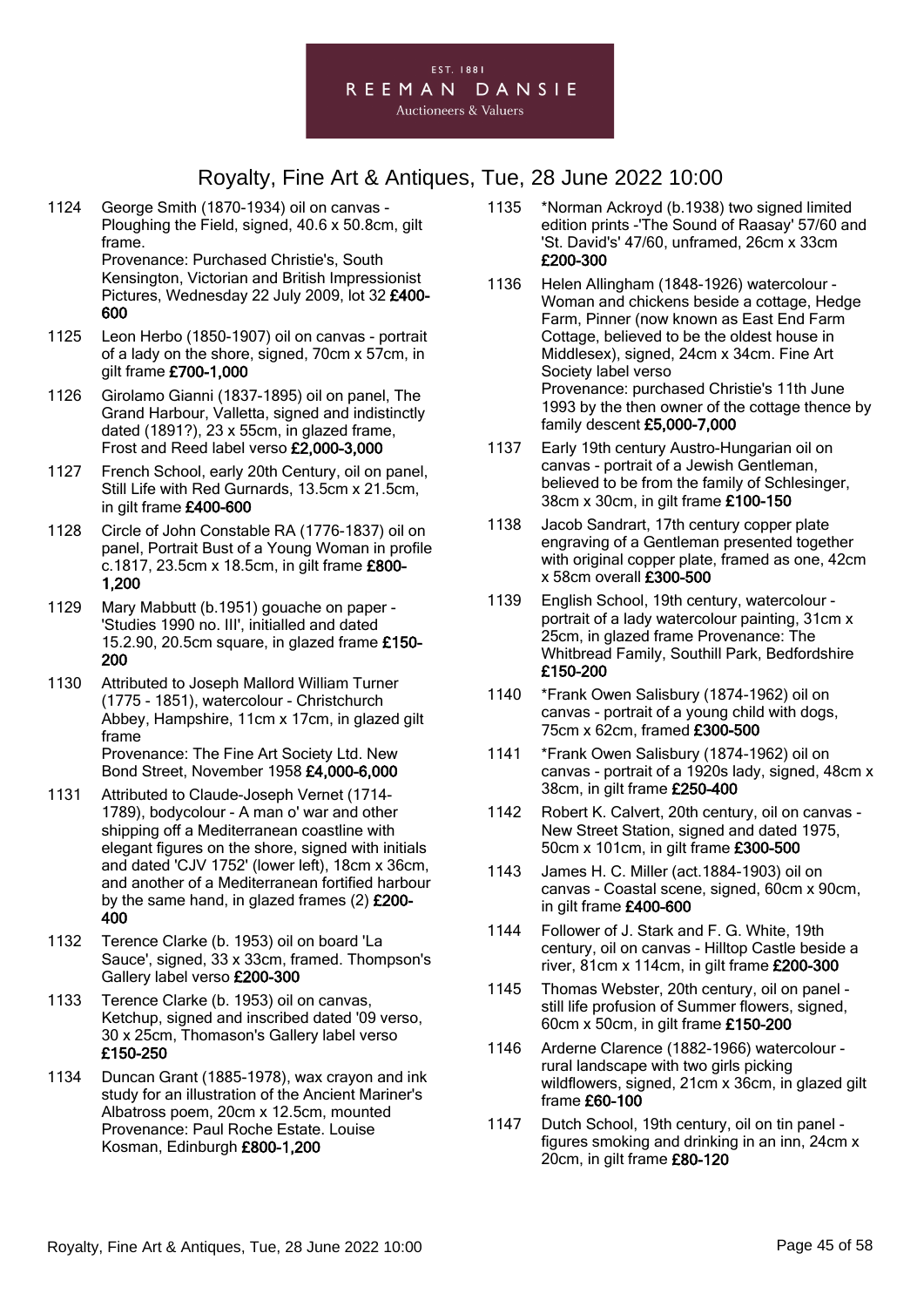# Royalty, Fine Art & Antiques, Tue, 28 June 2022 10:00

1124 George Smith (1870-1934) oil on canvas - Ploughing the Field, signed, 40.6 x 50.8cm, gilt frame.
Provenance: Purchased Christie's, South Kensington, Victorian and British Impressionist Pictures, Wednesday 22 July 2009, lot 32 **£400-600**

1125 Leon Herbo (1850-1907) oil on canvas - portrait of a lady on the shore, signed, 70cm x 57cm, in gilt frame **£700-1,000**

1126 Girolamo Gianni (1837-1895) oil on panel, The Grand Harbour, Valletta, signed and indistinctly dated (1891?), 23 x 55cm, in glazed frame, Frost and Reed label verso **£2,000-3,000**

1127 French School, early 20th Century, oil on panel, Still Life with Red Gurnards, 13.5cm x 21.5cm, in gilt frame **£400-600**

1128 Circle of John Constable RA (1776-1837) oil on panel, Portrait Bust of a Young Woman in profile c.1817, 23.5cm x 18.5cm, in gilt frame **£800-1,200**

1129 Mary Mabbutt (b.1951) gouache on paper - 'Studies 1990 no. III', initialled and dated 15.2.90, 20.5cm square, in glazed frame **£150-200**

1130 Attributed to Joseph Mallord William Turner (1775 - 1851), watercolour - Christchurch Abbey, Hampshire, 11cm x 17cm, in glazed gilt frame
Provenance: The Fine Art Society Ltd. New Bond Street, November 1958 **£4,000-6,000**

1131 Attributed to Claude-Joseph Vernet (1714-1789), bodycolour - A man o' war and other shipping off a Mediterranean coastline with elegant figures on the shore, signed with initials and dated 'CJV 1752' (lower left), 18cm x 36cm, and another of a Mediterranean fortified harbour by the same hand, in glazed frames (2) **£200-400**

1132 Terence Clarke (b. 1953) oil on board 'La Sauce', signed, 33 x 33cm, framed. Thompson's Gallery label verso **£200-300**

1133 Terence Clarke (b. 1953) oil on canvas, Ketchup, signed and inscribed dated '09 verso, 30 x 25cm, Thomason's Gallery label verso **£150-250**

1134 Duncan Grant (1885-1978), wax crayon and ink study for an illustration of the Ancient Mariner's Albatross poem, 20cm x 12.5cm, mounted
Provenance: Paul Roche Estate. Louise Kosman, Edinburgh **£800-1,200**

1135 *Norman Ackroyd (b.1938) two signed limited edition prints -'The Sound of Raasay' 57/60 and 'St. David's' 47/60, unframed, 26cm x 33cm **£200-300**

1136 Helen Allingham (1848-1926) watercolour - Woman and chickens beside a cottage, Hedge Farm, Pinner (now known as East End Farm Cottage, believed to be the oldest house in Middlesex), signed, 24cm x 34cm. Fine Art Society label verso
Provenance: purchased Christie's 11th June 1993 by the then owner of the cottage thence by family descent **£5,000-7,000**

1137 Early 19th century Austro-Hungarian oil on canvas - portrait of a Jewish Gentleman, believed to be from the family of Schlesinger, 38cm x 30cm, in gilt frame **£100-150**

1138 Jacob Sandrart, 17th century copper plate engraving of a Gentleman presented together with original copper plate, framed as one, 42cm x 58cm overall **£300-500**

1139 English School, 19th century, watercolour - portrait of a lady watercolour painting, 31cm x 25cm, in glazed frame Provenance: The Whitbread Family, Southill Park, Bedfordshire **£150-200**

1140 *Frank Owen Salisbury (1874-1962) oil on canvas - portrait of a young child with dogs, 75cm x 62cm, framed **£300-500**

1141 *Frank Owen Salisbury (1874-1962) oil on canvas - portrait of a 1920s lady, signed, 48cm x 38cm, in gilt frame **£250-400**

1142 Robert K. Calvert, 20th century, oil on canvas - New Street Station, signed and dated 1975, 50cm x 101cm, in gilt frame **£300-500**

1143 James H. C. Miller (act.1884-1903) oil on canvas - Coastal scene, signed, 60cm x 90cm, in gilt frame **£400-600**

1144 Follower of J. Stark and F. G. White, 19th century, oil on canvas - Hilltop Castle beside a river, 81cm x 114cm, in gilt frame **£200-300**

1145 Thomas Webster, 20th century, oil on panel - still life profusion of Summer flowers, signed, 60cm x 50cm, in gilt frame **£150-200**

1146 Arderne Clarence (1882-1966) watercolour - rural landscape with two girls picking wildflowers, signed, 21cm x 36cm, in glazed gilt frame **£60-100**

1147 Dutch School, 19th century, oil on tin panel - figures smoking and drinking in an inn, 24cm x 20cm, in gilt frame **£80-120**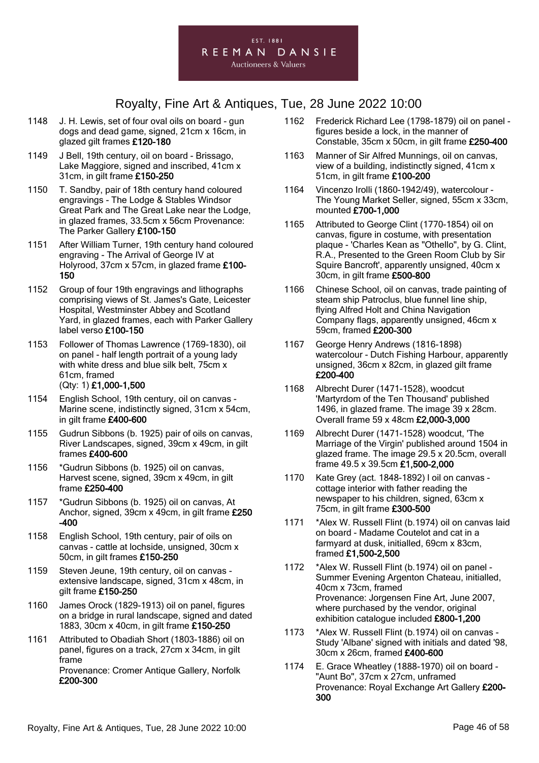# Royalty, Fine Art & Antiques, Tue, 28 June 2022 10:00

1148 J. H. Lewis, set of four oval oils on board - gun dogs and dead game, signed, 21cm x 16cm, in glazed gilt frames **£120-180**

1149 J Bell, 19th century, oil on board - Brissago, Lake Maggiore, signed and inscribed, 41cm x 31cm, in gilt frame **£150-250**

1150 T. Sandby, pair of 18th century hand coloured engravings - The Lodge & Stables Windsor Great Park and The Great Lake near the Lodge, in glazed frames, 33.5cm x 56cm Provenance: The Parker Gallery **£100-150**

1151 After William Turner, 19th century hand coloured engraving - The Arrival of George IV at Holyrood, 37cm x 57cm, in glazed frame **£100-150**

1152 Group of four 19th engravings and lithographs comprising views of St. James's Gate, Leicester Hospital, Westminster Abbey and Scotland Yard, in glazed frames, each with Parker Gallery label verso **£100-150**

1153 Follower of Thomas Lawrence (1769-1830), oil on panel - half length portrait of a young lady with white dress and blue silk belt, 75cm x 61cm, framed
(Qty: 1) **£1,000-1,500**

1154 English School, 19th century, oil on canvas - Marine scene, indistinctly signed, 31cm x 54cm, in gilt frame **£400-600**

1155 Gudrun Sibbons (b. 1925) pair of oils on canvas, River Landscapes, signed, 39cm x 49cm, in gilt frames **£400-600**

1156 *Gudrun Sibbons (b. 1925) oil on canvas, Harvest scene, signed, 39cm x 49cm, in gilt frame **£250-400**

1157 *Gudrun Sibbons (b. 1925) oil on canvas, At Anchor, signed, 39cm x 49cm, in gilt frame **£250-400**

1158 English School, 19th century, pair of oils on canvas - cattle at lochside, unsigned, 30cm x 50cm, in gilt frames **£150-250**

1159 Steven Jeune, 19th century, oil on canvas - extensive landscape, signed, 31cm x 48cm, in gilt frame **£150-250**

1160 James Orock (1829-1913) oil on panel, figures on a bridge in rural landscape, signed and dated 1883, 30cm x 40cm, in gilt frame **£150-250**

1161 Attributed to Obadiah Short (1803-1886) oil on panel, figures on a track, 27cm x 34cm, in gilt frame
Provenance: Cromer Antique Gallery, Norfolk **£200-300**

1162 Frederick Richard Lee (1798-1879) oil on panel - figures beside a lock, in the manner of Constable, 35cm x 50cm, in gilt frame **£250-400**

1163 Manner of Sir Alfred Munnings, oil on canvas, view of a building, indistinctly signed, 41cm x 51cm, in gilt frame **£100-200**

1164 Vincenzo Irolli (1860-1942/49), watercolour - The Young Market Seller, signed, 55cm x 33cm, mounted **£700-1,000**

1165 Attributed to George Clint (1770-1854) oil on canvas, figure in costume, with presentation plaque - 'Charles Kean as "Othello", by G. Clint, R.A., Presented to the Green Room Club by Sir Squire Bancroft', apparently unsigned, 40cm x 30cm, in gilt frame **£500-800**

1166 Chinese School, oil on canvas, trade painting of steam ship Patroclus, blue funnel line ship, flying Alfred Holt and China Navigation Company flags, apparently unsigned, 46cm x 59cm, framed **£200-300**

1167 George Henry Andrews (1816-1898) watercolour - Dutch Fishing Harbour, apparently unsigned, 36cm x 82cm, in glazed gilt frame **£200-400**

1168 Albrecht Durer (1471-1528), woodcut 'Martyrdom of the Ten Thousand' published 1496, in glazed frame. The image 39 x 28cm. Overall frame 59 x 48cm **£2,000-3,000**

1169 Albrecht Durer (1471-1528) woodcut, 'The Marriage of the Virgin' published around 1504 in glazed frame. The image 29.5 x 20.5cm, overall frame 49.5 x 39.5cm **£1,500-2,000**

1170 Kate Grey (act. 1848-1892) l oil on canvas - cottage interior with father reading the newspaper to his children, signed, 63cm x 75cm, in gilt frame **£300-500**

1171 *Alex W. Russell Flint (b.1974) oil on canvas laid on board - Madame Coutelot and cat in a farmyard at dusk, initialled, 69cm x 83cm, framed **£1,500-2,500**

1172 *Alex W. Russell Flint (b.1974) oil on panel - Summer Evening Argenton Chateau, initialled, 40cm x 73cm, framed
Provenance: Jorgensen Fine Art, June 2007, where purchased by the vendor, original exhibition catalogue included **£800-1,200**

1173 *Alex W. Russell Flint (b.1974) oil on canvas - Study 'Albane' signed with initials and dated '98, 30cm x 26cm, framed **£400-600**

1174 E. Grace Wheatley (1888-1970) oil on board - "Aunt Bo", 37cm x 27cm, unframed
Provenance: Royal Exchange Art Gallery **£200-300**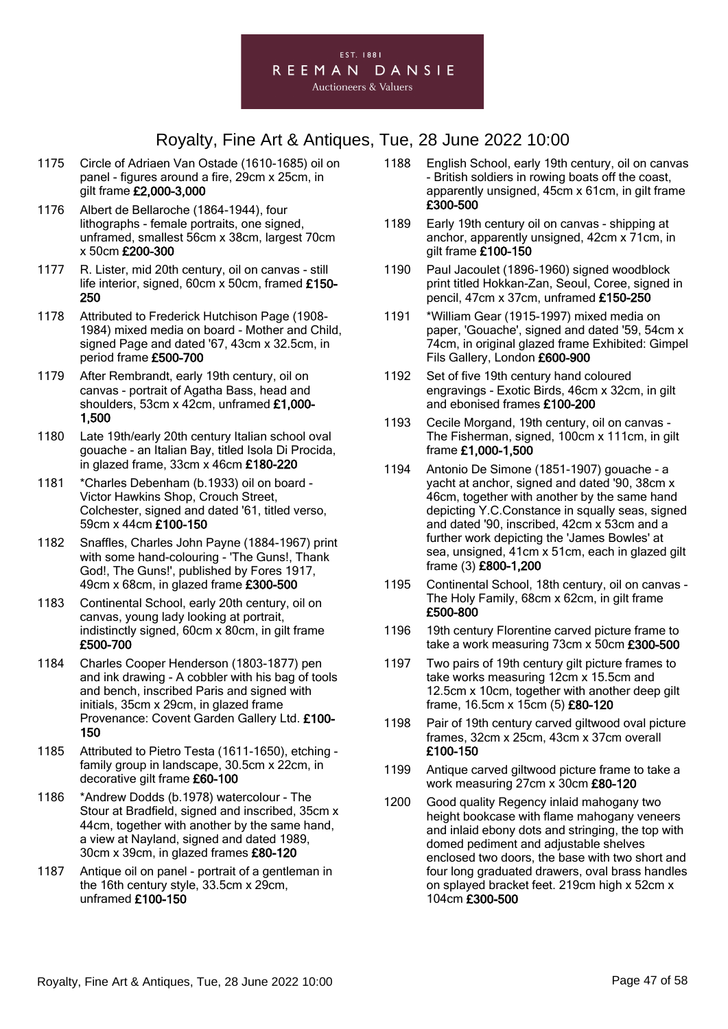1175 Circle of Adriaen Van Ostade (1610-1685) oil on panel - figures around a fire, 29cm x 25cm, in gilt frame **£2,000-3,000**

1176 Albert de Bellaroche (1864-1944), four lithographs - female portraits, one signed, unframed, smallest 56cm x 38cm, largest 70cm x 50cm **£200-300**

1177 R. Lister, mid 20th century, oil on canvas - still life interior, signed, 60cm x 50cm, framed **£150-250**

1178 Attributed to Frederick Hutchison Page (1908-1984) mixed media on board - Mother and Child, signed Page and dated '67, 43cm x 32.5cm, in period frame **£500-700**

1179 After Rembrandt, early 19th century, oil on canvas - portrait of Agatha Bass, head and shoulders, 53cm x 42cm, unframed **£1,000-1,500**

1180 Late 19th/early 20th century Italian school oval gouache - an Italian Bay, titled Isola Di Procida, in glazed frame, 33cm x 46cm **£180-220**

1181 *Charles Debenham (b.1933) oil on board - Victor Hawkins Shop, Crouch Street, Colchester, signed and dated '61, titled verso, 59cm x 44cm **£100-150**

1182 Snaffles, Charles John Payne (1884-1967) print with some hand-colouring - 'The Guns!, Thank God!, The Guns!', published by Fores 1917, 49cm x 68cm, in glazed frame **£300-500**

1183 Continental School, early 20th century, oil on canvas, young lady looking at portrait, indistinctly signed, 60cm x 80cm, in gilt frame **£500-700**

1184 Charles Cooper Henderson (1803-1877) pen and ink drawing - A cobbler with his bag of tools and bench, inscribed Paris and signed with initials, 35cm x 29cm, in glazed frame Provenance: Covent Garden Gallery Ltd. **£100-150**

1185 Attributed to Pietro Testa (1611-1650), etching - family group in landscape, 30.5cm x 22cm, in decorative gilt frame **£60-100**

1186 *Andrew Dodds (b.1978) watercolour - The Stour at Bradfield, signed and inscribed, 35cm x 44cm, together with another by the same hand, a view at Nayland, signed and dated 1989, 30cm x 39cm, in glazed frames **£80-120**

1187 Antique oil on panel - portrait of a gentleman in the 16th century style, 33.5cm x 29cm, unframed **£100-150**

1188 English School, early 19th century, oil on canvas - British soldiers in rowing boats off the coast, apparently unsigned, 45cm x 61cm, in gilt frame **£300-500**

1189 Early 19th century oil on canvas - shipping at anchor, apparently unsigned, 42cm x 71cm, in gilt frame **£100-150**

1190 Paul Jacoulet (1896-1960) signed woodblock print titled Hokkan-Zan, Seoul, Coree, signed in pencil, 47cm x 37cm, unframed **£150-250**

1191 *William Gear (1915-1997) mixed media on paper, 'Gouache', signed and dated '59, 54cm x 74cm, in original glazed frame Exhibited: Gimpel Fils Gallery, London **£600-900**

1192 Set of five 19th century hand coloured engravings - Exotic Birds, 46cm x 32cm, in gilt and ebonised frames **£100-200**

1193 Cecile Morgand, 19th century, oil on canvas - The Fisherman, signed, 100cm x 111cm, in gilt frame **£1,000-1,500**

1194 Antonio De Simone (1851-1907) gouache - a yacht at anchor, signed and dated '90, 38cm x 46cm, together with another by the same hand depicting Y.C.Constance in squally seas, signed and dated '90, inscribed, 42cm x 53cm and a further work depicting the 'James Bowles' at sea, unsigned, 41cm x 51cm, each in glazed gilt frame (3) **£800-1,200**

1195 Continental School, 18th century, oil on canvas - The Holy Family, 68cm x 62cm, in gilt frame **£500-800**

1196 19th century Florentine carved picture frame to take a work measuring 73cm x 50cm **£300-500**

1197 Two pairs of 19th century gilt picture frames to take works measuring 12cm x 15.5cm and 12.5cm x 10cm, together with another deep gilt frame, 16.5cm x 15cm (5) **£80-120**

1198 Pair of 19th century carved giltwood oval picture frames, 32cm x 25cm, 43cm x 37cm overall **£100-150**

1199 Antique carved giltwood picture frame to take a work measuring 27cm x 30cm **£80-120**

1200 Good quality Regency inlaid mahogany two height bookcase with flame mahogany veneers and inlaid ebony dots and stringing, the top with domed pediment and adjustable shelves enclosed two doors, the base with two short and four long graduated drawers, oval brass handles on splayed bracket feet. 219cm high x 52cm x 104cm **£300-500**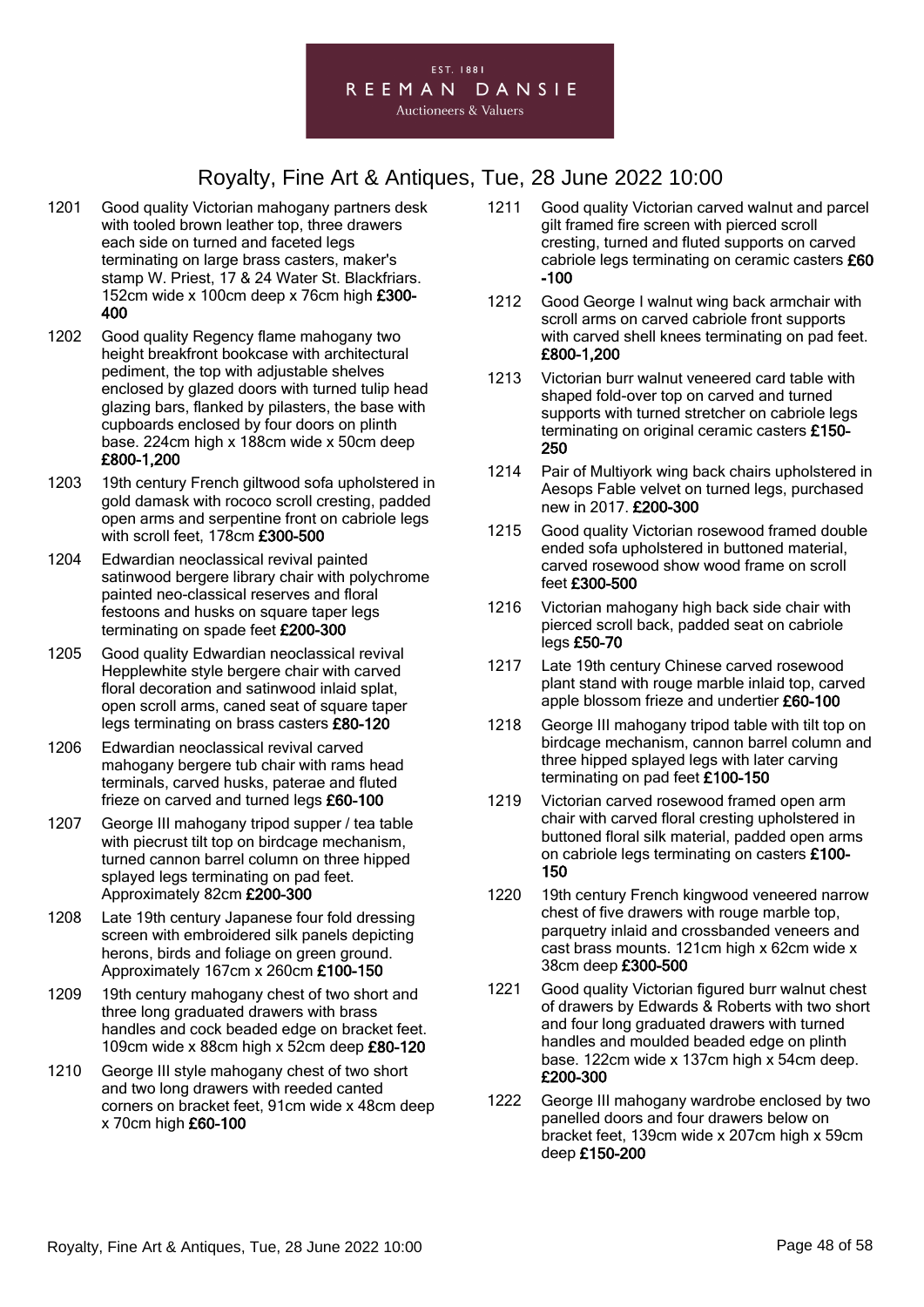1201 Good quality Victorian mahogany partners desk with tooled brown leather top, three drawers each side on turned and faceted legs terminating on large brass casters, maker's stamp W. Priest, 17 & 24 Water St. Blackfriars. 152cm wide x 100cm deep x 76cm high **£300-400**

1202 Good quality Regency flame mahogany two height breakfront bookcase with architectural pediment, the top with adjustable shelves enclosed by glazed doors with turned tulip head glazing bars, flanked by pilasters, the base with cupboards enclosed by four doors on plinth base. 224cm high x 188cm wide x 50cm deep **£800-1,200**

1203 19th century French giltwood sofa upholstered in gold damask with rococo scroll cresting, padded open arms and serpentine front on cabriole legs with scroll feet, 178cm **£300-500**

1204 Edwardian neoclassical revival painted satinwood bergere library chair with polychrome painted neo-classical reserves and floral festoons and husks on square taper legs terminating on spade feet **£200-300**

1205 Good quality Edwardian neoclassical revival Hepplewhite style bergere chair with carved floral decoration and satinwood inlaid splat, open scroll arms, caned seat of square taper legs terminating on brass casters **£80-120**

1206 Edwardian neoclassical revival carved mahogany bergere tub chair with rams head terminals, carved husks, paterae and fluted frieze on carved and turned legs **£60-100**

1207 George III mahogany tripod supper / tea table with piecrust tilt top on birdcage mechanism, turned cannon barrel column on three hipped splayed legs terminating on pad feet. Approximately 82cm **£200-300**

1208 Late 19th century Japanese four fold dressing screen with embroidered silk panels depicting herons, birds and foliage on green ground. Approximately 167cm x 260cm **£100-150**

1209 19th century mahogany chest of two short and three long graduated drawers with brass handles and cock beaded edge on bracket feet. 109cm wide x 88cm high x 52cm deep **£80-120**

1210 George III style mahogany chest of two short and two long drawers with reeded canted corners on bracket feet, 91cm wide x 48cm deep x 70cm high **£60-100**

1211 Good quality Victorian carved walnut and parcel gilt framed fire screen with pierced scroll cresting, turned and fluted supports on carved cabriole legs terminating on ceramic casters **£60-100**

1212 Good George I walnut wing back armchair with scroll arms on carved cabriole front supports with carved shell knees terminating on pad feet. **£800-1,200**

1213 Victorian burr walnut veneered card table with shaped fold-over top on carved and turned supports with turned stretcher on cabriole legs terminating on original ceramic casters **£150-250**

1214 Pair of Multiyork wing back chairs upholstered in Aesops Fable velvet on turned legs, purchased new in 2017. **£200-300**

1215 Good quality Victorian rosewood framed double ended sofa upholstered in buttoned material, carved rosewood show wood frame on scroll feet **£300-500**

1216 Victorian mahogany high back side chair with pierced scroll back, padded seat on cabriole legs **£50-70**

1217 Late 19th century Chinese carved rosewood plant stand with rouge marble inlaid top, carved apple blossom frieze and undertier **£60-100**

1218 George III mahogany tripod table with tilt top on birdcage mechanism, cannon barrel column and three hipped splayed legs with later carving terminating on pad feet **£100-150**

1219 Victorian carved rosewood framed open arm chair with carved floral cresting upholstered in buttoned floral silk material, padded open arms on cabriole legs terminating on casters **£100-150**

1220 19th century French kingwood veneered narrow chest of five drawers with rouge marble top, parquetry inlaid and crossbanded veneers and cast brass mounts. 121cm high x 62cm wide x 38cm deep **£300-500**

1221 Good quality Victorian figured burr walnut chest of drawers by Edwards & Roberts with two short and four long graduated drawers with turned handles and moulded beaded edge on plinth base. 122cm wide x 137cm high x 54cm deep. **£200-300**

1222 George III mahogany wardrobe enclosed by two panelled doors and four drawers below on bracket feet, 139cm wide x 207cm high x 59cm deep **£150-200**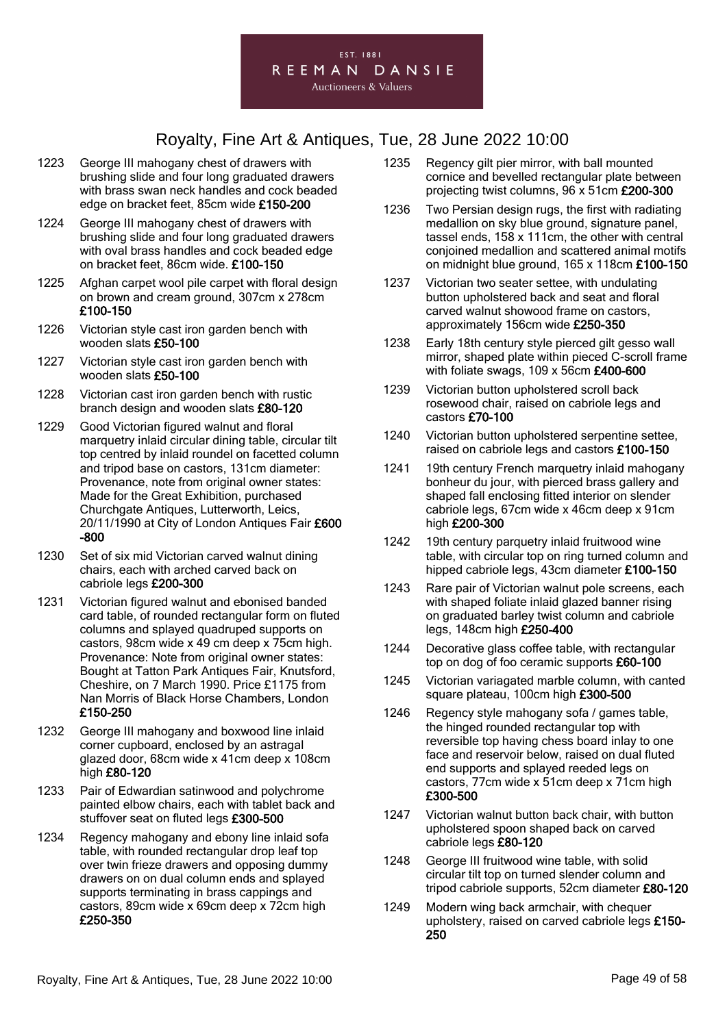1223 George III mahogany chest of drawers with brushing slide and four long graduated drawers with brass swan neck handles and cock beaded edge on bracket feet, 85cm wide **£150-200**

1224 George III mahogany chest of drawers with brushing slide and four long graduated drawers with oval brass handles and cock beaded edge on bracket feet, 86cm wide. **£100-150**

1225 Afghan carpet wool pile carpet with floral design on brown and cream ground, 307cm x 278cm **£100-150**

1226 Victorian style cast iron garden bench with wooden slats **£50-100**

1227 Victorian style cast iron garden bench with wooden slats **£50-100**

1228 Victorian cast iron garden bench with rustic branch design and wooden slats **£80-120**

1229 Good Victorian figured walnut and floral marquetry inlaid circular dining table, circular tilt top centred by inlaid roundel on facetted column and tripod base on castors, 131cm diameter: Provenance, note from original owner states: Made for the Great Exhibition, purchased Churchgate Antiques, Lutterworth, Leics, 20/11/1990 at City of London Antiques Fair **£600-800**

1230 Set of six mid Victorian carved walnut dining chairs, each with arched carved back on cabriole legs **£200-300**

1231 Victorian figured walnut and ebonised banded card table, of rounded rectangular form on fluted columns and splayed quadruped supports on castors, 98cm wide x 49 cm deep x 75cm high. Provenance: Note from original owner states: Bought at Tatton Park Antiques Fair, Knutsford, Cheshire, on 7 March 1990. Price £1175 from Nan Morris of Black Horse Chambers, London **£150-250**

1232 George III mahogany and boxwood line inlaid corner cupboard, enclosed by an astragal glazed door, 68cm wide x 41cm deep x 108cm high **£80-120**

1233 Pair of Edwardian satinwood and polychrome painted elbow chairs, each with tablet back and stuffover seat on fluted legs **£300-500**

1234 Regency mahogany and ebony line inlaid sofa table, with rounded rectangular drop leaf top over twin frieze drawers and opposing dummy drawers on on dual column ends and splayed supports terminating in brass cappings and castors, 89cm wide x 69cm deep x 72cm high **£250-350**

1235 Regency gilt pier mirror, with ball mounted cornice and bevelled rectangular plate between projecting twist columns, 96 x 51cm **£200-300**

1236 Two Persian design rugs, the first with radiating medallion on sky blue ground, signature panel, tassel ends, 158 x 111cm, the other with central conjoined medallion and scattered animal motifs on midnight blue ground, 165 x 118cm **£100-150**

1237 Victorian two seater settee, with undulating button upholstered back and seat and floral carved walnut showood frame on castors, approximately 156cm wide **£250-350**

1238 Early 18th century style pierced gilt gesso wall mirror, shaped plate within pieced C-scroll frame with foliate swags, 109 x 56cm **£400-600**

1239 Victorian button upholstered scroll back rosewood chair, raised on cabriole legs and castors **£70-100**

1240 Victorian button upholstered serpentine settee, raised on cabriole legs and castors **£100-150**

1241 19th century French marquetry inlaid mahogany bonheur du jour, with pierced brass gallery and shaped fall enclosing fitted interior on slender cabriole legs, 67cm wide x 46cm deep x 91cm high **£200-300**

1242 19th century parquetry inlaid fruitwood wine table, with circular top on ring turned column and hipped cabriole legs, 43cm diameter **£100-150**

1243 Rare pair of Victorian walnut pole screens, each with shaped foliate inlaid glazed banner rising on graduated barley twist column and cabriole legs, 148cm high **£250-400**

1244 Decorative glass coffee table, with rectangular top on dog of foo ceramic supports **£60-100**

1245 Victorian variagated marble column, with canted square plateau, 100cm high **£300-500**

1246 Regency style mahogany sofa / games table, the hinged rounded rectangular top with reversible top having chess board inlay to one face and reservoir below, raised on dual fluted end supports and splayed reeded legs on castors, 77cm wide x 51cm deep x 71cm high **£300-500**

1247 Victorian walnut button back chair, with button upholstered spoon shaped back on carved cabriole legs **£80-120**

1248 George III fruitwood wine table, with solid circular tilt top on turned slender column and tripod cabriole supports, 52cm diameter **£80-120**

1249 Modern wing back armchair, with chequer upholstery, raised on carved cabriole legs **£150-250**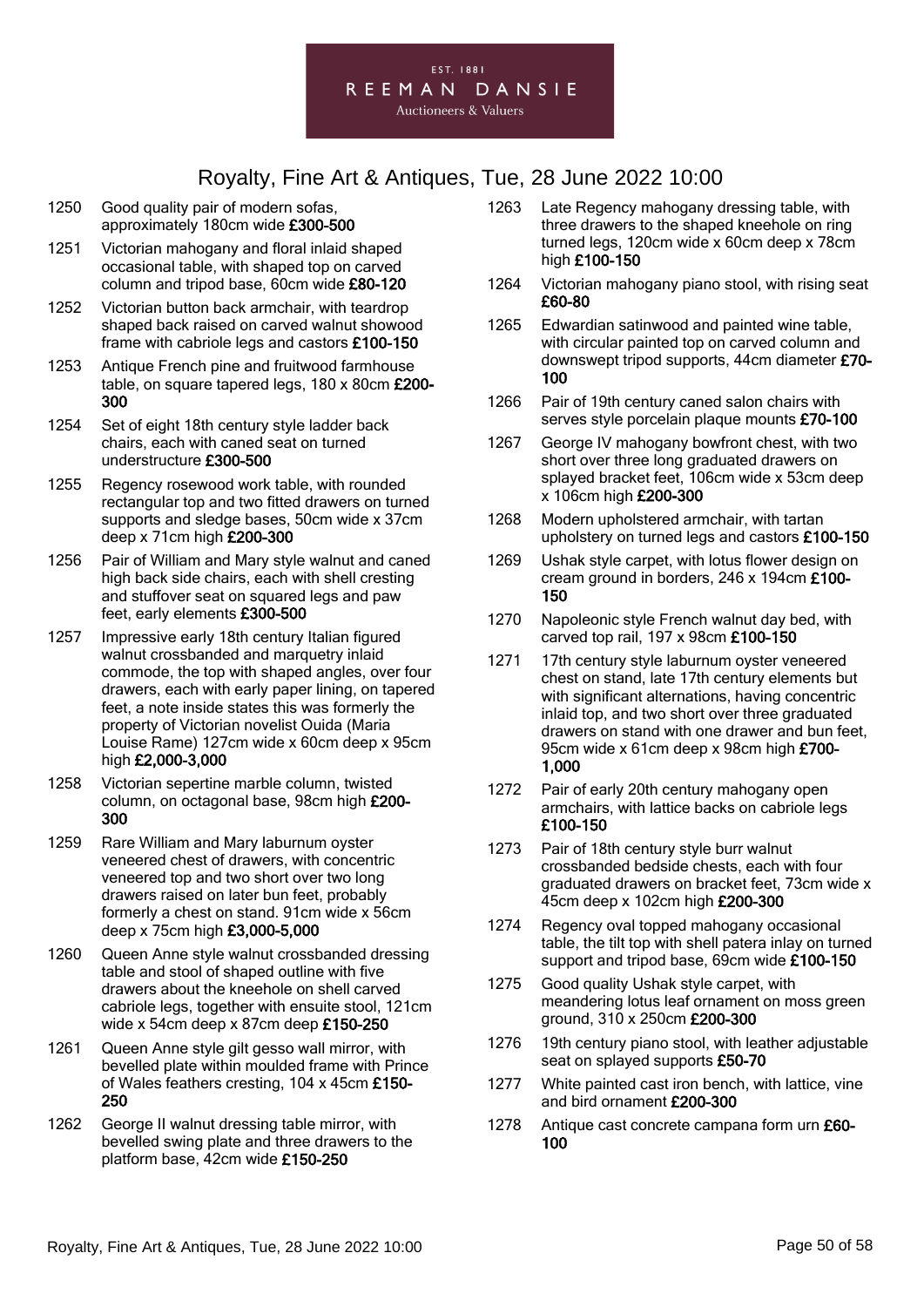1250 Good quality pair of modern sofas, approximately 180cm wide **£300-500**

1251 Victorian mahogany and floral inlaid shaped occasional table, with shaped top on carved column and tripod base, 60cm wide **£80-120**

1252 Victorian button back armchair, with teardrop shaped back raised on carved walnut showood frame with cabriole legs and castors **£100-150**

1253 Antique French pine and fruitwood farmhouse table, on square tapered legs, 180 x 80cm **£200-300**

1254 Set of eight 18th century style ladder back chairs, each with caned seat on turned understructure **£300-500**

1255 Regency rosewood work table, with rounded rectangular top and two fitted drawers on turned supports and sledge bases, 50cm wide x 37cm deep x 71cm high **£200-300**

1256 Pair of William and Mary style walnut and caned high back side chairs, each with shell cresting and stuffover seat on squared legs and paw feet, early elements **£300-500**

1257 Impressive early 18th century Italian figured walnut crossbanded and marquetry inlaid commode, the top with shaped angles, over four drawers, each with early paper lining, on tapered feet, a note inside states this was formerly the property of Victorian novelist Ouida (Maria Louise Rame) 127cm wide x 60cm deep x 95cm high **£2,000-3,000**

1258 Victorian sepertine marble column, twisted column, on octagonal base, 98cm high **£200-300**

1259 Rare William and Mary laburnum oyster veneered chest of drawers, with concentric veneered top and two short over two long drawers raised on later bun feet, probably formerly a chest on stand. 91cm wide x 56cm deep x 75cm high **£3,000-5,000**

1260 Queen Anne style walnut crossbanded dressing table and stool of shaped outline with five drawers about the kneehole on shell carved cabriole legs, together with ensuite stool, 121cm wide x 54cm deep x 87cm deep **£150-250**

1261 Queen Anne style gilt gesso wall mirror, with bevelled plate within moulded frame with Prince of Wales feathers cresting, 104 x 45cm **£150-250**

1262 George II walnut dressing table mirror, with bevelled swing plate and three drawers to the platform base, 42cm wide **£150-250**

1263 Late Regency mahogany dressing table, with three drawers to the shaped kneehole on ring turned legs, 120cm wide x 60cm deep x 78cm high **£100-150**

1264 Victorian mahogany piano stool, with rising seat **£60-80**

1265 Edwardian satinwood and painted wine table, with circular painted top on carved column and downswept tripod supports, 44cm diameter **£70-100**

1266 Pair of 19th century caned salon chairs with serves style porcelain plaque mounts **£70-100**

1267 George IV mahogany bowfront chest, with two short over three long graduated drawers on splayed bracket feet, 106cm wide x 53cm deep x 106cm high **£200-300**

1268 Modern upholstered armchair, with tartan upholstery on turned legs and castors **£100-150**

1269 Ushak style carpet, with lotus flower design on cream ground in borders, 246 x 194cm **£100-150**

1270 Napoleonic style French walnut day bed, with carved top rail, 197 x 98cm **£100-150**

1271 17th century style laburnum oyster veneered chest on stand, late 17th century elements but with significant alternations, having concentric inlaid top, and two short over three graduated drawers on stand with one drawer and bun feet, 95cm wide x 61cm deep x 98cm high **£700-1,000**

1272 Pair of early 20th century mahogany open armchairs, with lattice backs on cabriole legs **£100-150**

1273 Pair of 18th century style burr walnut crossbanded bedside chests, each with four graduated drawers on bracket feet, 73cm wide x 45cm deep x 102cm high **£200-300**

1274 Regency oval topped mahogany occasional table, the tilt top with shell patera inlay on turned support and tripod base, 69cm wide **£100-150**

1275 Good quality Ushak style carpet, with meandering lotus leaf ornament on moss green ground, 310 x 250cm **£200-300**

1276 19th century piano stool, with leather adjustable seat on splayed supports **£50-70**

1277 White painted cast iron bench, with lattice, vine and bird ornament **£200-300**

1278 Antique cast concrete campana form urn **£60-100**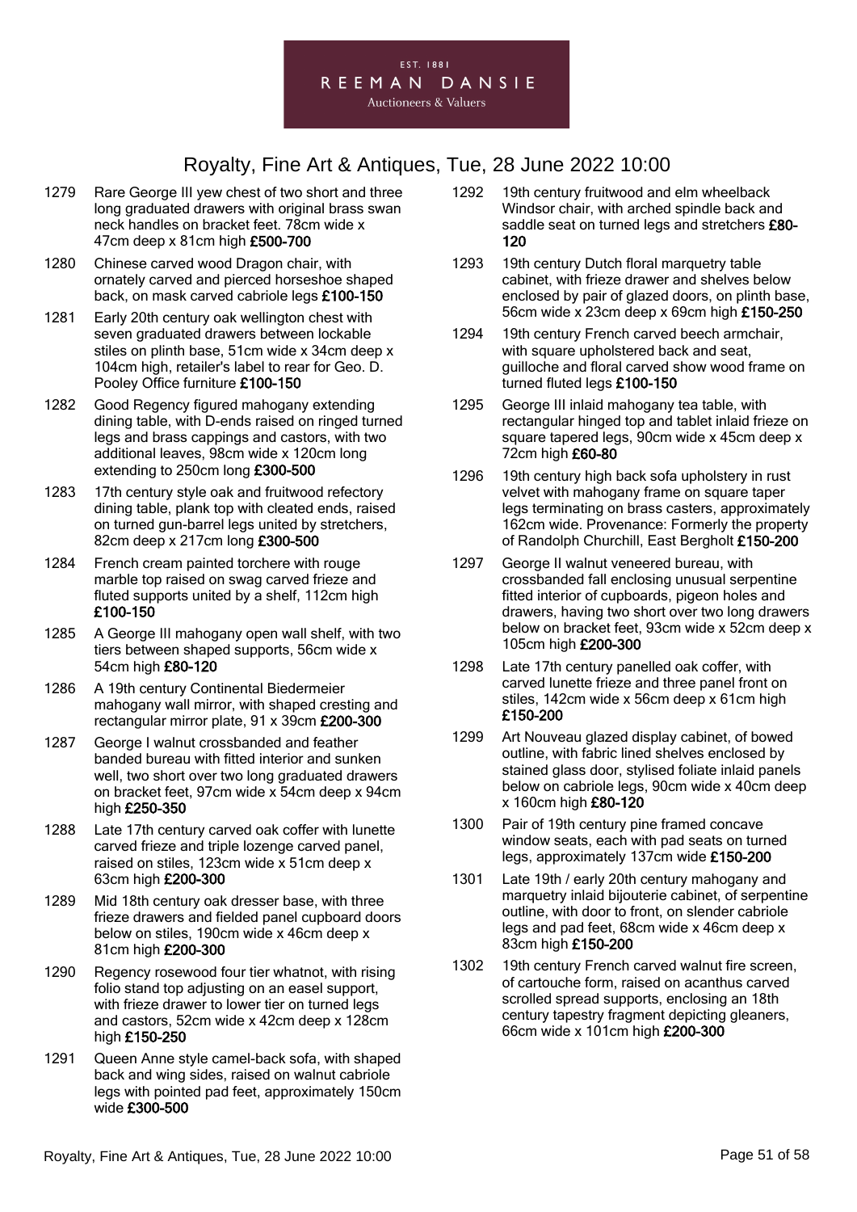EST. 1881
REEMAN DANSIE
Auctioneers & Valuers

# Royalty, Fine Art & Antiques, Tue, 28 June 2022 10:00

1279 Rare George III yew chest of two short and three long graduated drawers with original brass swan neck handles on bracket feet. 78cm wide x 47cm deep x 81cm high **£500-700**

1280 Chinese carved wood Dragon chair, with ornately carved and pierced horseshoe shaped back, on mask carved cabriole legs **£100-150**

1281 Early 20th century oak wellington chest with seven graduated drawers between lockable stiles on plinth base, 51cm wide x 34cm deep x 104cm high, retailer's label to rear for Geo. D. Pooley Office furniture **£100-150**

1282 Good Regency figured mahogany extending dining table, with D-ends raised on ringed turned legs and brass cappings and castors, with two additional leaves, 98cm wide x 120cm long extending to 250cm long **£300-500**

1283 17th century style oak and fruitwood refectory dining table, plank top with cleated ends, raised on turned gun-barrel legs united by stretchers, 82cm deep x 217cm long **£300-500**

1284 French cream painted torchere with rouge marble top raised on swag carved frieze and fluted supports united by a shelf, 112cm high **£100-150**

1285 A George III mahogany open wall shelf, with two tiers between shaped supports, 56cm wide x 54cm high **£80-120**

1286 A 19th century Continental Biedermeier mahogany wall mirror, with shaped cresting and rectangular mirror plate, 91 x 39cm **£200-300**

1287 George I walnut crossbanded and feather banded bureau with fitted interior and sunken well, two short over two long graduated drawers on bracket feet, 97cm wide x 54cm deep x 94cm high **£250-350**

1288 Late 17th century carved oak coffer with lunette carved frieze and triple lozenge carved panel, raised on stiles, 123cm wide x 51cm deep x 63cm high **£200-300**

1289 Mid 18th century oak dresser base, with three frieze drawers and fielded panel cupboard doors below on stiles, 190cm wide x 46cm deep x 81cm high **£200-300**

1290 Regency rosewood four tier whatnot, with rising folio stand top adjusting on an easel support, with frieze drawer to lower tier on turned legs and castors, 52cm wide x 42cm deep x 128cm high **£150-250**

1291 Queen Anne style camel-back sofa, with shaped back and wing sides, raised on walnut cabriole legs with pointed pad feet, approximately 150cm wide **£300-500**

1292 19th century fruitwood and elm wheelback Windsor chair, with arched spindle back and saddle seat on turned legs and stretchers **£80-120**

1293 19th century Dutch floral marquetry table cabinet, with frieze drawer and shelves below enclosed by pair of glazed doors, on plinth base, 56cm wide x 23cm deep x 69cm high **£150-250**

1294 19th century French carved beech armchair, with square upholstered back and seat, guilloche and floral carved show wood frame on turned fluted legs **£100-150**

1295 George III inlaid mahogany tea table, with rectangular hinged top and tablet inlaid frieze on square tapered legs, 90cm wide x 45cm deep x 72cm high **£60-80**

1296 19th century high back sofa upholstery in rust velvet with mahogany frame on square taper legs terminating on brass casters, approximately 162cm wide. Provenance: Formerly the property of Randolph Churchill, East Bergholt **£150-200**

1297 George II walnut veneered bureau, with crossbanded fall enclosing unusual serpentine fitted interior of cupboards, pigeon holes and drawers, having two short over two long drawers below on bracket feet, 93cm wide x 52cm deep x 105cm high **£200-300**

1298 Late 17th century panelled oak coffer, with carved lunette frieze and three panel front on stiles, 142cm wide x 56cm deep x 61cm high **£150-200**

1299 Art Nouveau glazed display cabinet, of bowed outline, with fabric lined shelves enclosed by stained glass door, stylised foliate inlaid panels below on cabriole legs, 90cm wide x 40cm deep x 160cm high **£80-120**

1300 Pair of 19th century pine framed concave window seats, each with pad seats on turned legs, approximately 137cm wide **£150-200**

1301 Late 19th / early 20th century mahogany and marquetry inlaid bijouterie cabinet, of serpentine outline, with door to front, on slender cabriole legs and pad feet, 68cm wide x 46cm deep x 83cm high **£150-200**

1302 19th century French carved walnut fire screen, of cartouche form, raised on acanthus carved scrolled spread supports, enclosing an 18th century tapestry fragment depicting gleaners, 66cm wide x 101cm high **£200-300**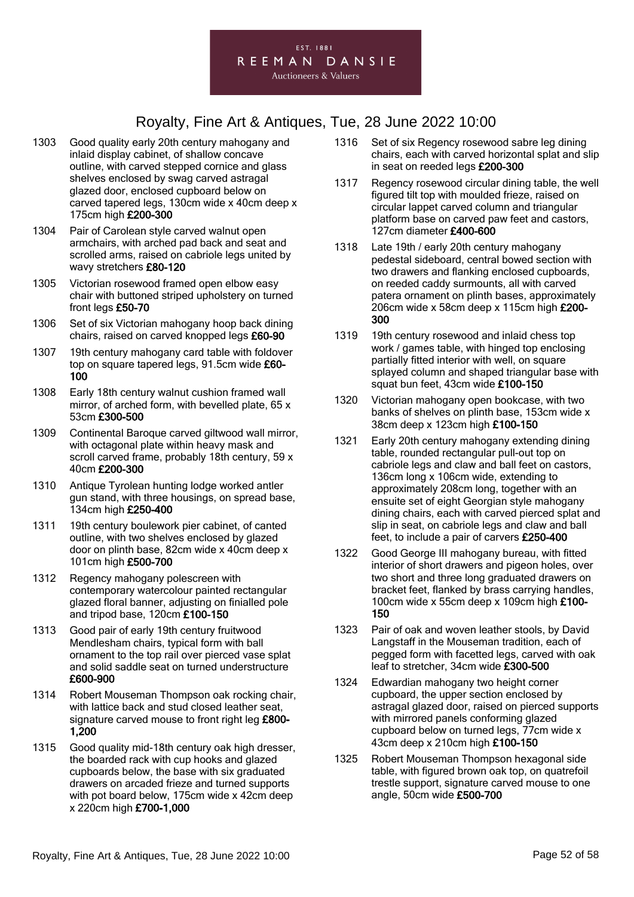1303 Good quality early 20th century mahogany and inlaid display cabinet, of shallow concave outline, with carved stepped cornice and glass shelves enclosed by swag carved astragal glazed door, enclosed cupboard below on carved tapered legs, 130cm wide x 40cm deep x 175cm high **£200-300**

1304 Pair of Carolean style carved walnut open armchairs, with arched pad back and seat and scrolled arms, raised on cabriole legs united by wavy stretchers **£80-120**

1305 Victorian rosewood framed open elbow easy chair with buttoned striped upholstery on turned front legs **£50-70**

1306 Set of six Victorian mahogany hoop back dining chairs, raised on carved knopped legs **£60-90**

1307 19th century mahogany card table with foldover top on square tapered legs, 91.5cm wide **£60-100**

1308 Early 18th century walnut cushion framed wall mirror, of arched form, with bevelled plate, 65 x 53cm **£300-500**

1309 Continental Baroque carved giltwood wall mirror, with octagonal plate within heavy mask and scroll carved frame, probably 18th century, 59 x 40cm **£200-300**

1310 Antique Tyrolean hunting lodge worked antler gun stand, with three housings, on spread base, 134cm high **£250-400**

1311 19th century boulework pier cabinet, of canted outline, with two shelves enclosed by glazed door on plinth base, 82cm wide x 40cm deep x 101cm high **£500-700**

1312 Regency mahogany polescreen with contemporary watercolour painted rectangular glazed floral banner, adjusting on finialled pole and tripod base, 120cm **£100-150**

1313 Good pair of early 19th century fruitwood Mendlesham chairs, typical form with ball ornament to the top rail over pierced vase splat and solid saddle seat on turned understructure **£600-900**

1314 Robert Mouseman Thompson oak rocking chair, with lattice back and stud closed leather seat, signature carved mouse to front right leg **£800-1,200**

1315 Good quality mid-18th century oak high dresser, the boarded rack with cup hooks and glazed cupboards below, the base with six graduated drawers on arcaded frieze and turned supports with pot board below, 175cm wide x 42cm deep x 220cm high **£700-1,000**

1316 Set of six Regency rosewood sabre leg dining chairs, each with carved horizontal splat and slip in seat on reeded legs **£200-300**

1317 Regency rosewood circular dining table, the well figured tilt top with moulded frieze, raised on circular lappet carved column and triangular platform base on carved paw feet and castors, 127cm diameter **£400-600**

1318 Late 19th / early 20th century mahogany pedestal sideboard, central bowed section with two drawers and flanking enclosed cupboards, on reeded caddy surmounts, all with carved patera ornament on plinth bases, approximately 206cm wide x 58cm deep x 115cm high **£200-300**

1319 19th century rosewood and inlaid chess top work / games table, with hinged top enclosing partially fitted interior with well, on square splayed column and shaped triangular base with squat bun feet, 43cm wide **£100-150**

1320 Victorian mahogany open bookcase, with two banks of shelves on plinth base, 153cm wide x 38cm deep x 123cm high **£100-150**

1321 Early 20th century mahogany extending dining table, rounded rectangular pull-out top on cabriole legs and claw and ball feet on castors, 136cm long x 106cm wide, extending to approximately 208cm long, together with an ensuite set of eight Georgian style mahogany dining chairs, each with carved pierced splat and slip in seat, on cabriole legs and claw and ball feet, to include a pair of carvers **£250-400**

1322 Good George III mahogany bureau, with fitted interior of short drawers and pigeon holes, over two short and three long graduated drawers on bracket feet, flanked by brass carrying handles, 100cm wide x 55cm deep x 109cm high **£100-150**

1323 Pair of oak and woven leather stools, by David Langstaff in the Mouseman tradition, each of pegged form with facetted legs, carved with oak leaf to stretcher, 34cm wide **£300-500**

1324 Edwardian mahogany two height corner cupboard, the upper section enclosed by astragal glazed door, raised on pierced supports with mirrored panels conforming glazed cupboard below on turned legs, 77cm wide x 43cm deep x 210cm high **£100-150**

1325 Robert Mouseman Thompson hexagonal side table, with figured brown oak top, on quatrefoil trestle support, signature carved mouse to one angle, 50cm wide **£500-700**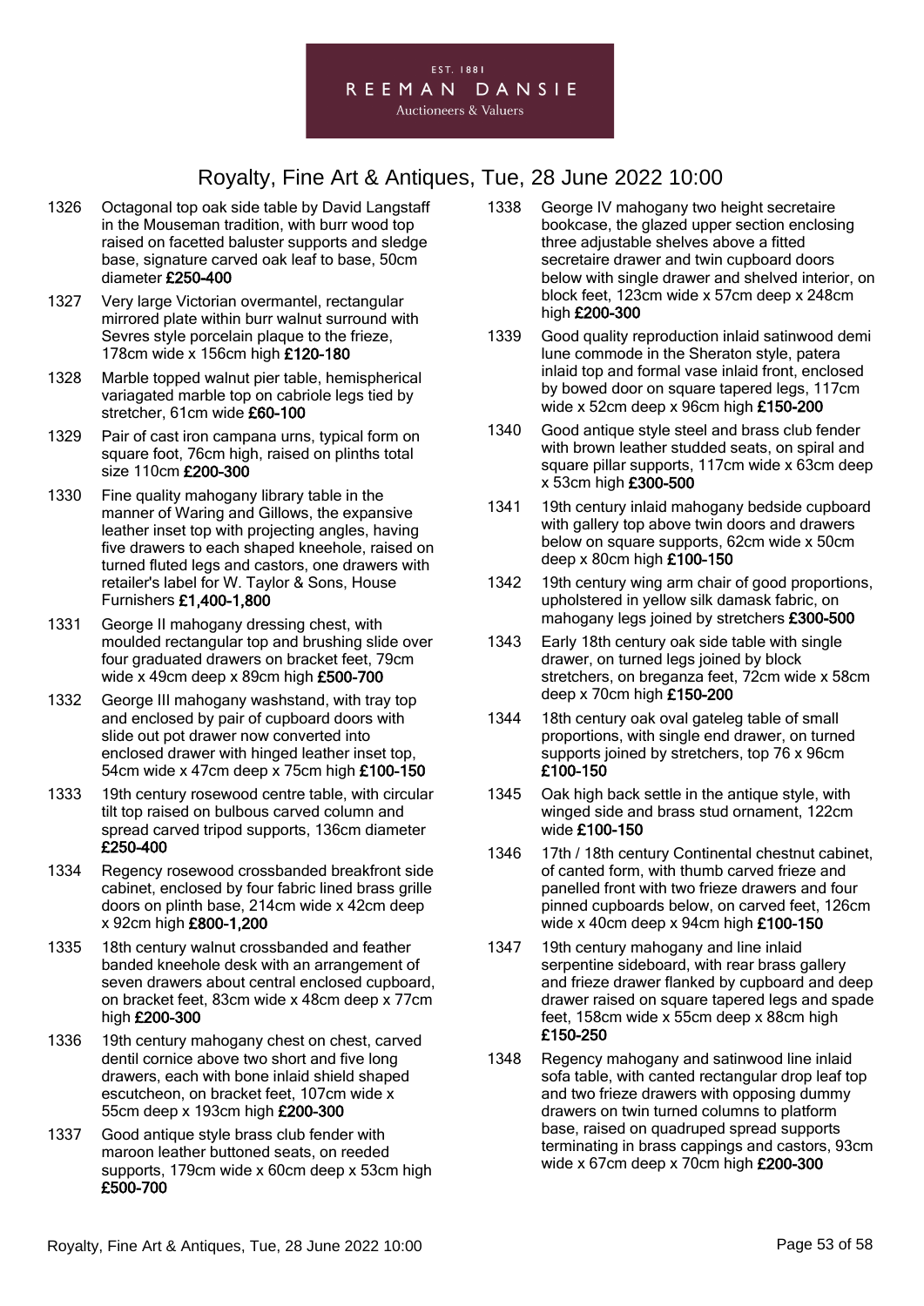EST. 1881
REEMAN DANSIE
Auctioneers & Valuers

# Royalty, Fine Art & Antiques, Tue, 28 June 2022 10:00

1326 Octagonal top oak side table by David Langstaff in the Mouseman tradition, with burr wood top raised on facetted baluster supports and sledge base, signature carved oak leaf to base, 50cm diameter **£250-400**

1327 Very large Victorian overmantel, rectangular mirrored plate within burr walnut surround with Sevres style porcelain plaque to the frieze, 178cm wide x 156cm high **£120-180**

1328 Marble topped walnut pier table, hemispherical variagated marble top on cabriole legs tied by stretcher, 61cm wide **£60-100**

1329 Pair of cast iron campana urns, typical form on square foot, 76cm high, raised on plinths total size 110cm **£200-300**

1330 Fine quality mahogany library table in the manner of Waring and Gillows, the expansive leather inset top with projecting angles, having five drawers to each shaped kneehole, raised on turned fluted legs and castors, one drawers with retailer's label for W. Taylor & Sons, House Furnishers **£1,400-1,800**

1331 George II mahogany dressing chest, with moulded rectangular top and brushing slide over four graduated drawers on bracket feet, 79cm wide x 49cm deep x 89cm high **£500-700**

1332 George III mahogany washstand, with tray top and enclosed by pair of cupboard doors with slide out pot drawer now converted into enclosed drawer with hinged leather inset top, 54cm wide x 47cm deep x 75cm high **£100-150**

1333 19th century rosewood centre table, with circular tilt top raised on bulbous carved column and spread carved tripod supports, 136cm diameter **£250-400**

1334 Regency rosewood crossbanded breakfront side cabinet, enclosed by four fabric lined brass grille doors on plinth base, 214cm wide x 42cm deep x 92cm high **£800-1,200**

1335 18th century walnut crossbanded and feather banded kneehole desk with an arrangement of seven drawers about central enclosed cupboard, on bracket feet, 83cm wide x 48cm deep x 77cm high **£200-300**

1336 19th century mahogany chest on chest, carved dentil cornice above two short and five long drawers, each with bone inlaid shield shaped escutcheon, on bracket feet, 107cm wide x 55cm deep x 193cm high **£200-300**

1337 Good antique style brass club fender with maroon leather buttoned seats, on reeded supports, 179cm wide x 60cm deep x 53cm high **£500-700**

1338 George IV mahogany two height secretaire bookcase, the glazed upper section enclosing three adjustable shelves above a fitted secretaire drawer and twin cupboard doors below with single drawer and shelved interior, on block feet, 123cm wide x 57cm deep x 248cm high **£200-300**

1339 Good quality reproduction inlaid satinwood demi lune commode in the Sheraton style, patera inlaid top and formal vase inlaid front, enclosed by bowed door on square tapered legs, 117cm wide x 52cm deep x 96cm high **£150-200**

1340 Good antique style steel and brass club fender with brown leather studded seats, on spiral and square pillar supports, 117cm wide x 63cm deep x 53cm high **£300-500**

1341 19th century inlaid mahogany bedside cupboard with gallery top above twin doors and drawers below on square supports, 62cm wide x 50cm deep x 80cm high **£100-150**

1342 19th century wing arm chair of good proportions, upholstered in yellow silk damask fabric, on mahogany legs joined by stretchers **£300-500**

1343 Early 18th century oak side table with single drawer, on turned legs joined by block stretchers, on breganza feet, 72cm wide x 58cm deep x 70cm high **£150-200**

1344 18th century oak oval gateleg table of small proportions, with single end drawer, on turned supports joined by stretchers, top 76 x 96cm **£100-150**

1345 Oak high back settle in the antique style, with winged side and brass stud ornament, 122cm wide **£100-150**

1346 17th / 18th century Continental chestnut cabinet, of canted form, with thumb carved frieze and panelled front with two frieze drawers and four pinned cupboards below, on carved feet, 126cm wide x 40cm deep x 94cm high **£100-150**

1347 19th century mahogany and line inlaid serpentine sideboard, with rear brass gallery and frieze drawer flanked by cupboard and deep drawer raised on square tapered legs and spade feet, 158cm wide x 55cm deep x 88cm high **£150-250**

1348 Regency mahogany and satinwood line inlaid sofa table, with canted rectangular drop leaf top and two frieze drawers with opposing dummy drawers on twin turned columns to platform base, raised on quadruped spread supports terminating in brass cappings and castors, 93cm wide x 67cm deep x 70cm high **£200-300**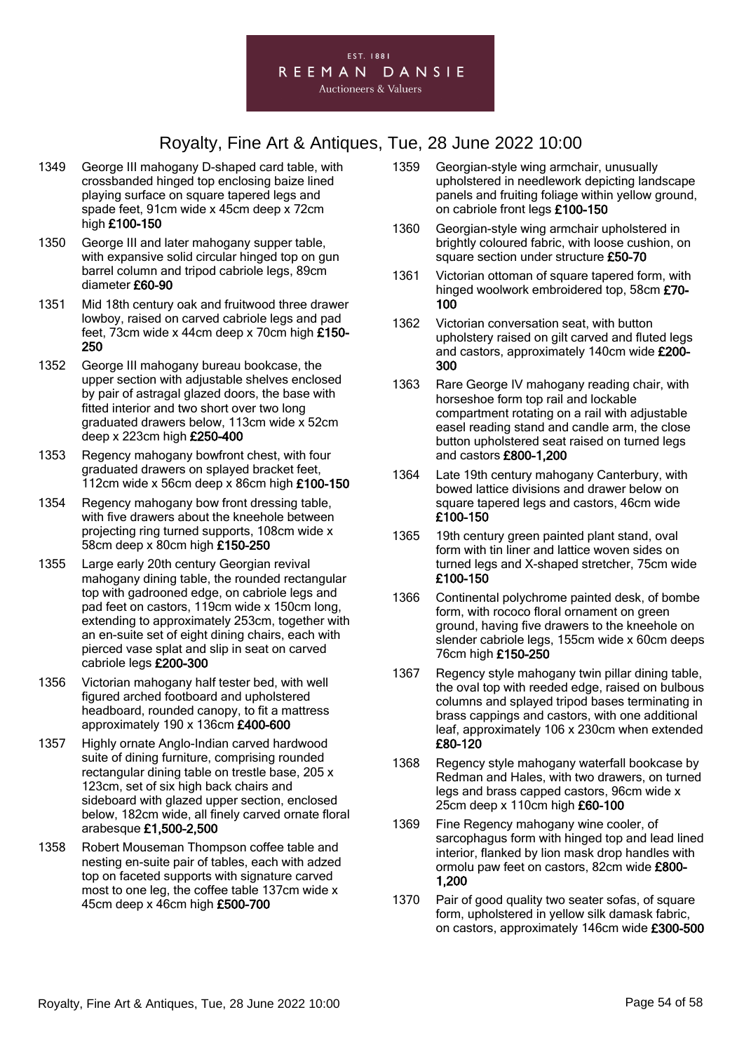1349 George III mahogany D-shaped card table, with crossbanded hinged top enclosing baize lined playing surface on square tapered legs and spade feet, 91cm wide x 45cm deep x 72cm high **£100-150**

1350 George III and later mahogany supper table, with expansive solid circular hinged top on gun barrel column and tripod cabriole legs, 89cm diameter **£60-90**

1351 Mid 18th century oak and fruitwood three drawer lowboy, raised on carved cabriole legs and pad feet, 73cm wide x 44cm deep x 70cm high **£150-250**

1352 George III mahogany bureau bookcase, the upper section with adjustable shelves enclosed by pair of astragal glazed doors, the base with fitted interior and two short over two long graduated drawers below, 113cm wide x 52cm deep x 223cm high **£250-400**

1353 Regency mahogany bowfront chest, with four graduated drawers on splayed bracket feet, 112cm wide x 56cm deep x 86cm high **£100-150**

1354 Regency mahogany bow front dressing table, with five drawers about the kneehole between projecting ring turned supports, 108cm wide x 58cm deep x 80cm high **£150-250**

1355 Large early 20th century Georgian revival mahogany dining table, the rounded rectangular top with gadrooned edge, on cabriole legs and pad feet on castors, 119cm wide x 150cm long, extending to approximately 253cm, together with an en-suite set of eight dining chairs, each with pierced vase splat and slip in seat on carved cabriole legs **£200-300**

1356 Victorian mahogany half tester bed, with well figured arched footboard and upholstered headboard, rounded canopy, to fit a mattress approximately 190 x 136cm **£400-600**

1357 Highly ornate Anglo-Indian carved hardwood suite of dining furniture, comprising rounded rectangular dining table on trestle base, 205 x 123cm, set of six high back chairs and sideboard with glazed upper section, enclosed below, 182cm wide, all finely carved ornate floral arabesque **£1,500-2,500**

1358 Robert Mouseman Thompson coffee table and nesting en-suite pair of tables, each with adzed top on faceted supports with signature carved most to one leg, the coffee table 137cm wide x 45cm deep x 46cm high **£500-700**

1359 Georgian-style wing armchair, unusually upholstered in needlework depicting landscape panels and fruiting foliage within yellow ground, on cabriole front legs **£100-150**

1360 Georgian-style wing armchair upholstered in brightly coloured fabric, with loose cushion, on square section under structure **£50-70**

1361 Victorian ottoman of square tapered form, with hinged woolwork embroidered top, 58cm **£70-100**

1362 Victorian conversation seat, with button upholstery raised on gilt carved and fluted legs and castors, approximately 140cm wide **£200-300**

1363 Rare George IV mahogany reading chair, with horseshoe form top rail and lockable compartment rotating on a rail with adjustable easel reading stand and candle arm, the close button upholstered seat raised on turned legs and castors **£800-1,200**

1364 Late 19th century mahogany Canterbury, with bowed lattice divisions and drawer below on square tapered legs and castors, 46cm wide **£100-150**

1365 19th century green painted plant stand, oval form with tin liner and lattice woven sides on turned legs and X-shaped stretcher, 75cm wide **£100-150**

1366 Continental polychrome painted desk, of bombe form, with rococo floral ornament on green ground, having five drawers to the kneehole on slender cabriole legs, 155cm wide x 60cm deeps 76cm high **£150-250**

1367 Regency style mahogany twin pillar dining table, the oval top with reeded edge, raised on bulbous columns and splayed tripod bases terminating in brass cappings and castors, with one additional leaf, approximately 106 x 230cm when extended **£80-120**

1368 Regency style mahogany waterfall bookcase by Redman and Hales, with two drawers, on turned legs and brass capped castors, 96cm wide x 25cm deep x 110cm high **£60-100**

1369 Fine Regency mahogany wine cooler, of sarcophagus form with hinged top and lead lined interior, flanked by lion mask drop handles with ormolu paw feet on castors, 82cm wide **£800-1,200**

1370 Pair of good quality two seater sofas, of square form, upholstered in yellow silk damask fabric, on castors, approximately 146cm wide **£300-500**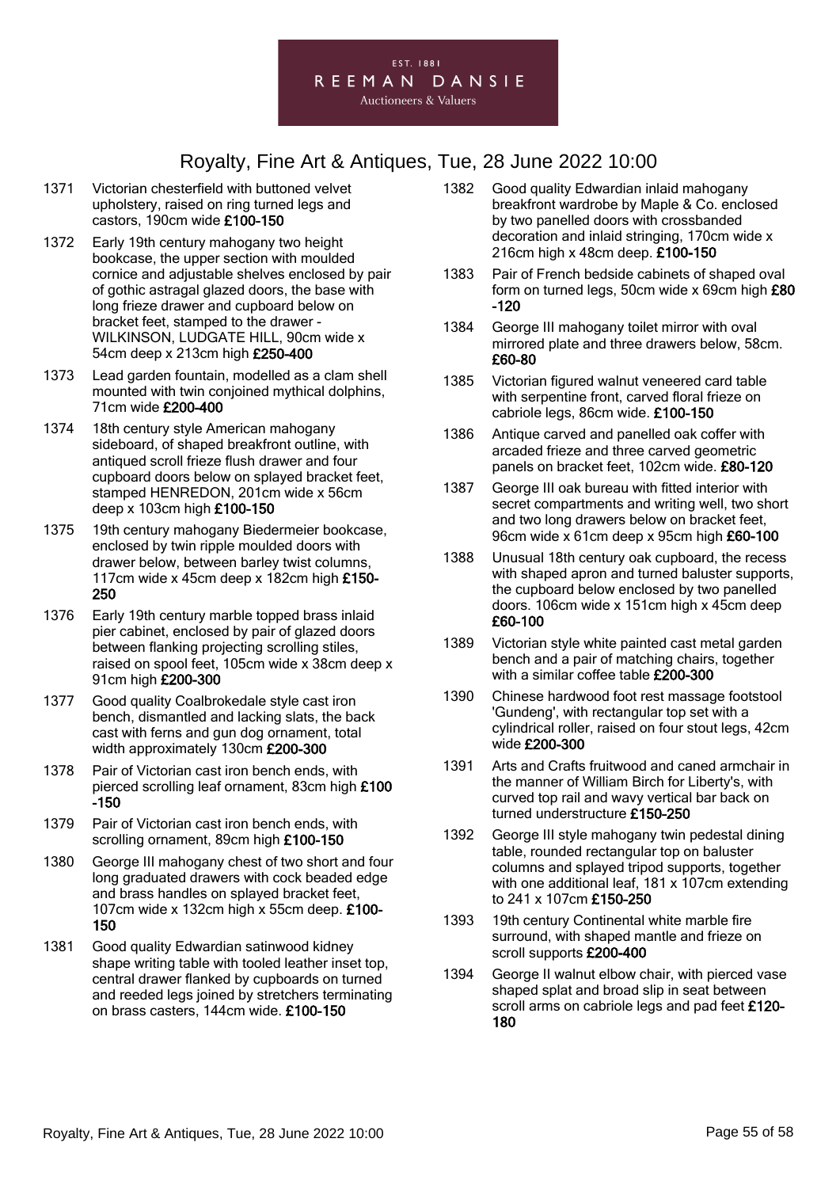1371 Victorian chesterfield with buttoned velvet upholstery, raised on ring turned legs and castors, 190cm wide **£100-150**

1372 Early 19th century mahogany two height bookcase, the upper section with moulded cornice and adjustable shelves enclosed by pair of gothic astragal glazed doors, the base with long frieze drawer and cupboard below on bracket feet, stamped to the drawer - WILKINSON, LUDGATE HILL, 90cm wide x 54cm deep x 213cm high **£250-400**

1373 Lead garden fountain, modelled as a clam shell mounted with twin conjoined mythical dolphins, 71cm wide **£200-400**

1374 18th century style American mahogany sideboard, of shaped breakfront outline, with antiqued scroll frieze flush drawer and four cupboard doors below on splayed bracket feet, stamped HENREDON, 201cm wide x 56cm deep x 103cm high **£100-150**

1375 19th century mahogany Biedermeier bookcase, enclosed by twin ripple moulded doors with drawer below, between barley twist columns, 117cm wide x 45cm deep x 182cm high **£150-250**

1376 Early 19th century marble topped brass inlaid pier cabinet, enclosed by pair of glazed doors between flanking projecting scrolling stiles, raised on spool feet, 105cm wide x 38cm deep x 91cm high **£200-300**

1377 Good quality Coalbrokedale style cast iron bench, dismantled and lacking slats, the back cast with ferns and gun dog ornament, total width approximately 130cm **£200-300**

1378 Pair of Victorian cast iron bench ends, with pierced scrolling leaf ornament, 83cm high **£100-150**

1379 Pair of Victorian cast iron bench ends, with scrolling ornament, 89cm high **£100-150**

1380 George III mahogany chest of two short and four long graduated drawers with cock beaded edge and brass handles on splayed bracket feet, 107cm wide x 132cm high x 55cm deep. **£100-150**

1381 Good quality Edwardian satinwood kidney shape writing table with tooled leather inset top, central drawer flanked by cupboards on turned and reeded legs joined by stretchers terminating on brass casters, 144cm wide. **£100-150**

1382 Good quality Edwardian inlaid mahogany breakfront wardrobe by Maple & Co. enclosed by two panelled doors with crossbanded decoration and inlaid stringing, 170cm wide x 216cm high x 48cm deep. **£100-150**

1383 Pair of French bedside cabinets of shaped oval form on turned legs, 50cm wide x 69cm high **£80-120**

1384 George III mahogany toilet mirror with oval mirrored plate and three drawers below, 58cm. **£60-80**

1385 Victorian figured walnut veneered card table with serpentine front, carved floral frieze on cabriole legs, 86cm wide. **£100-150**

1386 Antique carved and panelled oak coffer with arcaded frieze and three carved geometric panels on bracket feet, 102cm wide. **£80-120**

1387 George III oak bureau with fitted interior with secret compartments and writing well, two short and two long drawers below on bracket feet, 96cm wide x 61cm deep x 95cm high **£60-100**

1388 Unusual 18th century oak cupboard, the recess with shaped apron and turned baluster supports, the cupboard below enclosed by two panelled doors. 106cm wide x 151cm high x 45cm deep **£60-100**

1389 Victorian style white painted cast metal garden bench and a pair of matching chairs, together with a similar coffee table **£200-300**

1390 Chinese hardwood foot rest massage footstool 'Gundeng', with rectangular top set with a cylindrical roller, raised on four stout legs, 42cm wide **£200-300**

1391 Arts and Crafts fruitwood and caned armchair in the manner of William Birch for Liberty's, with curved top rail and wavy vertical bar back on turned understructure **£150-250**

1392 George III style mahogany twin pedestal dining table, rounded rectangular top on baluster columns and splayed tripod supports, together with one additional leaf, 181 x 107cm extending to 241 x 107cm **£150-250**

1393 19th century Continental white marble fire surround, with shaped mantle and frieze on scroll supports **£200-400**

1394 George II walnut elbow chair, with pierced vase shaped splat and broad slip in seat between scroll arms on cabriole legs and pad feet **£120-180**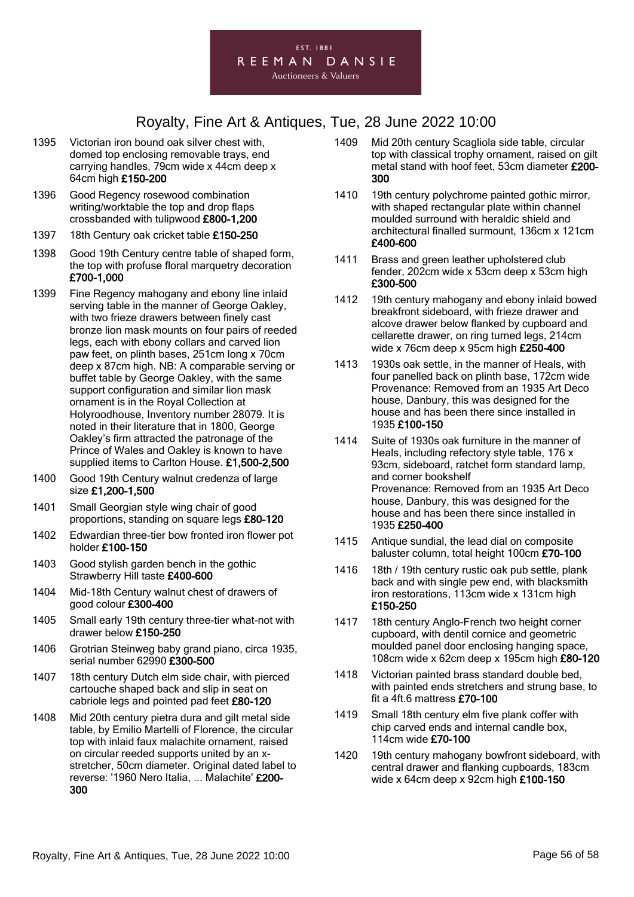EST. 1881
REEMAN DANSIE
Auctioneers & Valuers

# Royalty, Fine Art & Antiques, Tue, 28 June 2022 10:00

1395 Victorian iron bound oak silver chest with, domed top enclosing removable trays, end carrying handles, 79cm wide x 44cm deep x 64cm high **£150-200**

1396 Good Regency rosewood combination writing/worktable the top and drop flaps crossbanded with tulipwood **£800-1,200**

1397 18th Century oak cricket table **£150-250**

1398 Good 19th Century centre table of shaped form, the top with profuse floral marquetry decoration **£700-1,000**

1399 Fine Regency mahogany and ebony line inlaid serving table in the manner of George Oakley, with two frieze drawers between finely cast bronze lion mask mounts on four pairs of reeded legs, each with ebony collars and carved lion paw feet, on plinth bases, 251cm long x 70cm deep x 87cm high. NB: A comparable serving or buffet table by George Oakley, with the same support configuration and similar lion mask ornament is in the Royal Collection at Holyroodhouse, Inventory number 28079. It is noted in their literature that in 1800, George Oakley's firm attracted the patronage of the Prince of Wales and Oakley is known to have supplied items to Carlton House. **£1,500-2,500**

1400 Good 19th Century walnut credenza of large size **£1,200-1,500**

1401 Small Georgian style wing chair of good proportions, standing on square legs **£80-120**

1402 Edwardian three-tier bow fronted iron flower pot holder **£100-150**

1403 Good stylish garden bench in the gothic Strawberry Hill taste **£400-600**

1404 Mid-18th Century walnut chest of drawers of good colour **£300-400**

1405 Small early 19th century three-tier what-not with drawer below **£150-250**

1406 Grotrian Steinweg baby grand piano, circa 1935, serial number 62990 **£300-500**

1407 18th century Dutch elm side chair, with pierced cartouche shaped back and slip in seat on cabriole legs and pointed pad feet **£80-120**

1408 Mid 20th century pietra dura and gilt metal side table, by Emilio Martelli of Florence, the circular top with inlaid faux malachite ornament, raised on circular reeded supports united by an x-stretcher, 50cm diameter. Original dated label to reverse: '1960 Nero Italia, ... Malachite' **£200-300**

1409 Mid 20th century Scagliola side table, circular top with classical trophy ornament, raised on gilt metal stand with hoof feet, 53cm diameter **£200-300**

1410 19th century polychrome painted gothic mirror, with shaped rectangular plate within channel moulded surround with heraldic shield and architectural finalled surmount, 136cm x 121cm **£400-600**

1411 Brass and green leather upholstered club fender, 202cm wide x 53cm deep x 53cm high **£300-500**

1412 19th century mahogany and ebony inlaid bowed breakfront sideboard, with frieze drawer and alcove drawer below flanked by cupboard and cellarette drawer, on ring turned legs, 214cm wide x 76cm deep x 95cm high **£250-400**

1413 1930s oak settle, in the manner of Heals, with four panelled back on plinth base, 172cm wide
Provenance: Removed from an 1935 Art Deco house, Danbury, this was designed for the house and has been there since installed in 1935 **£100-150**

1414 Suite of 1930s oak furniture in the manner of Heals, including refectory style table, 176 x 93cm, sideboard, ratchet form standard lamp, and corner bookshelf
Provenance: Removed from an 1935 Art Deco house, Danbury, this was designed for the house and has been there since installed in 1935 **£250-400**

1415 Antique sundial, the lead dial on composite baluster column, total height 100cm **£70-100**

1416 18th / 19th century rustic oak pub settle, plank back and with single pew end, with blacksmith iron restorations, 113cm wide x 131cm high **£150-250**

1417 18th century Anglo-French two height corner cupboard, with dentil cornice and geometric moulded panel door enclosing hanging space, 108cm wide x 62cm deep x 195cm high **£80-120**

1418 Victorian painted brass standard double bed, with painted ends stretchers and strung base, to fit a 4ft.6 mattress **£70-100**

1419 Small 18th century elm five plank coffer with chip carved ends and internal candle box, 114cm wide **£70-100**

1420 19th century mahogany bowfront sideboard, with central drawer and flanking cupboards, 183cm wide x 64cm deep x 92cm high **£100-150**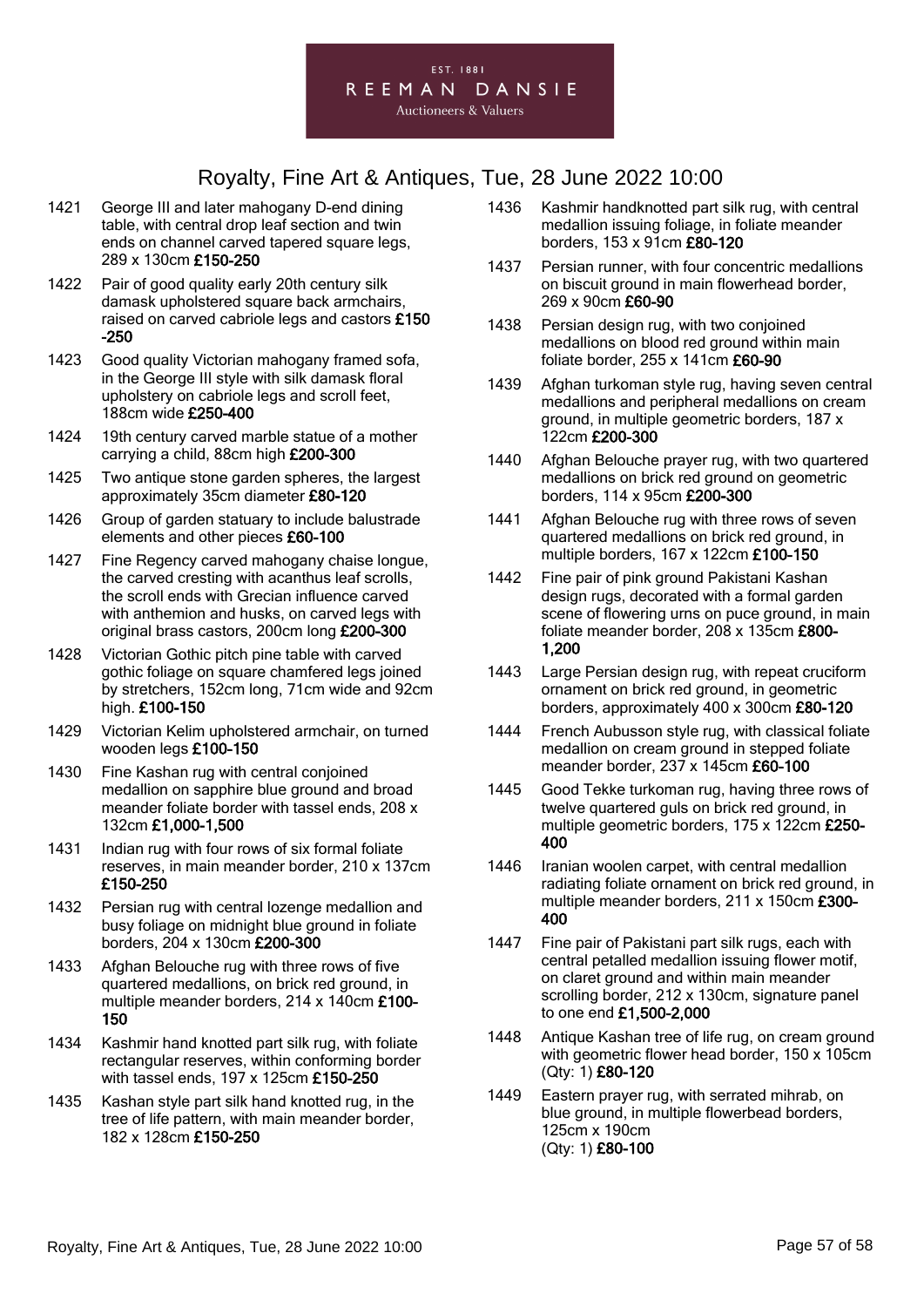1421 George III and later mahogany D-end dining table, with central drop leaf section and twin ends on channel carved tapered square legs, 289 x 130cm **£150-250**

1422 Pair of good quality early 20th century silk damask upholstered square back armchairs, raised on carved cabriole legs and castors **£150-250**

1423 Good quality Victorian mahogany framed sofa, in the George III style with silk damask floral upholstery on cabriole legs and scroll feet, 188cm wide **£250-400**

1424 19th century carved marble statue of a mother carrying a child, 88cm high **£200-300**

1425 Two antique stone garden spheres, the largest approximately 35cm diameter **£80-120**

1426 Group of garden statuary to include balustrade elements and other pieces **£60-100**

1427 Fine Regency carved mahogany chaise longue, the carved cresting with acanthus leaf scrolls, the scroll ends with Grecian influence carved with anthemion and husks, on carved legs with original brass castors, 200cm long **£200-300**

1428 Victorian Gothic pitch pine table with carved gothic foliage on square chamfered legs joined by stretchers, 152cm long, 71cm wide and 92cm high. **£100-150**

1429 Victorian Kelim upholstered armchair, on turned wooden legs **£100-150**

1430 Fine Kashan rug with central conjoined medallion on sapphire blue ground and broad meander foliate border with tassel ends, 208 x 132cm **£1,000-1,500**

1431 Indian rug with four rows of six formal foliate reserves, in main meander border, 210 x 137cm **£150-250**

1432 Persian rug with central lozenge medallion and busy foliage on midnight blue ground in foliate borders, 204 x 130cm **£200-300**

1433 Afghan Belouche rug with three rows of five quartered medallions, on brick red ground, in multiple meander borders, 214 x 140cm **£100-150**

1434 Kashmir hand knotted part silk rug, with foliate rectangular reserves, within conforming border with tassel ends, 197 x 125cm **£150-250**

1435 Kashan style part silk hand knotted rug, in the tree of life pattern, with main meander border, 182 x 128cm **£150-250**

1436 Kashmir handknotted part silk rug, with central medallion issuing foliage, in foliate meander borders, 153 x 91cm **£80-120**

1437 Persian runner, with four concentric medallions on biscuit ground in main flowerhead border, 269 x 90cm **£60-90**

1438 Persian design rug, with two conjoined medallions on blood red ground within main foliate border, 255 x 141cm **£60-90**

1439 Afghan turkoman style rug, having seven central medallions and peripheral medallions on cream ground, in multiple geometric borders, 187 x 122cm **£200-300**

1440 Afghan Belouche prayer rug, with two quartered medallions on brick red ground on geometric borders, 114 x 95cm **£200-300**

1441 Afghan Belouche rug with three rows of seven quartered medallions on brick red ground, in multiple borders, 167 x 122cm **£100-150**

1442 Fine pair of pink ground Pakistani Kashan design rugs, decorated with a formal garden scene of flowering urns on puce ground, in main foliate meander border, 208 x 135cm **£800-1,200**

1443 Large Persian design rug, with repeat cruciform ornament on brick red ground, in geometric borders, approximately 400 x 300cm **£80-120**

1444 French Aubusson style rug, with classical foliate medallion on cream ground in stepped foliate meander border, 237 x 145cm **£60-100**

1445 Good Tekke turkoman rug, having three rows of twelve quartered guls on brick red ground, in multiple geometric borders, 175 x 122cm **£250-400**

1446 Iranian woolen carpet, with central medallion radiating foliate ornament on brick red ground, in multiple meander borders, 211 x 150cm **£300-400**

1447 Fine pair of Pakistani part silk rugs, each with central petalled medallion issuing flower motif, on claret ground and within main meander scrolling border, 212 x 130cm, signature panel to one end **£1,500-2,000**

1448 Antique Kashan tree of life rug, on cream ground with geometric flower head border, 150 x 105cm (Qty: 1) **£80-120**

1449 Eastern prayer rug, with serrated mihrab, on blue ground, in multiple flowerbead borders, 125cm x 190cm (Qty: 1) **£80-100**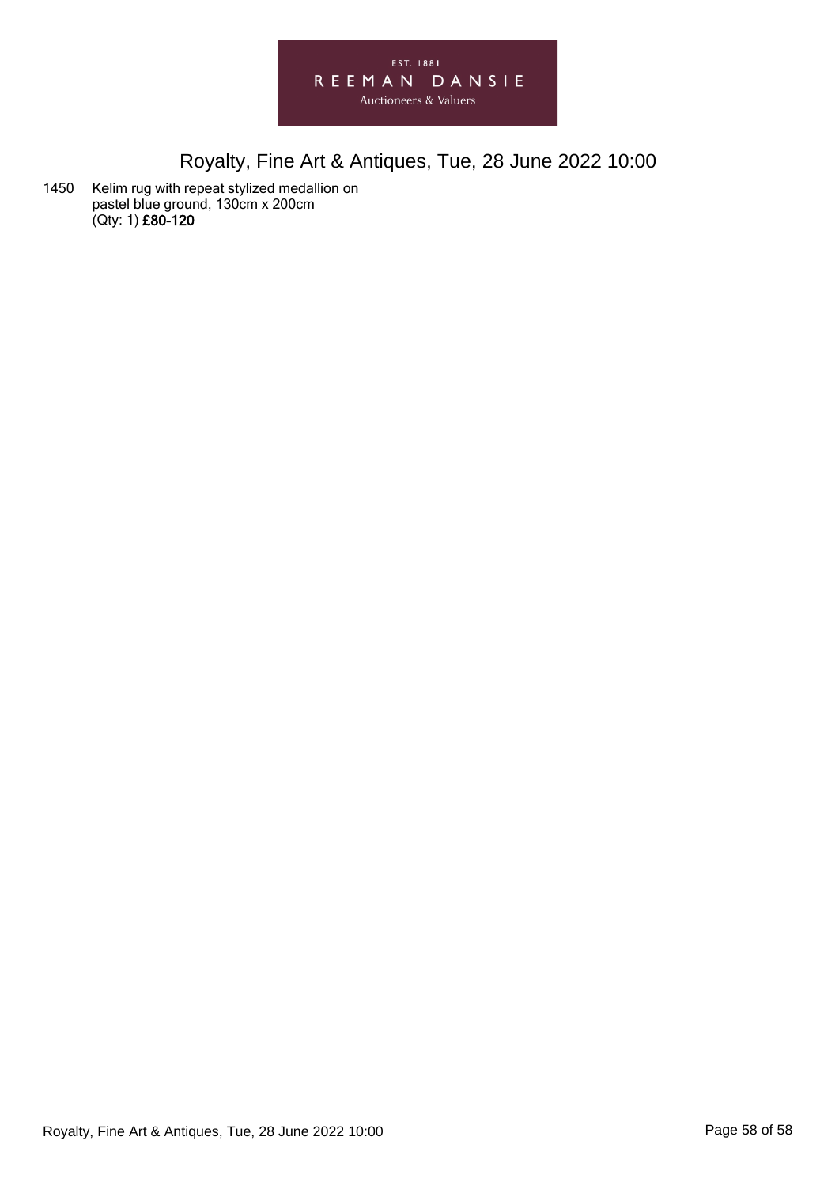EST. 1881
REEMAN DANSIE
Auctioneers & Valuers

## Royalty, Fine Art & Antiques, Tue, 28 June 2022 10:00

1450 Kelim rug with repeat stylized medallion on pastel blue ground, 130cm x 200cm
(Qty: 1) **£80-120**